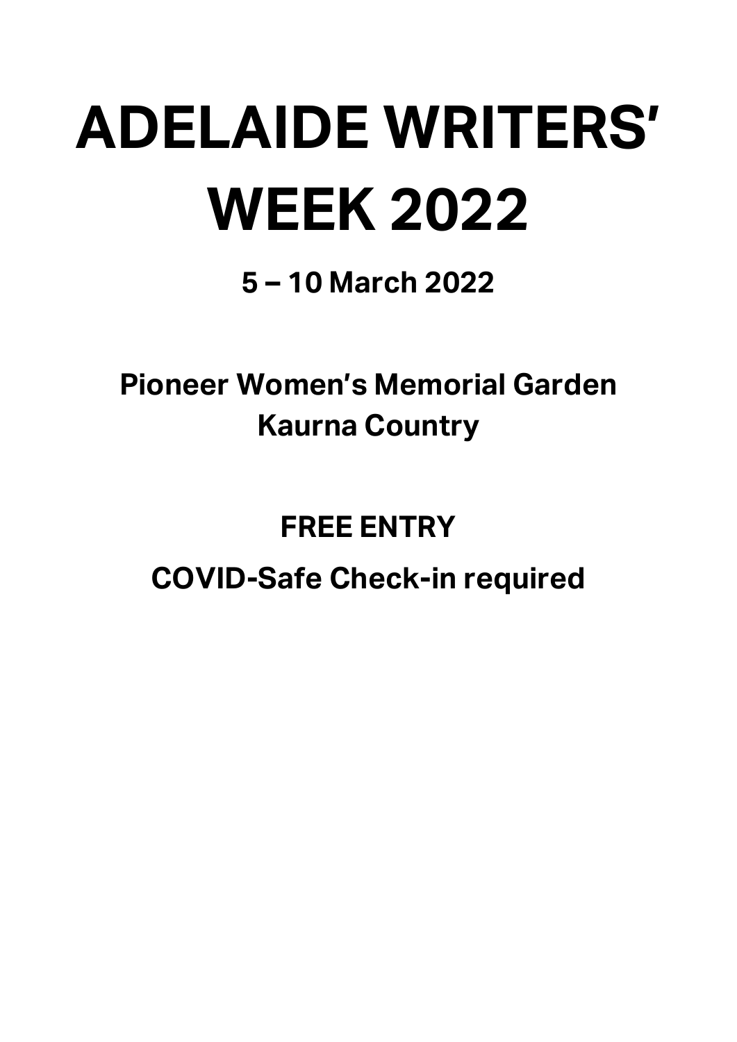# ADELAIDE WRITERS' WEEK 2022

## 5 – 10 March 2022

## Pioneer Women's Memorial Garden
## Kaurna Country

## FREE ENTRY

## COVID-Safe Check-in required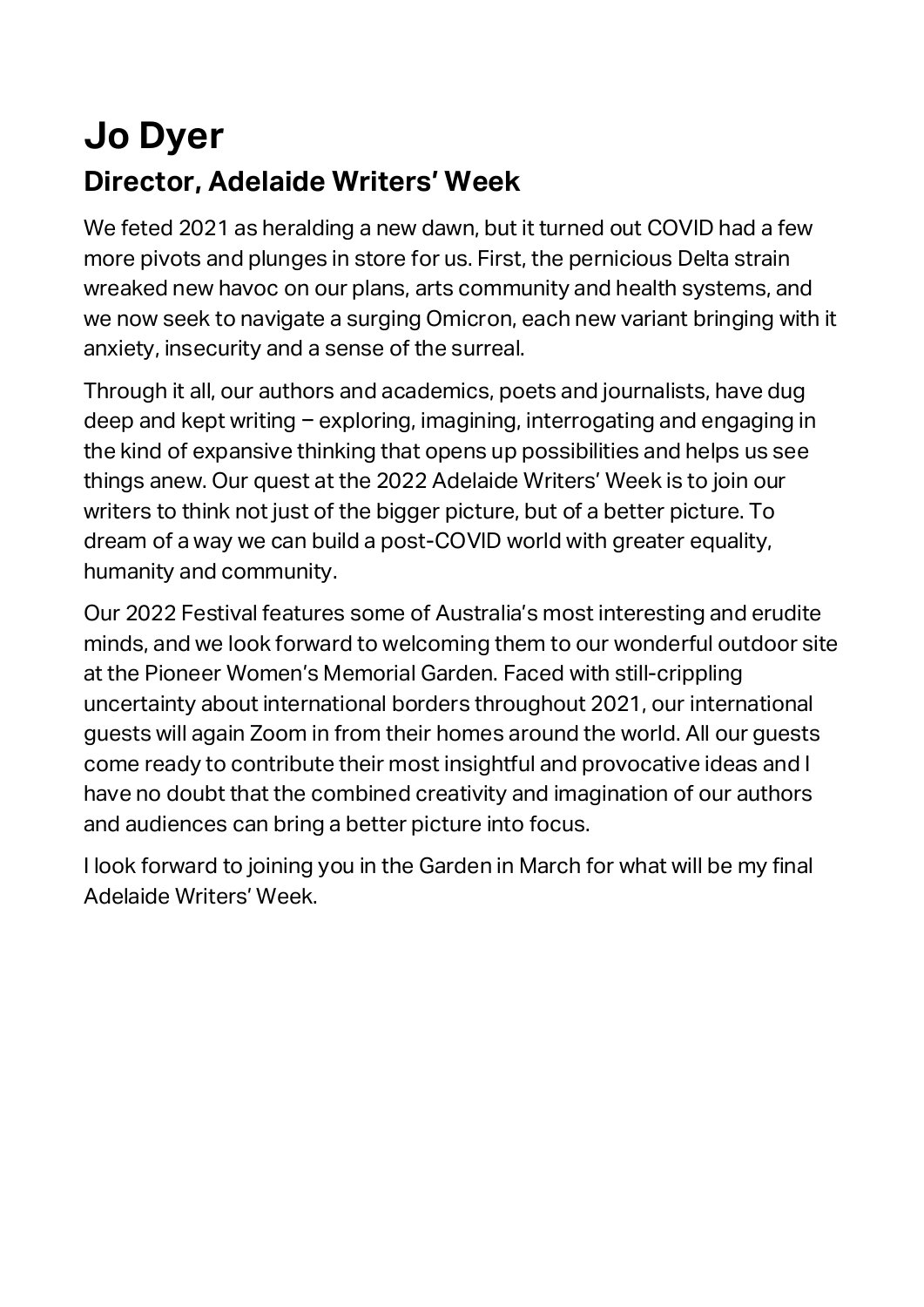# Jo Dyer

## Director, Adelaide Writers' Week

We feted 2021 as heralding a new dawn, but it turned out COVID had a few more pivots and plunges in store for us. First, the pernicious Delta strain wreaked new havoc on our plans, arts community and health systems, and we now seek to navigate a surging Omicron, each new variant bringing with it anxiety, insecurity and a sense of the surreal.

Through it all, our authors and academics, poets and journalists, have dug deep and kept writing – exploring, imagining, interrogating and engaging in the kind of expansive thinking that opens up possibilities and helps us see things anew. Our quest at the 2022 Adelaide Writers' Week is to join our writers to think not just of the bigger picture, but of a better picture. To dream of a way we can build a post-COVID world with greater equality, humanity and community.

Our 2022 Festival features some of Australia's most interesting and erudite minds, and we look forward to welcoming them to our wonderful outdoor site at the Pioneer Women's Memorial Garden. Faced with still-crippling uncertainty about international borders throughout 2021, our international guests will again Zoom in from their homes around the world. All our guests come ready to contribute their most insightful and provocative ideas and I have no doubt that the combined creativity and imagination of our authors and audiences can bring a better picture into focus.

I look forward to joining you in the Garden in March for what will be my final Adelaide Writers' Week.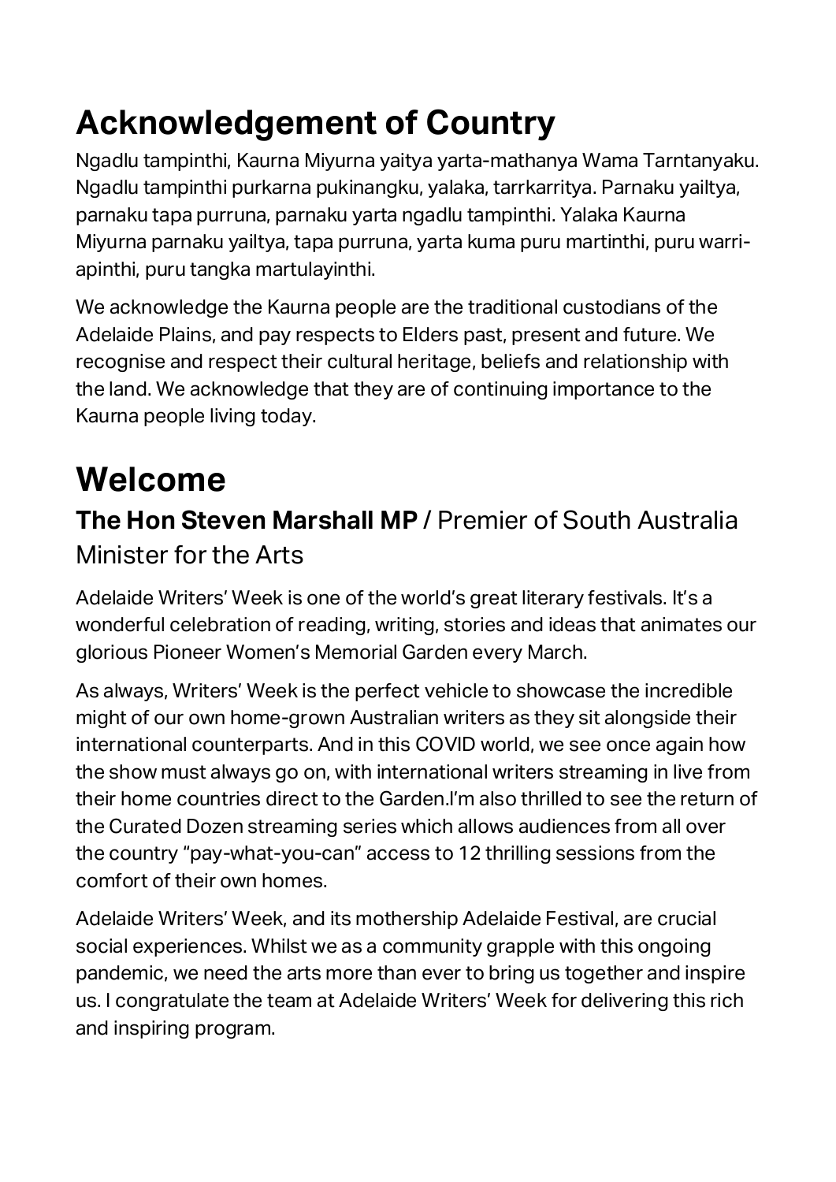# Acknowledgement of Country

Ngadlu tampinthi, Kaurna Miyurna yaitya yarta-mathanya Wama Tarntanyaku. Ngadlu tampinthi purkarna pukinangku, yalaka, tarrkarritya. Parnaku yailtya, parnaku tapa purruna, parnaku yarta ngadlu tampinthi. Yalaka Kaurna Miyurna parnaku yailtya, tapa purruna, yarta kuma puru martinthi, puru warri-apinthi, puru tangka martulayinthi.

We acknowledge the Kaurna people are the traditional custodians of the Adelaide Plains, and pay respects to Elders past, present and future. We recognise and respect their cultural heritage, beliefs and relationship with the land. We acknowledge that they are of continuing importance to the Kaurna people living today.

# Welcome

## **The Hon Steven Marshall MP** / Premier of South Australia Minister for the Arts

Adelaide Writers' Week is one of the world's great literary festivals. It's a wonderful celebration of reading, writing, stories and ideas that animates our glorious Pioneer Women's Memorial Garden every March.

As always, Writers' Week is the perfect vehicle to showcase the incredible might of our own home-grown Australian writers as they sit alongside their international counterparts. And in this COVID world, we see once again how the show must always go on, with international writers streaming in live from their home countries direct to the Garden.I'm also thrilled to see the return of the Curated Dozen streaming series which allows audiences from all over the country "pay-what-you-can" access to 12 thrilling sessions from the comfort of their own homes.

Adelaide Writers' Week, and its mothership Adelaide Festival, are crucial social experiences. Whilst we as a community grapple with this ongoing pandemic, we need the arts more than ever to bring us together and inspire us. I congratulate the team at Adelaide Writers' Week for delivering this rich and inspiring program.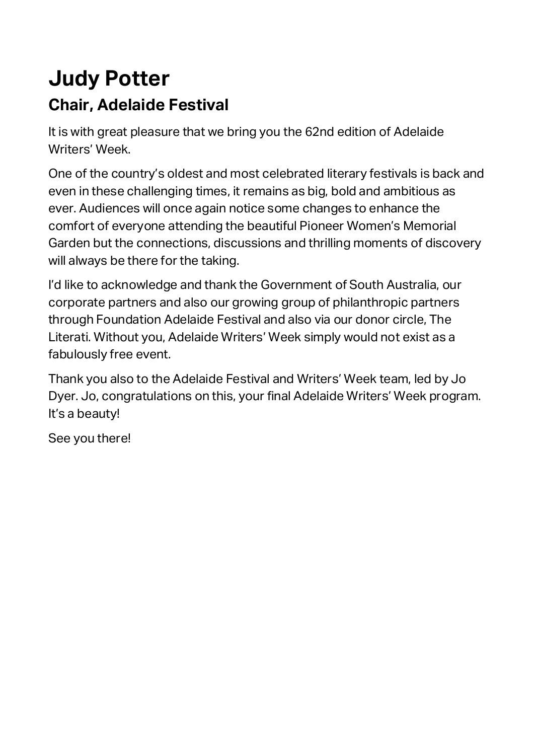# Judy Potter

## Chair, Adelaide Festival

It is with great pleasure that we bring you the 62nd edition of Adelaide Writers' Week.

One of the country's oldest and most celebrated literary festivals is back and even in these challenging times, it remains as big, bold and ambitious as ever. Audiences will once again notice some changes to enhance the comfort of everyone attending the beautiful Pioneer Women's Memorial Garden but the connections, discussions and thrilling moments of discovery will always be there for the taking.

I'd like to acknowledge and thank the Government of South Australia, our corporate partners and also our growing group of philanthropic partners through Foundation Adelaide Festival and also via our donor circle, The Literati. Without you, Adelaide Writers' Week simply would not exist as a fabulously free event.

Thank you also to the Adelaide Festival and Writers' Week team, led by Jo Dyer. Jo, congratulations on this, your final Adelaide Writers' Week program. It's a beauty!

See you there!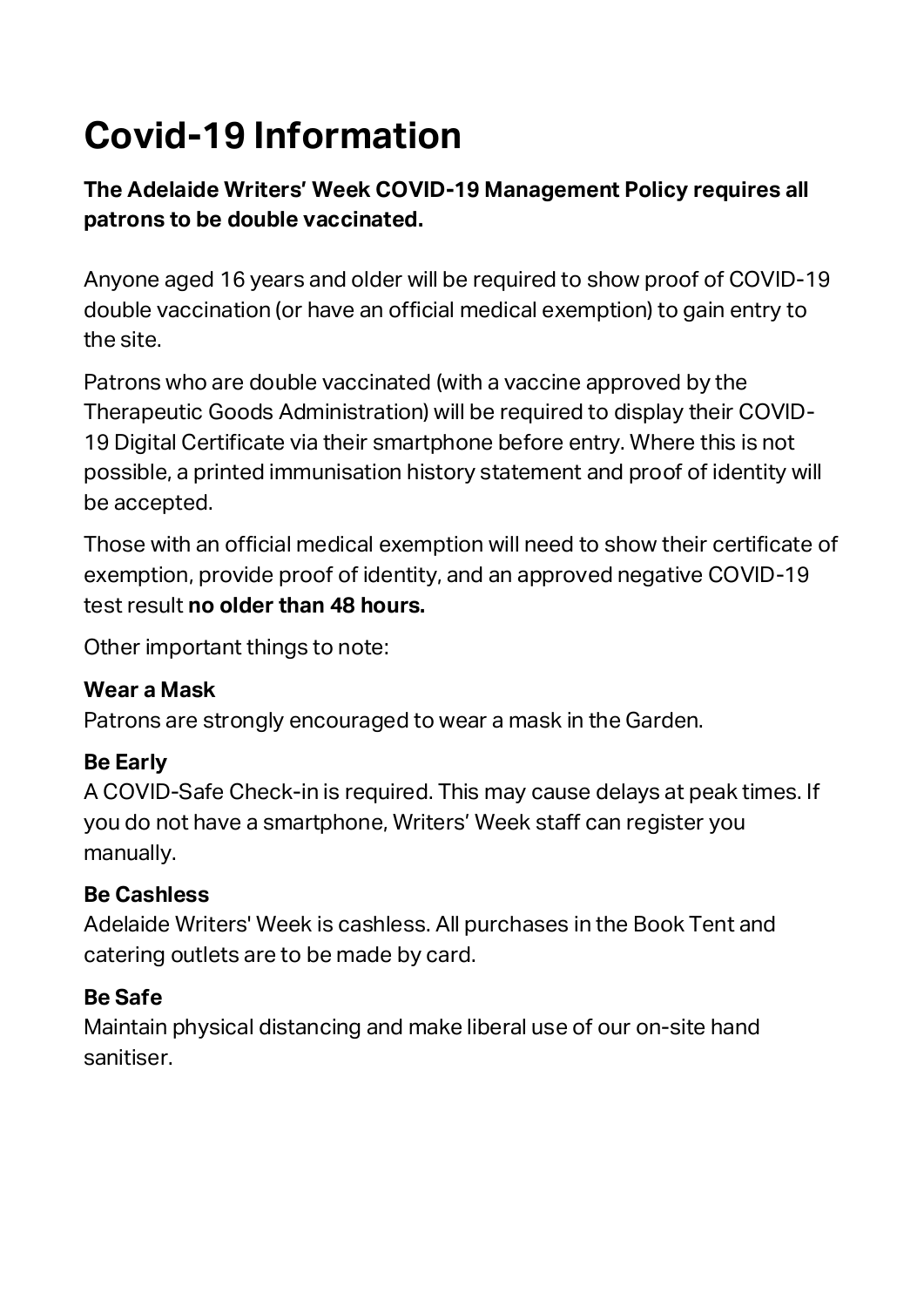# Covid-19 Information

**The Adelaide Writers' Week COVID-19 Management Policy requires all patrons to be double vaccinated.**

Anyone aged 16 years and older will be required to show proof of COVID-19 double vaccination (or have an official medical exemption) to gain entry to the site.

Patrons who are double vaccinated (with a vaccine approved by the Therapeutic Goods Administration) will be required to display their COVID-19 Digital Certificate via their smartphone before entry. Where this is not possible, a printed immunisation history statement and proof of identity will be accepted.

Those with an official medical exemption will need to show their certificate of exemption, provide proof of identity, and an approved negative COVID-19 test result **no older than 48 hours.**

Other important things to note:

**Wear a Mask**
Patrons are strongly encouraged to wear a mask in the Garden.

**Be Early**
A COVID-Safe Check-in is required. This may cause delays at peak times. If you do not have a smartphone, Writers' Week staff can register you manually.

**Be Cashless**
Adelaide Writers' Week is cashless. All purchases in the Book Tent and catering outlets are to be made by card.

**Be Safe**
Maintain physical distancing and make liberal use of our on-site hand sanitiser.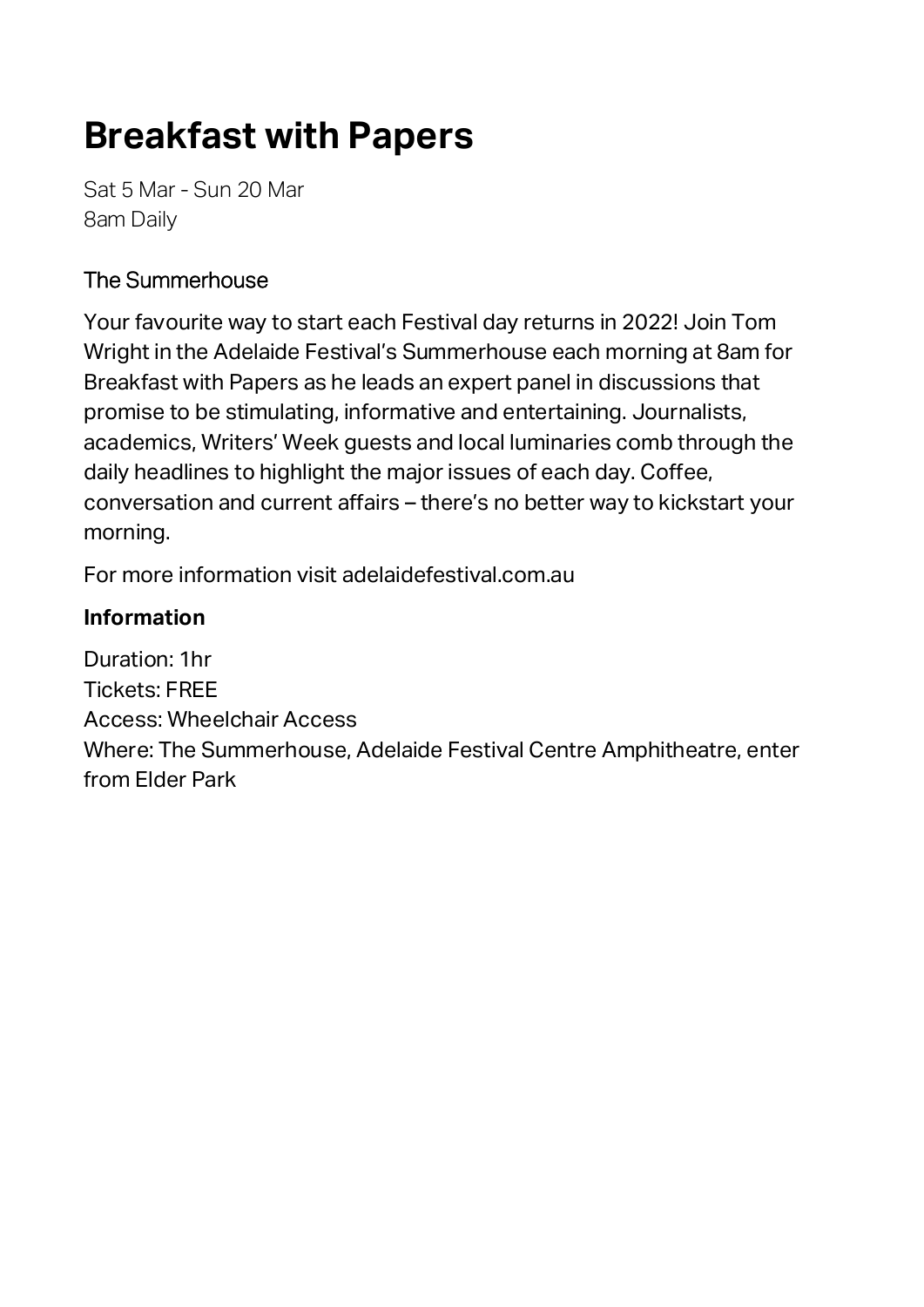# Breakfast with Papers

Sat 5 Mar - Sun 20 Mar
8am Daily

The Summerhouse

Your favourite way to start each Festival day returns in 2022! Join Tom Wright in the Adelaide Festival's Summerhouse each morning at 8am for Breakfast with Papers as he leads an expert panel in discussions that promise to be stimulating, informative and entertaining. Journalists, academics, Writers' Week guests and local luminaries comb through the daily headlines to highlight the major issues of each day. Coffee, conversation and current affairs – there's no better way to kickstart your morning.

For more information visit adelaidefestival.com.au

**Information**

Duration: 1hr
Tickets: FREE
Access: Wheelchair Access
Where: The Summerhouse, Adelaide Festival Centre Amphitheatre, enter from Elder Park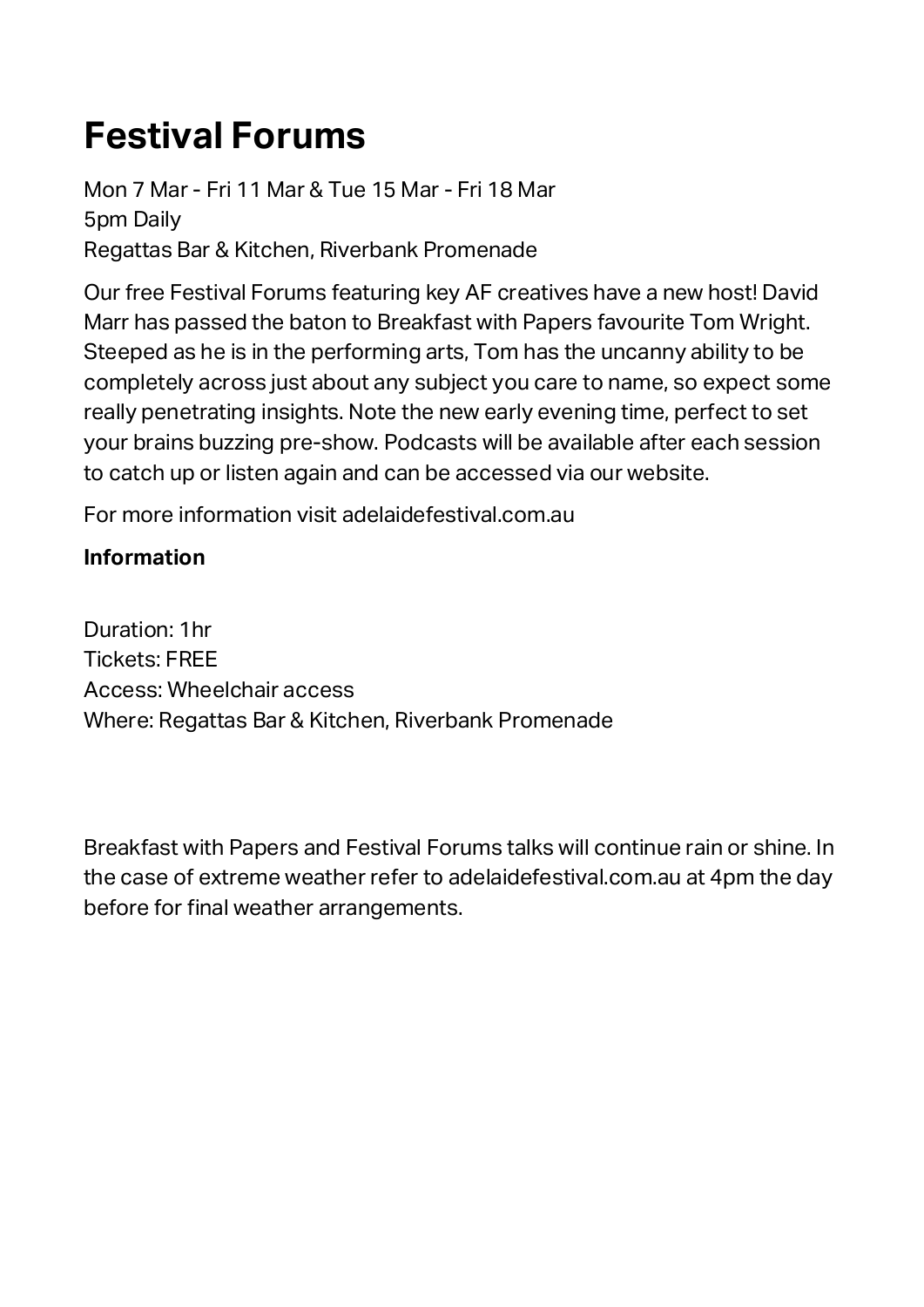# Festival Forums

Mon 7 Mar - Fri 11 Mar & Tue 15 Mar - Fri 18 Mar
5pm Daily
Regattas Bar & Kitchen, Riverbank Promenade

Our free Festival Forums featuring key AF creatives have a new host! David Marr has passed the baton to Breakfast with Papers favourite Tom Wright. Steeped as he is in the performing arts, Tom has the uncanny ability to be completely across just about any subject you care to name, so expect some really penetrating insights. Note the new early evening time, perfect to set your brains buzzing pre-show. Podcasts will be available after each session to catch up or listen again and can be accessed via our website.

For more information visit adelaidefestival.com.au

**Information**

Duration: 1hr
Tickets: FREE
Access: Wheelchair access
Where: Regattas Bar & Kitchen, Riverbank Promenade

Breakfast with Papers and Festival Forums talks will continue rain or shine. In the case of extreme weather refer to adelaidefestival.com.au at 4pm the day before for final weather arrangements.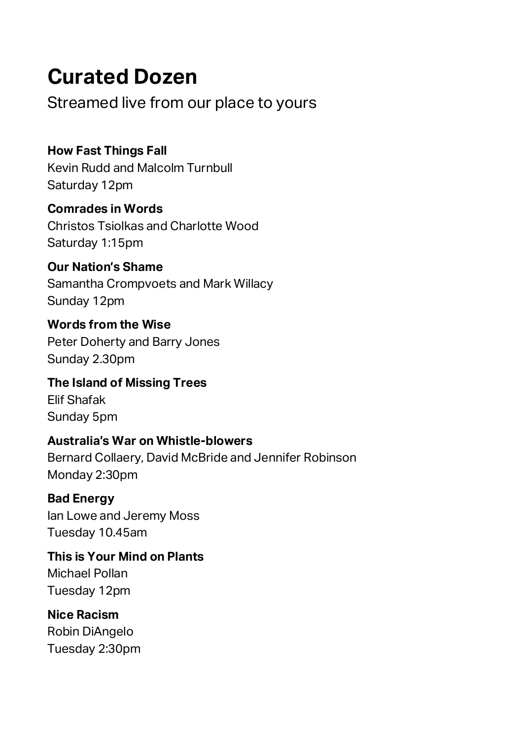# Curated Dozen

Streamed live from our place to yours

**How Fast Things Fall**
Kevin Rudd and Malcolm Turnbull
Saturday 12pm

**Comrades in Words**
Christos Tsiolkas and Charlotte Wood
Saturday 1:15pm

**Our Nation's Shame**
Samantha Crompvoets and Mark Willacy
Sunday 12pm

**Words from the Wise**
Peter Doherty and Barry Jones
Sunday 2.30pm

**The Island of Missing Trees**
Elif Shafak
Sunday 5pm

**Australia's War on Whistle-blowers**
Bernard Collaery, David McBride and Jennifer Robinson
Monday 2:30pm

**Bad Energy**
Ian Lowe and Jeremy Moss
Tuesday 10.45am

**This is Your Mind on Plants**
Michael Pollan
Tuesday 12pm

**Nice Racism**
Robin DiAngelo
Tuesday 2:30pm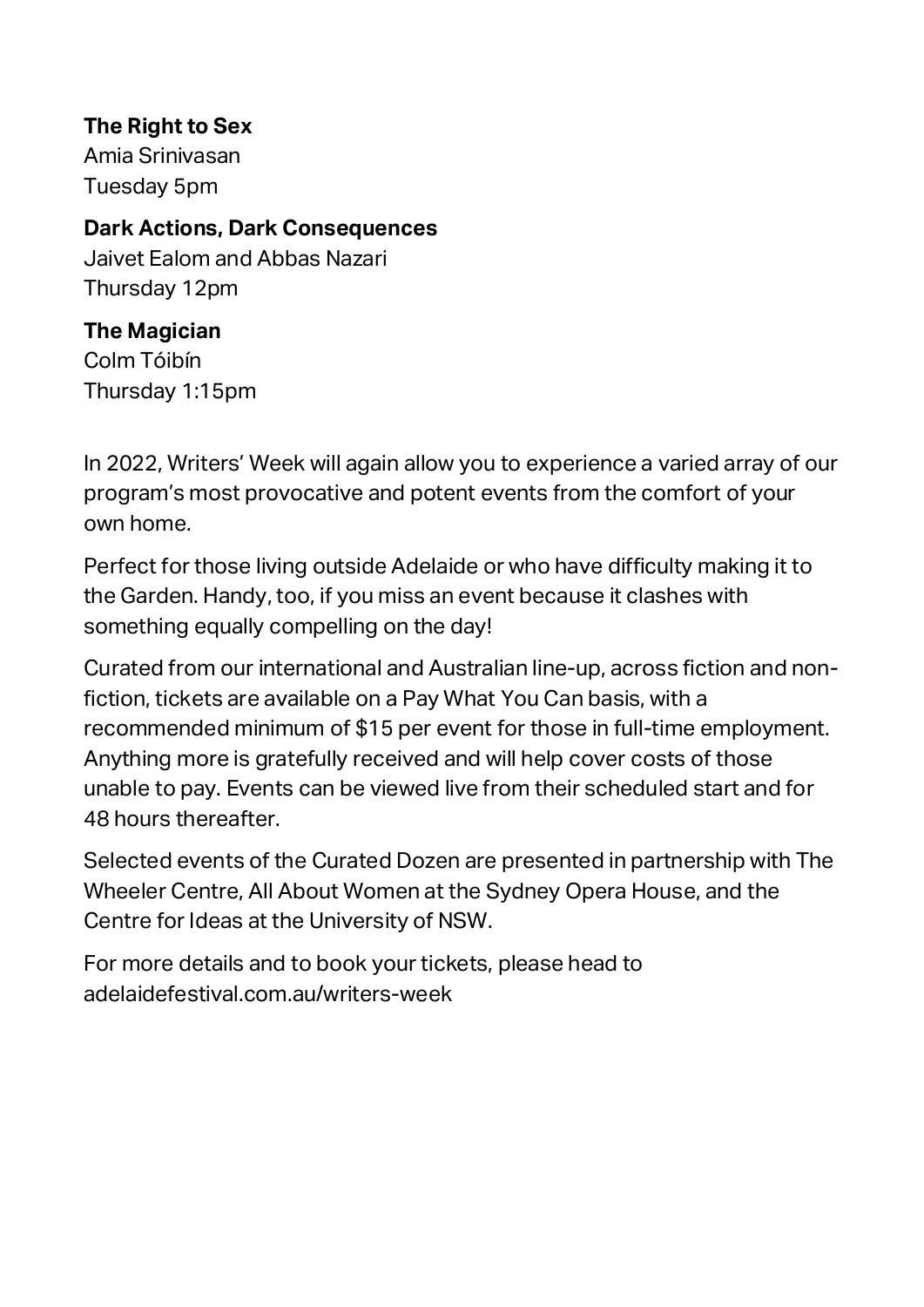**The Right to Sex**
Amia Srinivasan
Tuesday 5pm

**Dark Actions, Dark Consequences**
Jaivet Ealom and Abbas Nazari
Thursday 12pm

**The Magician**
Colm Tóibín
Thursday 1:15pm

In 2022, Writers' Week will again allow you to experience a varied array of our program's most provocative and potent events from the comfort of your own home.

Perfect for those living outside Adelaide or who have difficulty making it to the Garden. Handy, too, if you miss an event because it clashes with something equally compelling on the day!

Curated from our international and Australian line-up, across fiction and non-fiction, tickets are available on a Pay What You Can basis, with a recommended minimum of $15 per event for those in full-time employment. Anything more is gratefully received and will help cover costs of those unable to pay. Events can be viewed live from their scheduled start and for 48 hours thereafter.

Selected events of the Curated Dozen are presented in partnership with The Wheeler Centre, All About Women at the Sydney Opera House, and the Centre for Ideas at the University of NSW.

For more details and to book your tickets, please head to adelaidefestival.com.au/writers-week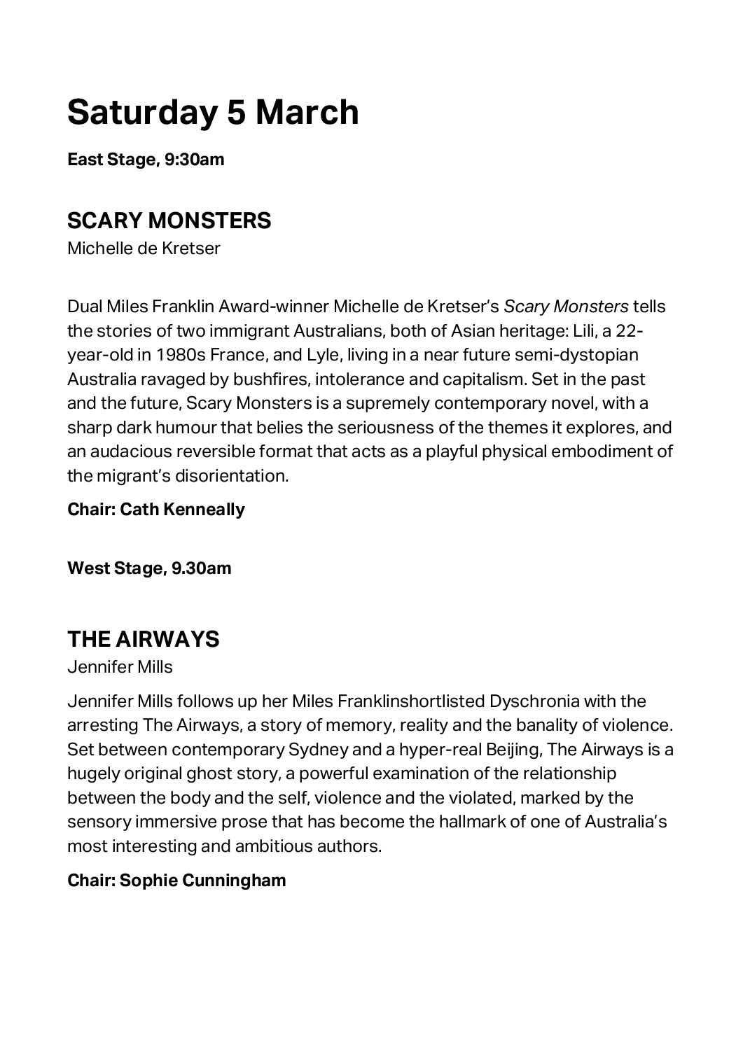# Saturday 5 March

**East Stage, 9:30am**

## SCARY MONSTERS

Michelle de Kretser

Dual Miles Franklin Award-winner Michelle de Kretser's *Scary Monsters* tells the stories of two immigrant Australians, both of Asian heritage: Lili, a 22-year-old in 1980s France, and Lyle, living in a near future semi-dystopian Australia ravaged by bushfires, intolerance and capitalism. Set in the past and the future, Scary Monsters is a supremely contemporary novel, with a sharp dark humour that belies the seriousness of the themes it explores, and an audacious reversible format that acts as a playful physical embodiment of the migrant's disorientation.

**Chair: Cath Kenneally**

**West Stage, 9.30am**

## THE AIRWAYS

Jennifer Mills

Jennifer Mills follows up her Miles Franklinshortlisted Dyschronia with the arresting The Airways, a story of memory, reality and the banality of violence. Set between contemporary Sydney and a hyper-real Beijing, The Airways is a hugely original ghost story, a powerful examination of the relationship between the body and the self, violence and the violated, marked by the sensory immersive prose that has become the hallmark of one of Australia's most interesting and ambitious authors.

**Chair: Sophie Cunningham**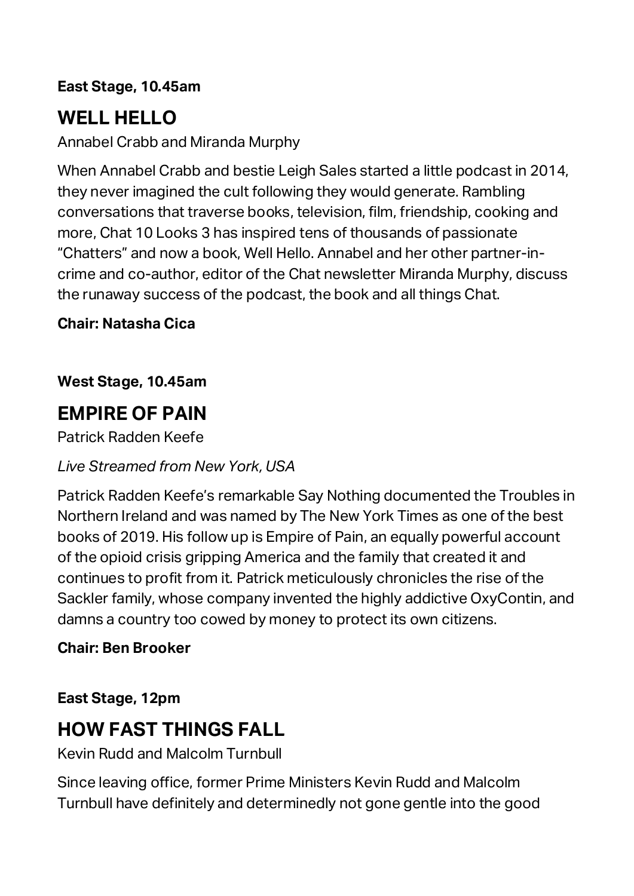**East Stage, 10.45am**

## WELL HELLO

Annabel Crabb and Miranda Murphy

When Annabel Crabb and bestie Leigh Sales started a little podcast in 2014, they never imagined the cult following they would generate. Rambling conversations that traverse books, television, film, friendship, cooking and more, Chat 10 Looks 3 has inspired tens of thousands of passionate "Chatters" and now a book, Well Hello. Annabel and her other partner-in-crime and co-author, editor of the Chat newsletter Miranda Murphy, discuss the runaway success of the podcast, the book and all things Chat.

**Chair: Natasha Cica**

**West Stage, 10.45am**

## EMPIRE OF PAIN

Patrick Radden Keefe

*Live Streamed from New York, USA*

Patrick Radden Keefe's remarkable Say Nothing documented the Troubles in Northern Ireland and was named by The New York Times as one of the best books of 2019. His follow up is Empire of Pain, an equally powerful account of the opioid crisis gripping America and the family that created it and continues to profit from it. Patrick meticulously chronicles the rise of the Sackler family, whose company invented the highly addictive OxyContin, and damns a country too cowed by money to protect its own citizens.

**Chair: Ben Brooker**

**East Stage, 12pm**

## HOW FAST THINGS FALL

Kevin Rudd and Malcolm Turnbull

Since leaving office, former Prime Ministers Kevin Rudd and Malcolm Turnbull have definitely and determinedly not gone gentle into the good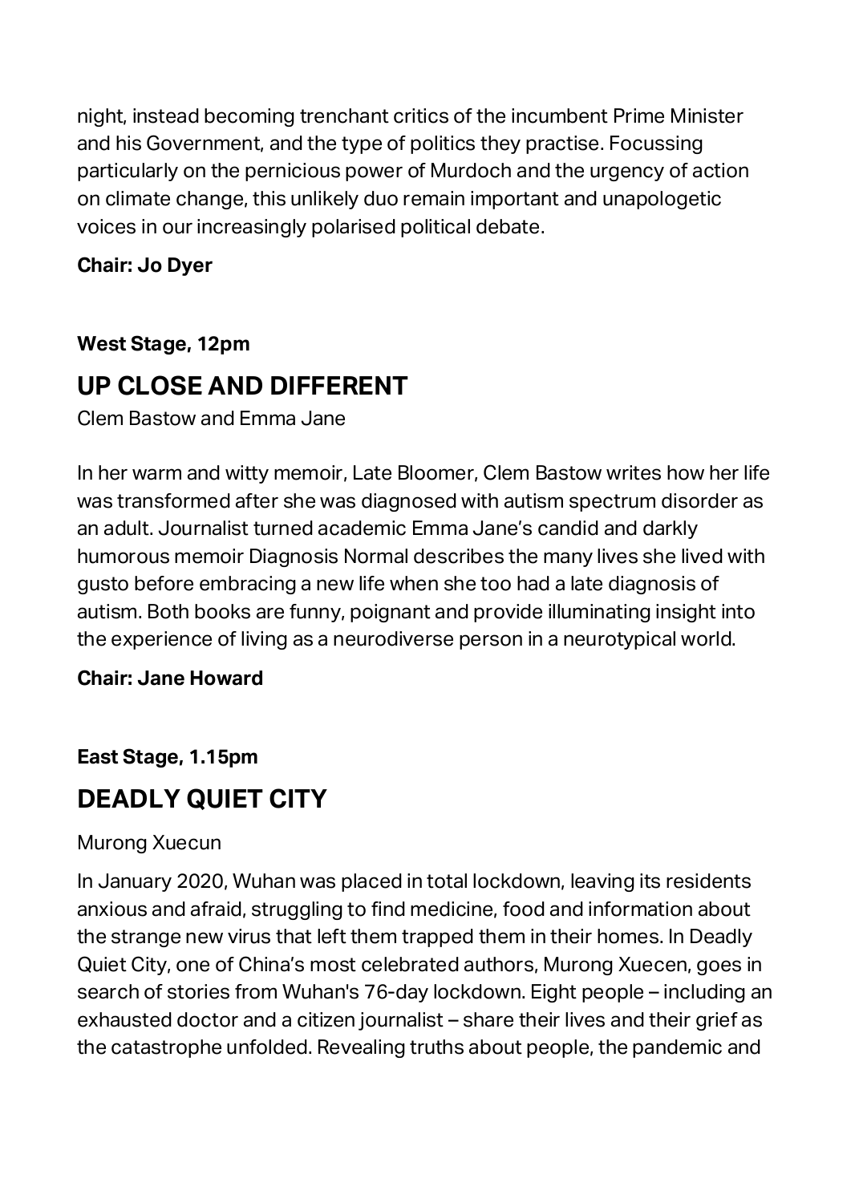night, instead becoming trenchant critics of the incumbent Prime Minister and his Government, and the type of politics they practise. Focussing particularly on the pernicious power of Murdoch and the urgency of action on climate change, this unlikely duo remain important and unapologetic voices in our increasingly polarised political debate.

**Chair: Jo Dyer**

**West Stage, 12pm**

## UP CLOSE AND DIFFERENT

Clem Bastow and Emma Jane

In her warm and witty memoir, Late Bloomer, Clem Bastow writes how her life was transformed after she was diagnosed with autism spectrum disorder as an adult. Journalist turned academic Emma Jane's candid and darkly humorous memoir Diagnosis Normal describes the many lives she lived with gusto before embracing a new life when she too had a late diagnosis of autism. Both books are funny, poignant and provide illuminating insight into the experience of living as a neurodiverse person in a neurotypical world.

**Chair: Jane Howard**

**East Stage, 1.15pm**

## DEADLY QUIET CITY

Murong Xuecun

In January 2020, Wuhan was placed in total lockdown, leaving its residents anxious and afraid, struggling to find medicine, food and information about the strange new virus that left them trapped them in their homes. In Deadly Quiet City, one of China's most celebrated authors, Murong Xuecen, goes in search of stories from Wuhan's 76-day lockdown. Eight people – including an exhausted doctor and a citizen journalist – share their lives and their grief as the catastrophe unfolded. Revealing truths about people, the pandemic and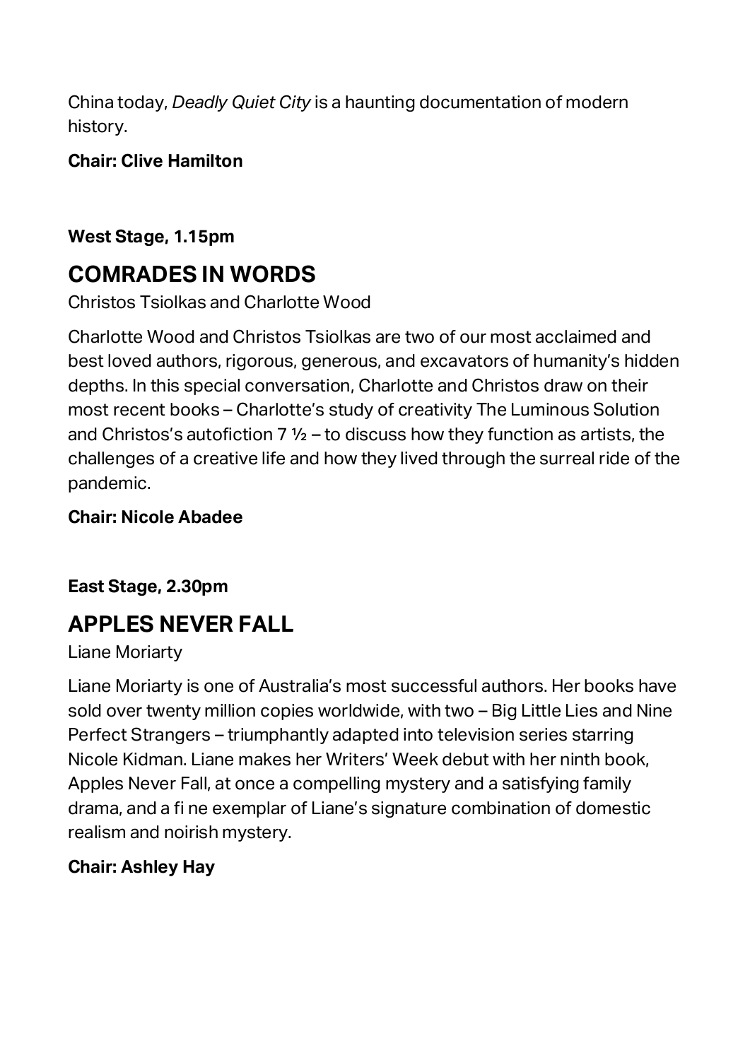China today, *Deadly Quiet City* is a haunting documentation of modern history.

**Chair: Clive Hamilton**

**West Stage, 1.15pm**

## COMRADES IN WORDS

Christos Tsiolkas and Charlotte Wood

Charlotte Wood and Christos Tsiolkas are two of our most acclaimed and best loved authors, rigorous, generous, and excavators of humanity's hidden depths. In this special conversation, Charlotte and Christos draw on their most recent books – Charlotte's study of creativity The Luminous Solution and Christos's autofiction 7 ½ – to discuss how they function as artists, the challenges of a creative life and how they lived through the surreal ride of the pandemic.

**Chair: Nicole Abadee**

**East Stage, 2.30pm**

## APPLES NEVER FALL

Liane Moriarty

Liane Moriarty is one of Australia's most successful authors. Her books have sold over twenty million copies worldwide, with two – Big Little Lies and Nine Perfect Strangers – triumphantly adapted into television series starring Nicole Kidman. Liane makes her Writers' Week debut with her ninth book, Apples Never Fall, at once a compelling mystery and a satisfying family drama, and a fi ne exemplar of Liane's signature combination of domestic realism and noirish mystery.

**Chair: Ashley Hay**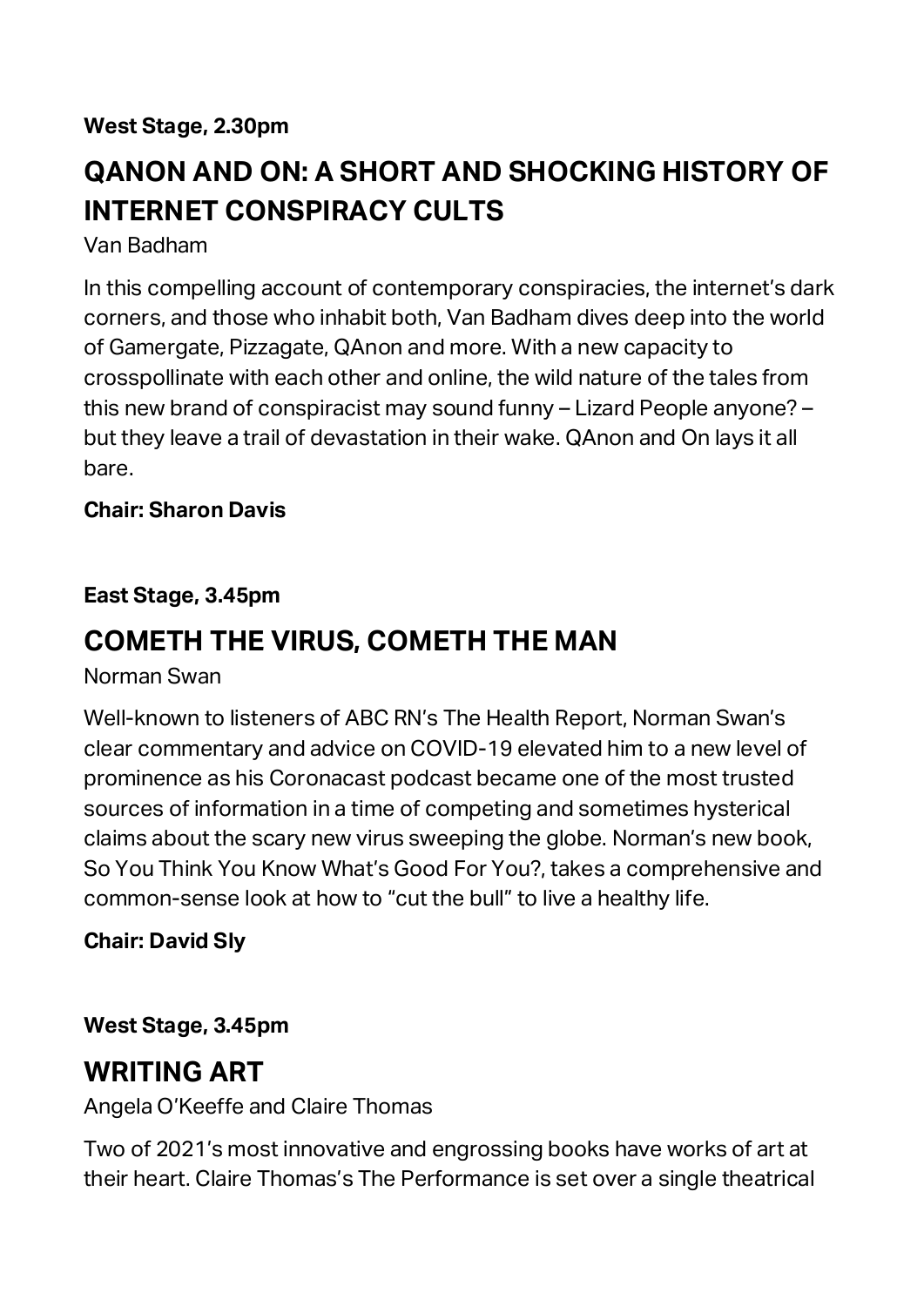**West Stage, 2.30pm**

## QANON AND ON: A SHORT AND SHOCKING HISTORY OF INTERNET CONSPIRACY CULTS

Van Badham

In this compelling account of contemporary conspiracies, the internet's dark corners, and those who inhabit both, Van Badham dives deep into the world of Gamergate, Pizzagate, QAnon and more. With a new capacity to crosspollinate with each other and online, the wild nature of the tales from this new brand of conspiracist may sound funny – Lizard People anyone? – but they leave a trail of devastation in their wake. QAnon and On lays it all bare.

**Chair: Sharon Davis**

**East Stage, 3.45pm**

## COMETH THE VIRUS, COMETH THE MAN

Norman Swan

Well-known to listeners of ABC RN's The Health Report, Norman Swan's clear commentary and advice on COVID-19 elevated him to a new level of prominence as his Coronacast podcast became one of the most trusted sources of information in a time of competing and sometimes hysterical claims about the scary new virus sweeping the globe. Norman's new book, So You Think You Know What's Good For You?, takes a comprehensive and common-sense look at how to "cut the bull" to live a healthy life.

**Chair: David Sly**

**West Stage, 3.45pm**

## WRITING ART

Angela O'Keeffe and Claire Thomas

Two of 2021's most innovative and engrossing books have works of art at their heart. Claire Thomas's The Performance is set over a single theatrical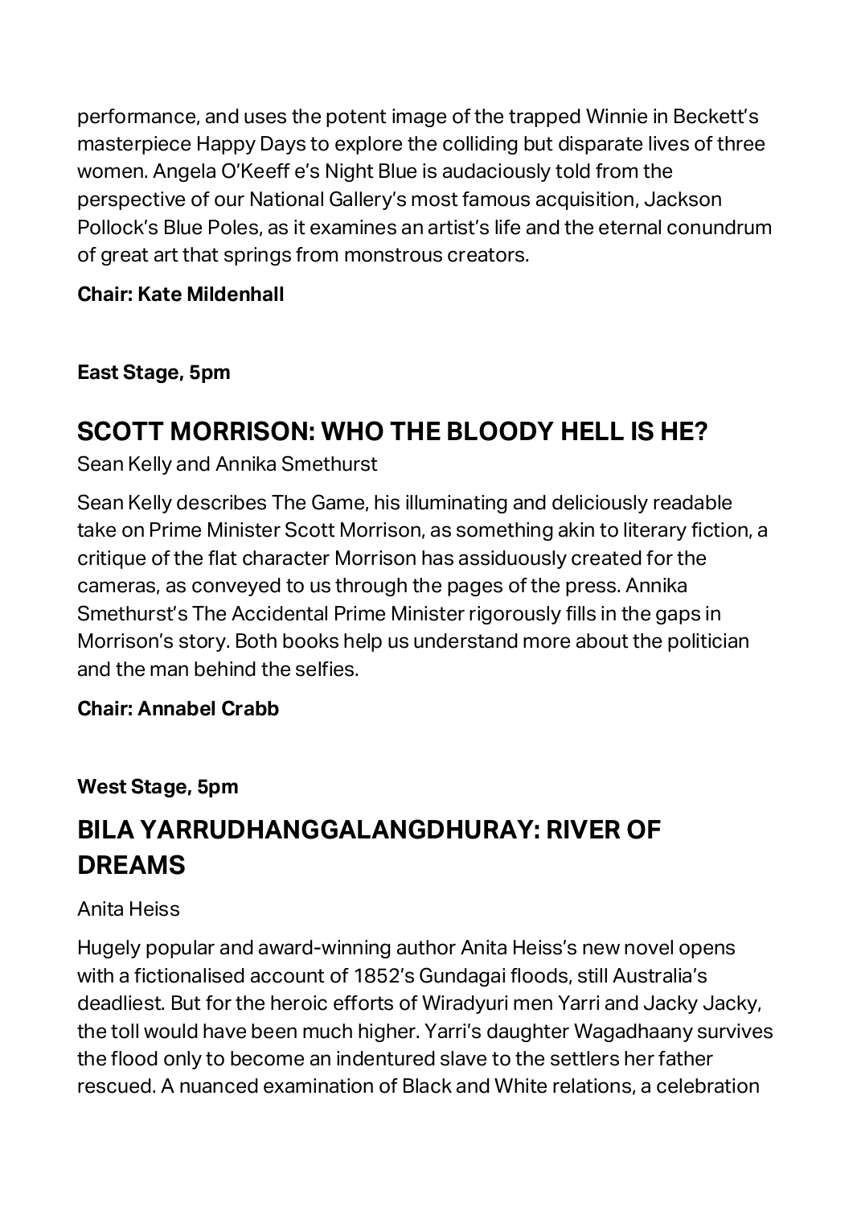performance, and uses the potent image of the trapped Winnie in Beckett's masterpiece Happy Days to explore the colliding but disparate lives of three women. Angela O'Keeff e's Night Blue is audaciously told from the perspective of our National Gallery's most famous acquisition, Jackson Pollock's Blue Poles, as it examines an artist's life and the eternal conundrum of great art that springs from monstrous creators.

**Chair: Kate Mildenhall**

**East Stage, 5pm**

## SCOTT MORRISON: WHO THE BLOODY HELL IS HE?

Sean Kelly and Annika Smethurst

Sean Kelly describes The Game, his illuminating and deliciously readable take on Prime Minister Scott Morrison, as something akin to literary fiction, a critique of the flat character Morrison has assiduously created for the cameras, as conveyed to us through the pages of the press. Annika Smethurst's The Accidental Prime Minister rigorously fills in the gaps in Morrison's story. Both books help us understand more about the politician and the man behind the selfies.

**Chair: Annabel Crabb**

**West Stage, 5pm**

## BILA YARRUDHANGGALANGDHURAY: RIVER OF DREAMS

Anita Heiss

Hugely popular and award-winning author Anita Heiss's new novel opens with a fictionalised account of 1852's Gundagai floods, still Australia's deadliest. But for the heroic efforts of Wiradyuri men Yarri and Jacky Jacky, the toll would have been much higher. Yarri's daughter Wagadhaany survives the flood only to become an indentured slave to the settlers her father rescued. A nuanced examination of Black and White relations, a celebration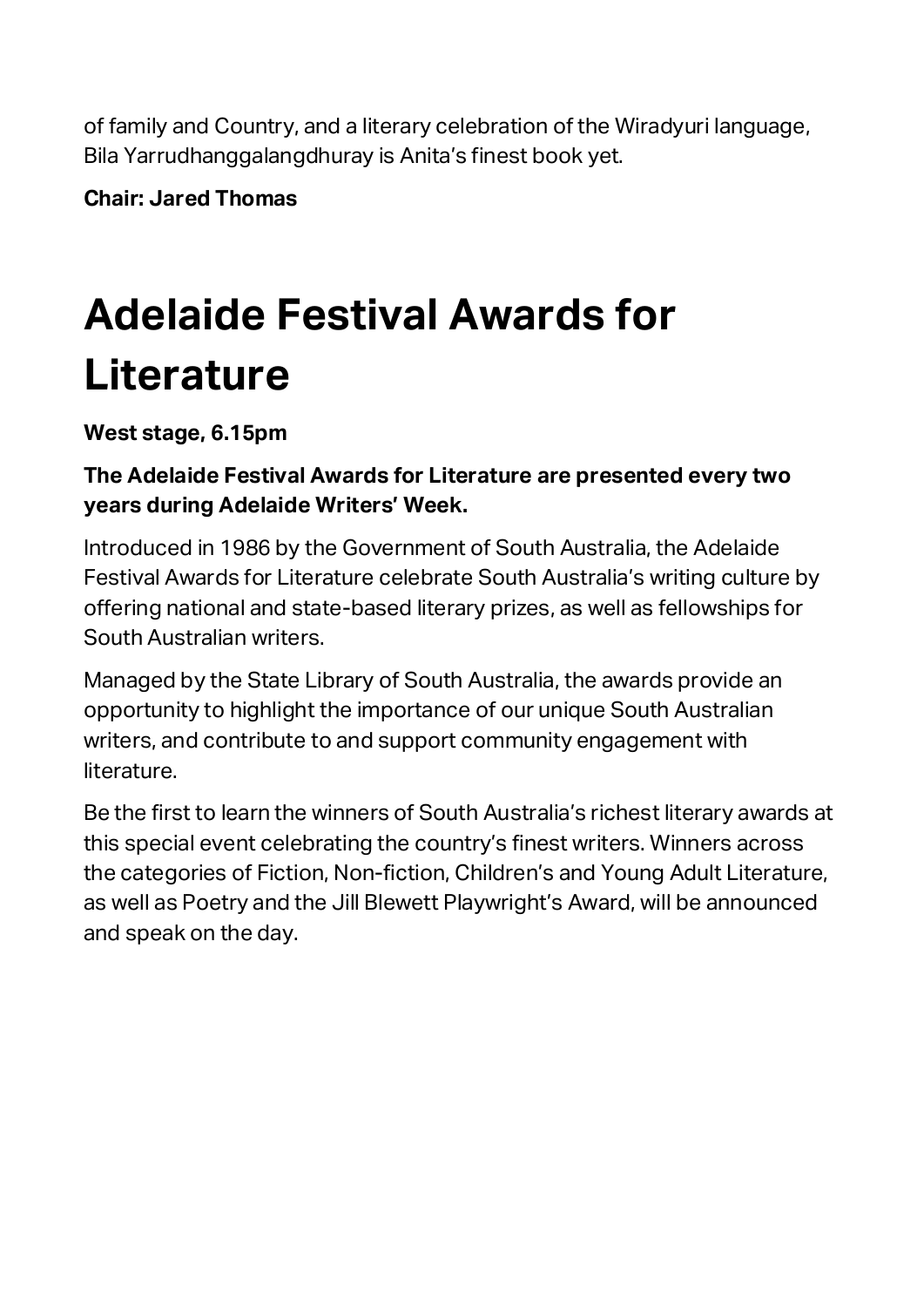of family and Country, and a literary celebration of the Wiradyuri language, Bila Yarrudhanggalangdhuray is Anita's finest book yet.

**Chair: Jared Thomas**

# Adelaide Festival Awards for Literature

**West stage, 6.15pm**

**The Adelaide Festival Awards for Literature are presented every two years during Adelaide Writers' Week.**

Introduced in 1986 by the Government of South Australia, the Adelaide Festival Awards for Literature celebrate South Australia's writing culture by offering national and state-based literary prizes, as well as fellowships for South Australian writers.

Managed by the State Library of South Australia, the awards provide an opportunity to highlight the importance of our unique South Australian writers, and contribute to and support community engagement with literature.

Be the first to learn the winners of South Australia's richest literary awards at this special event celebrating the country's finest writers. Winners across the categories of Fiction, Non-fiction, Children's and Young Adult Literature, as well as Poetry and the Jill Blewett Playwright's Award, will be announced and speak on the day.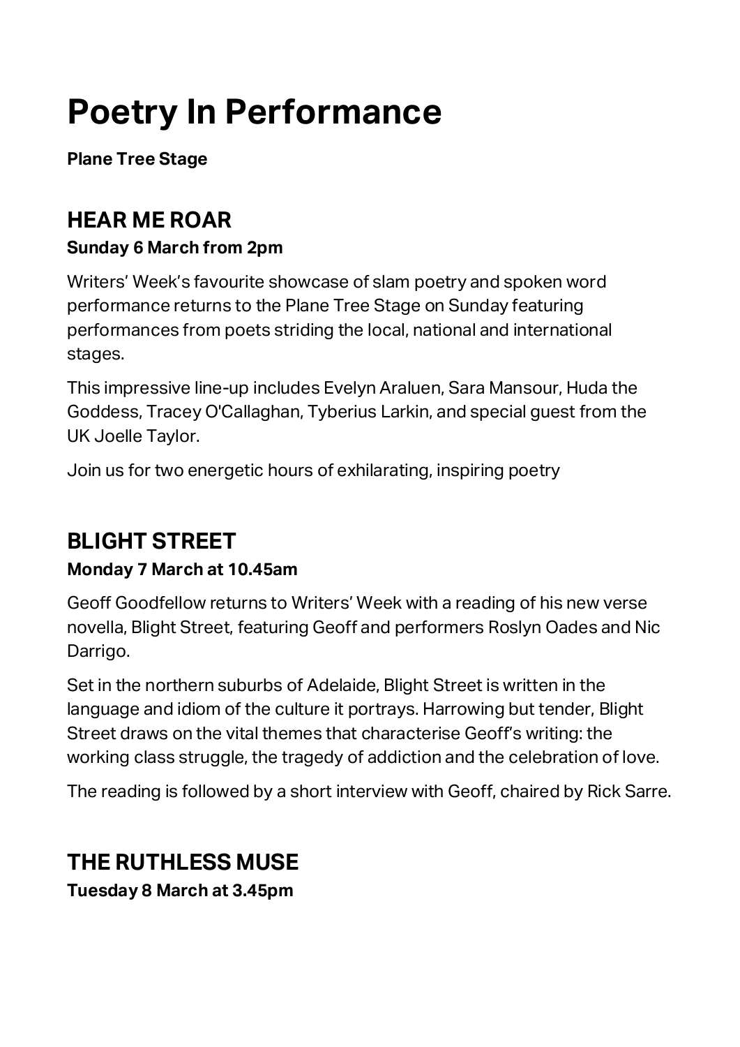# Poetry In Performance

**Plane Tree Stage**

## HEAR ME ROAR

**Sunday 6 March from 2pm**

Writers' Week's favourite showcase of slam poetry and spoken word performance returns to the Plane Tree Stage on Sunday featuring performances from poets striding the local, national and international stages.

This impressive line-up includes Evelyn Araluen, Sara Mansour, Huda the Goddess, Tracey O'Callaghan, Tyberius Larkin, and special guest from the UK Joelle Taylor.

Join us for two energetic hours of exhilarating, inspiring poetry

## BLIGHT STREET

**Monday 7 March at 10.45am**

Geoff Goodfellow returns to Writers' Week with a reading of his new verse novella, Blight Street, featuring Geoff and performers Roslyn Oades and Nic Darrigo.

Set in the northern suburbs of Adelaide, Blight Street is written in the language and idiom of the culture it portrays. Harrowing but tender, Blight Street draws on the vital themes that characterise Geoff's writing: the working class struggle, the tragedy of addiction and the celebration of love.

The reading is followed by a short interview with Geoff, chaired by Rick Sarre.

## THE RUTHLESS MUSE

**Tuesday 8 March at 3.45pm**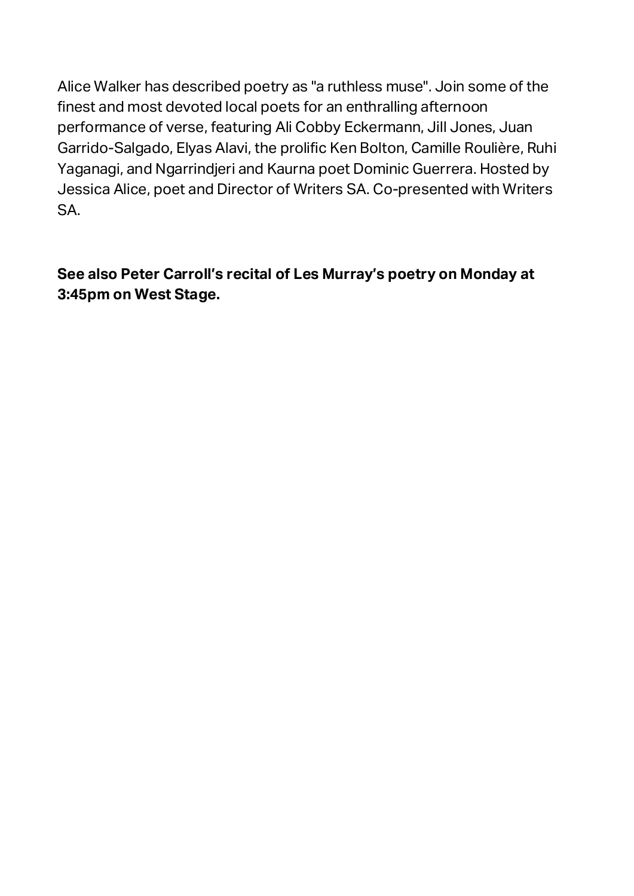Alice Walker has described poetry as "a ruthless muse". Join some of the finest and most devoted local poets for an enthralling afternoon performance of verse, featuring Ali Cobby Eckermann, Jill Jones, Juan Garrido-Salgado, Elyas Alavi, the prolific Ken Bolton, Camille Roulière, Ruhi Yaganagi, and Ngarrindjeri and Kaurna poet Dominic Guerrera. Hosted by Jessica Alice, poet and Director of Writers SA. Co-presented with Writers SA.

**See also Peter Carroll's recital of Les Murray's poetry on Monday at 3:45pm on West Stage.**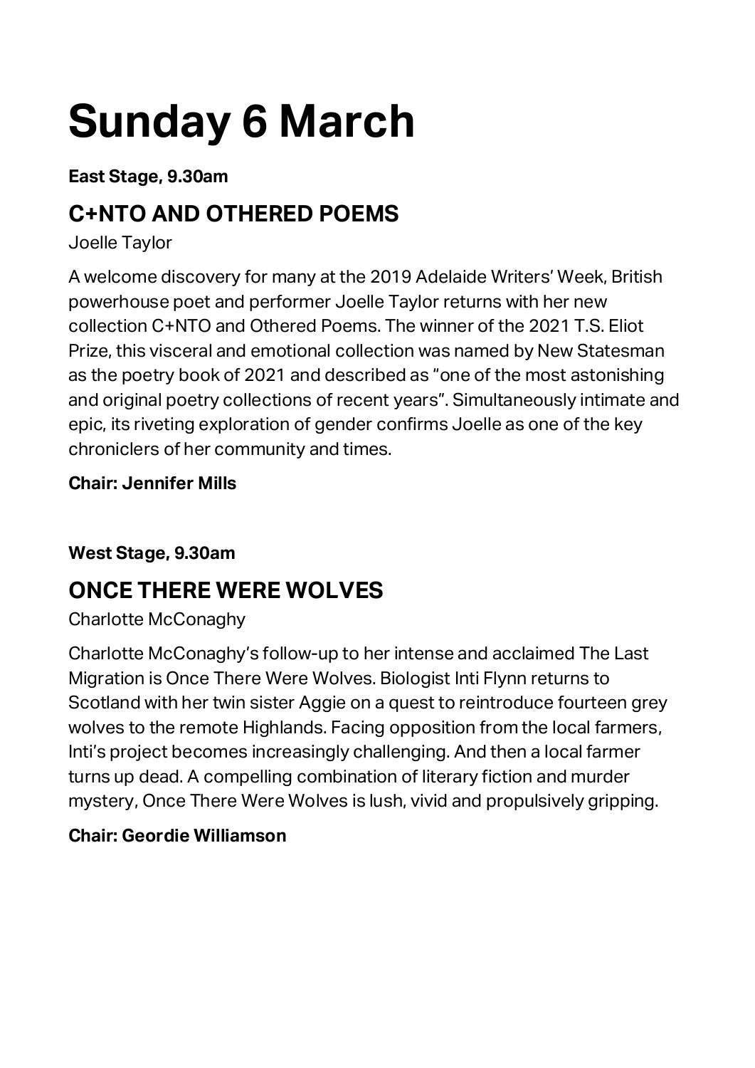# Sunday 6 March

**East Stage, 9.30am**

## C+NTO AND OTHERED POEMS

Joelle Taylor

A welcome discovery for many at the 2019 Adelaide Writers' Week, British powerhouse poet and performer Joelle Taylor returns with her new collection C+NTO and Othered Poems. The winner of the 2021 T.S. Eliot Prize, this visceral and emotional collection was named by New Statesman as the poetry book of 2021 and described as "one of the most astonishing and original poetry collections of recent years". Simultaneously intimate and epic, its riveting exploration of gender confirms Joelle as one of the key chroniclers of her community and times.

**Chair: Jennifer Mills**

**West Stage, 9.30am**

## ONCE THERE WERE WOLVES

Charlotte McConaghy

Charlotte McConaghy's follow-up to her intense and acclaimed The Last Migration is Once There Were Wolves. Biologist Inti Flynn returns to Scotland with her twin sister Aggie on a quest to reintroduce fourteen grey wolves to the remote Highlands. Facing opposition from the local farmers, Inti's project becomes increasingly challenging. And then a local farmer turns up dead. A compelling combination of literary fiction and murder mystery, Once There Were Wolves is lush, vivid and propulsively gripping.

**Chair: Geordie Williamson**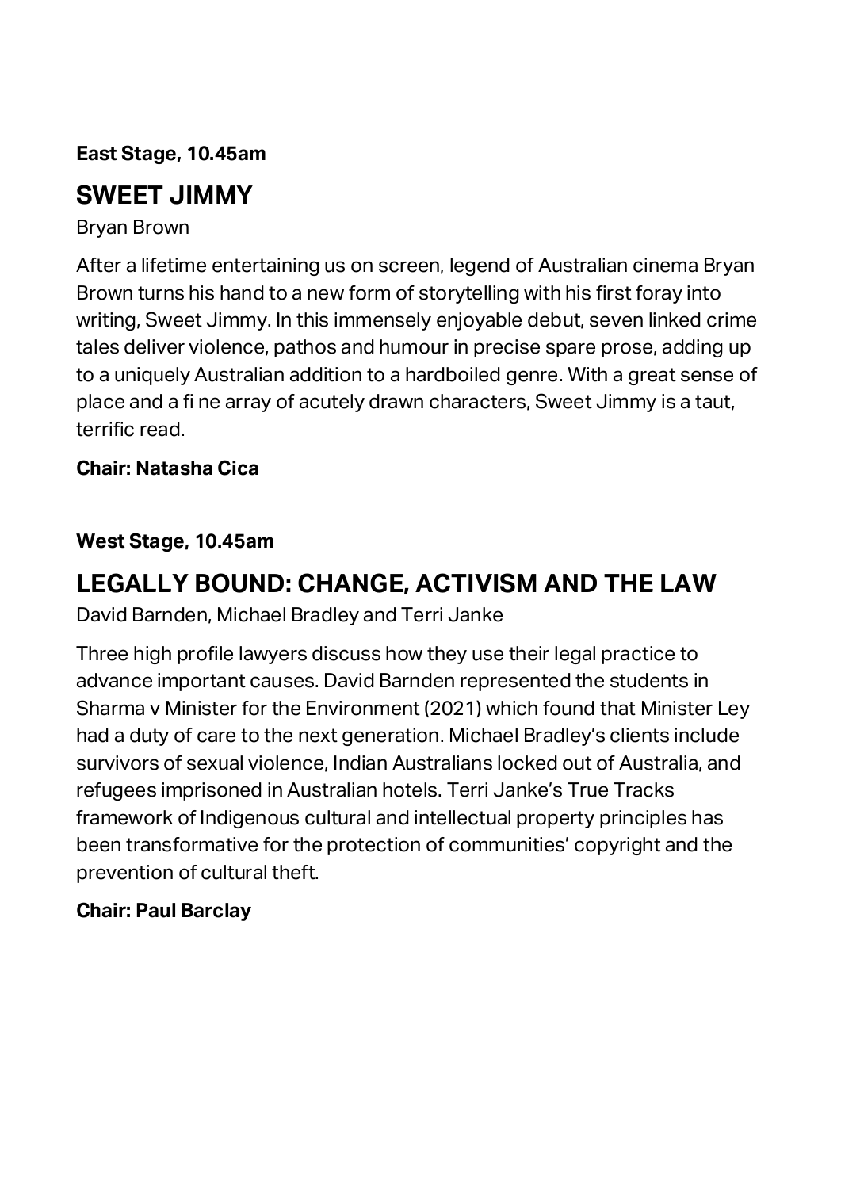**East Stage, 10.45am**

## SWEET JIMMY

Bryan Brown

After a lifetime entertaining us on screen, legend of Australian cinema Bryan Brown turns his hand to a new form of storytelling with his first foray into writing, Sweet Jimmy. In this immensely enjoyable debut, seven linked crime tales deliver violence, pathos and humour in precise spare prose, adding up to a uniquely Australian addition to a hardboiled genre. With a great sense of place and a fi ne array of acutely drawn characters, Sweet Jimmy is a taut, terrific read.

**Chair: Natasha Cica**

**West Stage, 10.45am**

## LEGALLY BOUND: CHANGE, ACTIVISM AND THE LAW

David Barnden, Michael Bradley and Terri Janke

Three high profile lawyers discuss how they use their legal practice to advance important causes. David Barnden represented the students in Sharma v Minister for the Environment (2021) which found that Minister Ley had a duty of care to the next generation. Michael Bradley's clients include survivors of sexual violence, Indian Australians locked out of Australia, and refugees imprisoned in Australian hotels. Terri Janke's True Tracks framework of Indigenous cultural and intellectual property principles has been transformative for the protection of communities' copyright and the prevention of cultural theft.

**Chair: Paul Barclay**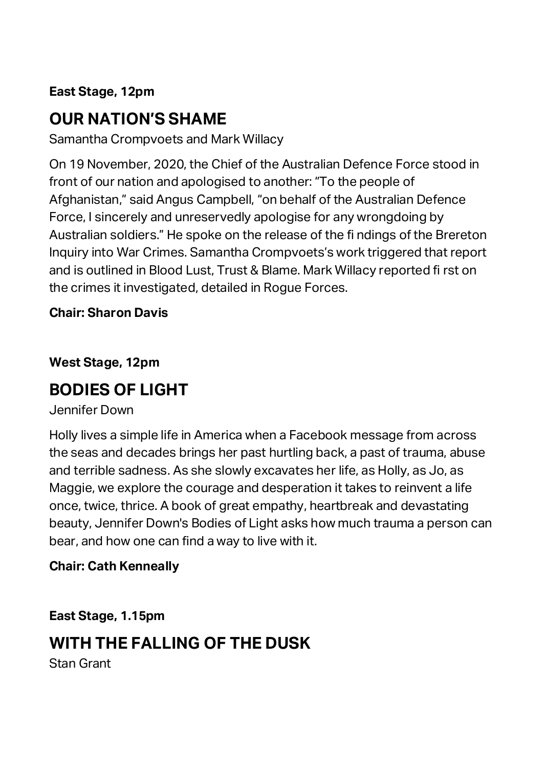**East Stage, 12pm**

## OUR NATION'S SHAME

Samantha Crompvoets and Mark Willacy

On 19 November, 2020, the Chief of the Australian Defence Force stood in front of our nation and apologised to another: "To the people of Afghanistan," said Angus Campbell, "on behalf of the Australian Defence Force, I sincerely and unreservedly apologise for any wrongdoing by Australian soldiers." He spoke on the release of the fi ndings of the Brereton Inquiry into War Crimes. Samantha Crompvoets's work triggered that report and is outlined in Blood Lust, Trust & Blame. Mark Willacy reported fi rst on the crimes it investigated, detailed in Rogue Forces.

**Chair: Sharon Davis**

**West Stage, 12pm**

## BODIES OF LIGHT

Jennifer Down

Holly lives a simple life in America when a Facebook message from across the seas and decades brings her past hurtling back, a past of trauma, abuse and terrible sadness. As she slowly excavates her life, as Holly, as Jo, as Maggie, we explore the courage and desperation it takes to reinvent a life once, twice, thrice. A book of great empathy, heartbreak and devastating beauty, Jennifer Down's Bodies of Light asks how much trauma a person can bear, and how one can find a way to live with it.

**Chair: Cath Kenneally**

**East Stage, 1.15pm**

## WITH THE FALLING OF THE DUSK

Stan Grant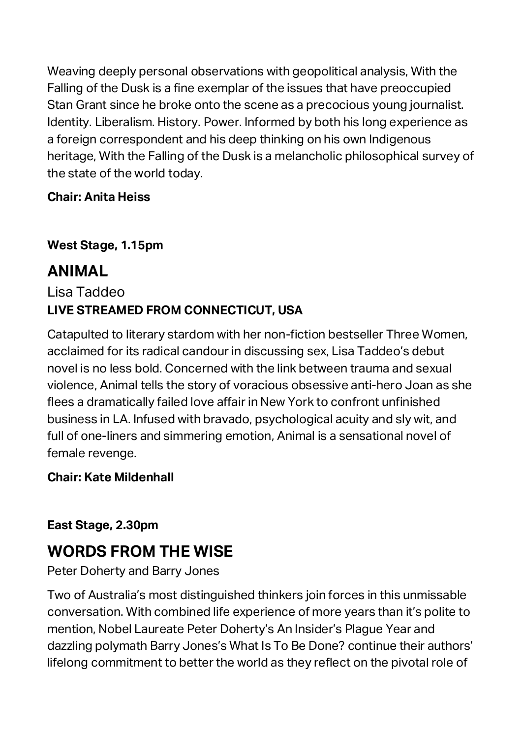Weaving deeply personal observations with geopolitical analysis, With the Falling of the Dusk is a fine exemplar of the issues that have preoccupied Stan Grant since he broke onto the scene as a precocious young journalist. Identity. Liberalism. History. Power. Informed by both his long experience as a foreign correspondent and his deep thinking on his own Indigenous heritage, With the Falling of the Dusk is a melancholic philosophical survey of the state of the world today.

**Chair: Anita Heiss**

**West Stage, 1.15pm**

## ANIMAL

Lisa Taddeo

**LIVE STREAMED FROM CONNECTICUT, USA**

Catapulted to literary stardom with her non-fiction bestseller Three Women, acclaimed for its radical candour in discussing sex, Lisa Taddeo's debut novel is no less bold. Concerned with the link between trauma and sexual violence, Animal tells the story of voracious obsessive anti-hero Joan as she flees a dramatically failed love affair in New York to confront unfinished business in LA. Infused with bravado, psychological acuity and sly wit, and full of one-liners and simmering emotion, Animal is a sensational novel of female revenge.

**Chair: Kate Mildenhall**

**East Stage, 2.30pm**

## WORDS FROM THE WISE

Peter Doherty and Barry Jones

Two of Australia's most distinguished thinkers join forces in this unmissable conversation. With combined life experience of more years than it's polite to mention, Nobel Laureate Peter Doherty's An Insider's Plague Year and dazzling polymath Barry Jones's What Is To Be Done? continue their authors' lifelong commitment to better the world as they reflect on the pivotal role of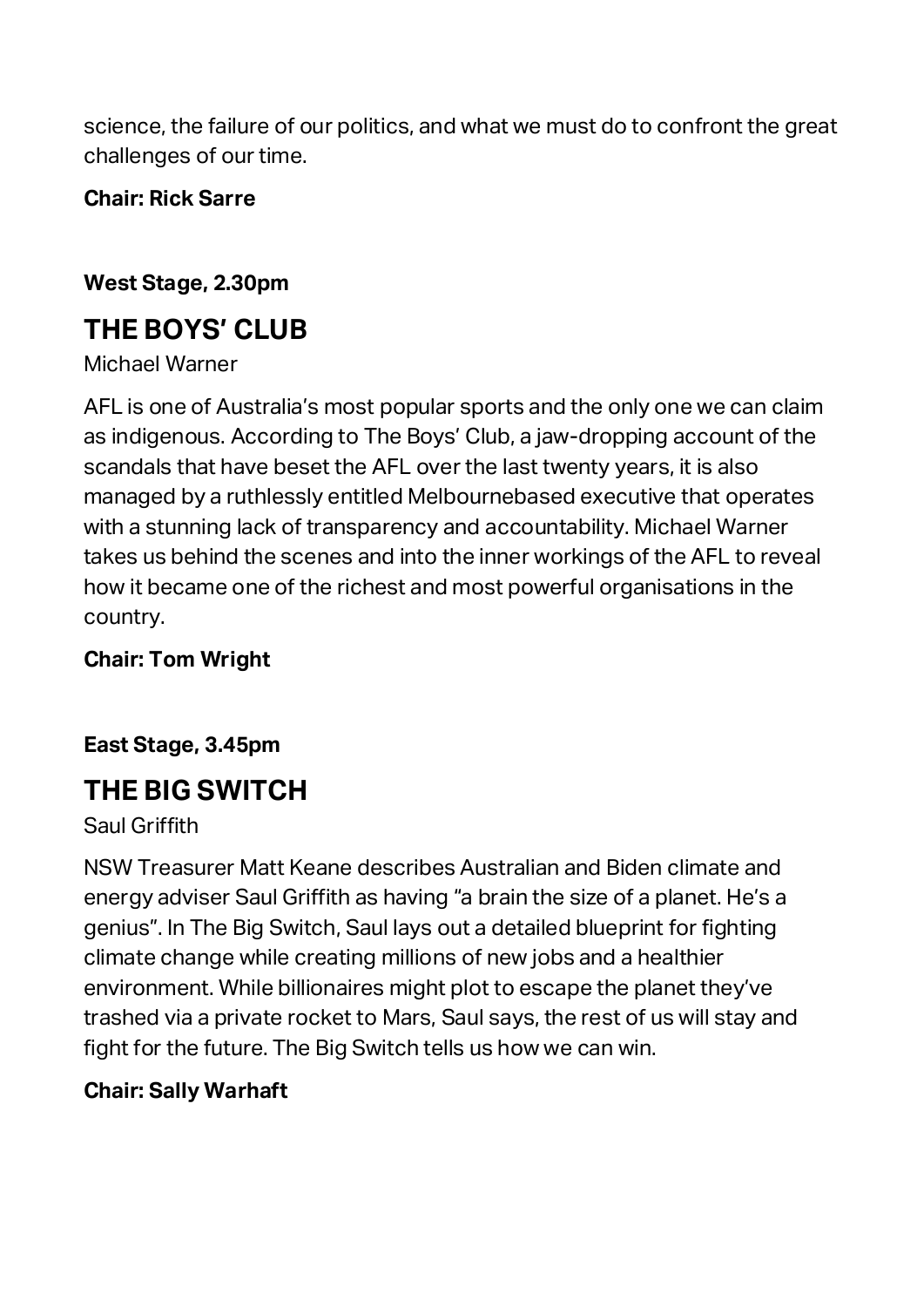science, the failure of our politics, and what we must do to confront the great challenges of our time.

**Chair: Rick Sarre**

**West Stage, 2.30pm**

## THE BOYS' CLUB

Michael Warner

AFL is one of Australia's most popular sports and the only one we can claim as indigenous. According to The Boys' Club, a jaw-dropping account of the scandals that have beset the AFL over the last twenty years, it is also managed by a ruthlessly entitled Melbournebased executive that operates with a stunning lack of transparency and accountability. Michael Warner takes us behind the scenes and into the inner workings of the AFL to reveal how it became one of the richest and most powerful organisations in the country.

**Chair: Tom Wright**

**East Stage, 3.45pm**

## THE BIG SWITCH

Saul Griffith

NSW Treasurer Matt Keane describes Australian and Biden climate and energy adviser Saul Griffith as having "a brain the size of a planet. He's a genius". In The Big Switch, Saul lays out a detailed blueprint for fighting climate change while creating millions of new jobs and a healthier environment. While billionaires might plot to escape the planet they've trashed via a private rocket to Mars, Saul says, the rest of us will stay and fight for the future. The Big Switch tells us how we can win.

**Chair: Sally Warhaft**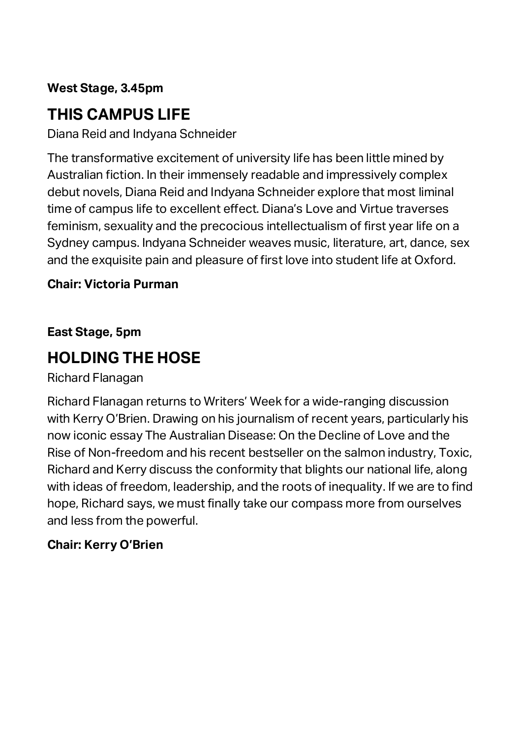**West Stage, 3.45pm**

## THIS CAMPUS LIFE

Diana Reid and Indyana Schneider

The transformative excitement of university life has been little mined by Australian fiction. In their immensely readable and impressively complex debut novels, Diana Reid and Indyana Schneider explore that most liminal time of campus life to excellent effect. Diana's Love and Virtue traverses feminism, sexuality and the precocious intellectualism of first year life on a Sydney campus. Indyana Schneider weaves music, literature, art, dance, sex and the exquisite pain and pleasure of first love into student life at Oxford.

**Chair: Victoria Purman**

**East Stage, 5pm**

## HOLDING THE HOSE

Richard Flanagan

Richard Flanagan returns to Writers' Week for a wide-ranging discussion with Kerry O'Brien. Drawing on his journalism of recent years, particularly his now iconic essay The Australian Disease: On the Decline of Love and the Rise of Non-freedom and his recent bestseller on the salmon industry, Toxic, Richard and Kerry discuss the conformity that blights our national life, along with ideas of freedom, leadership, and the roots of inequality. If we are to find hope, Richard says, we must finally take our compass more from ourselves and less from the powerful.

**Chair: Kerry O'Brien**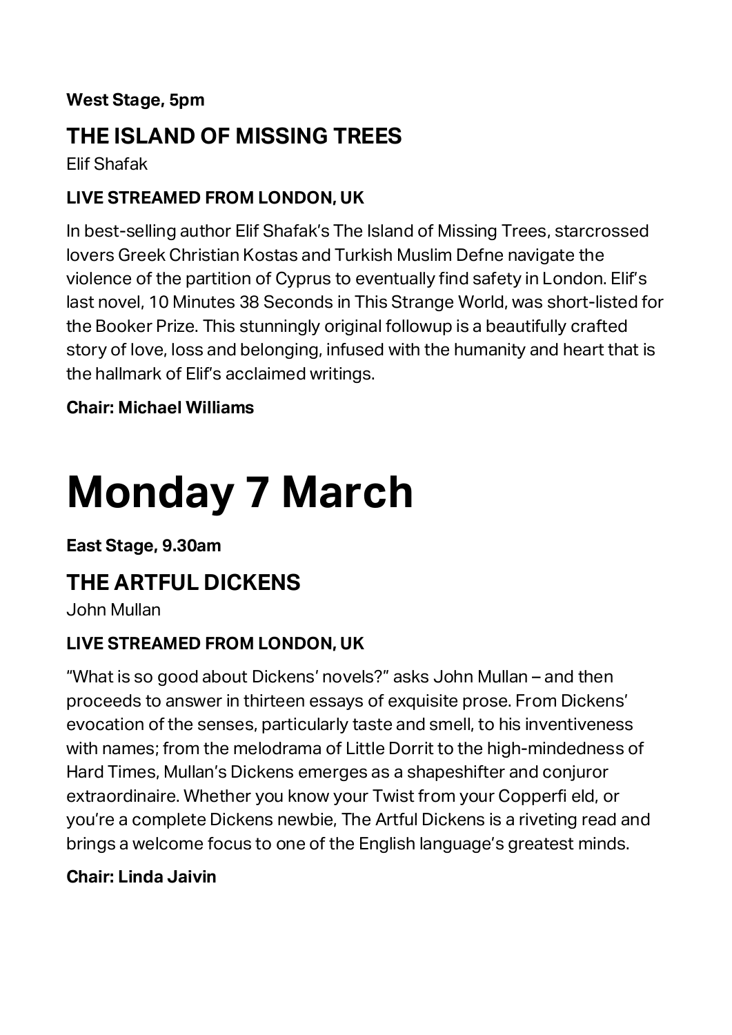**West Stage, 5pm**

## THE ISLAND OF MISSING TREES

Elif Shafak

### LIVE STREAMED FROM LONDON, UK

In best-selling author Elif Shafak's The Island of Missing Trees, starcrossed lovers Greek Christian Kostas and Turkish Muslim Defne navigate the violence of the partition of Cyprus to eventually find safety in London. Elif's last novel, 10 Minutes 38 Seconds in This Strange World, was short-listed for the Booker Prize. This stunningly original followup is a beautifully crafted story of love, loss and belonging, infused with the humanity and heart that is the hallmark of Elif's acclaimed writings.

**Chair: Michael Williams**

# Monday 7 March

**East Stage, 9.30am**

## THE ARTFUL DICKENS

John Mullan

### LIVE STREAMED FROM LONDON, UK

"What is so good about Dickens' novels?" asks John Mullan – and then proceeds to answer in thirteen essays of exquisite prose. From Dickens' evocation of the senses, particularly taste and smell, to his inventiveness with names; from the melodrama of Little Dorrit to the high-mindedness of Hard Times, Mullan's Dickens emerges as a shapeshifter and conjuror extraordinaire. Whether you know your Twist from your Copperfi eld, or you're a complete Dickens newbie, The Artful Dickens is a riveting read and brings a welcome focus to one of the English language's greatest minds.

**Chair: Linda Jaivin**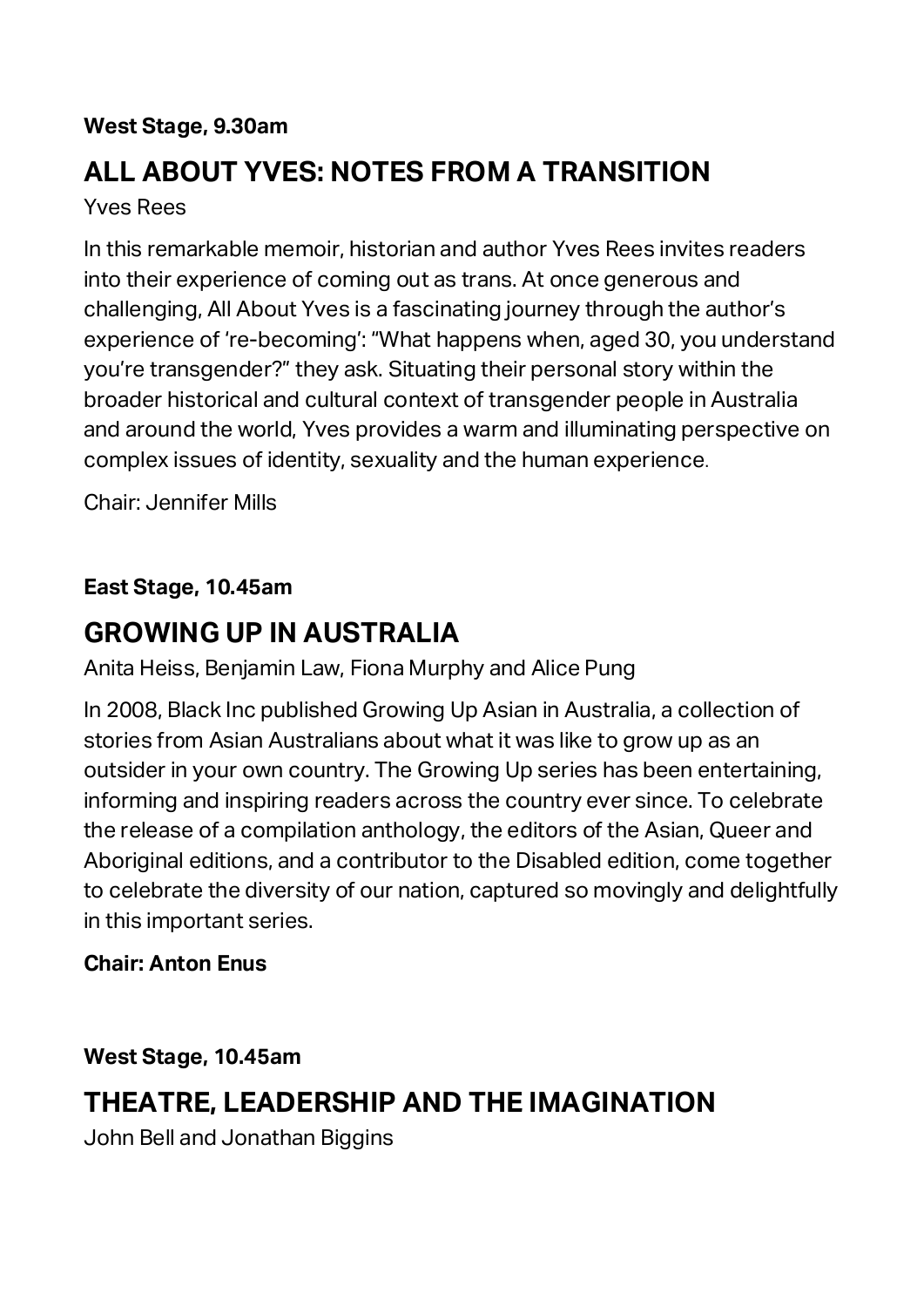**West Stage, 9.30am**

## ALL ABOUT YVES: NOTES FROM A TRANSITION

Yves Rees

In this remarkable memoir, historian and author Yves Rees invites readers into their experience of coming out as trans. At once generous and challenging, All About Yves is a fascinating journey through the author's experience of 're-becoming': "What happens when, aged 30, you understand you're transgender?" they ask. Situating their personal story within the broader historical and cultural context of transgender people in Australia and around the world, Yves provides a warm and illuminating perspective on complex issues of identity, sexuality and the human experience.

Chair: Jennifer Mills

**East Stage, 10.45am**

## GROWING UP IN AUSTRALIA

Anita Heiss, Benjamin Law, Fiona Murphy and Alice Pung

In 2008, Black Inc published Growing Up Asian in Australia, a collection of stories from Asian Australians about what it was like to grow up as an outsider in your own country. The Growing Up series has been entertaining, informing and inspiring readers across the country ever since. To celebrate the release of a compilation anthology, the editors of the Asian, Queer and Aboriginal editions, and a contributor to the Disabled edition, come together to celebrate the diversity of our nation, captured so movingly and delightfully in this important series.

**Chair: Anton Enus**

**West Stage, 10.45am**

## THEATRE, LEADERSHIP AND THE IMAGINATION

John Bell and Jonathan Biggins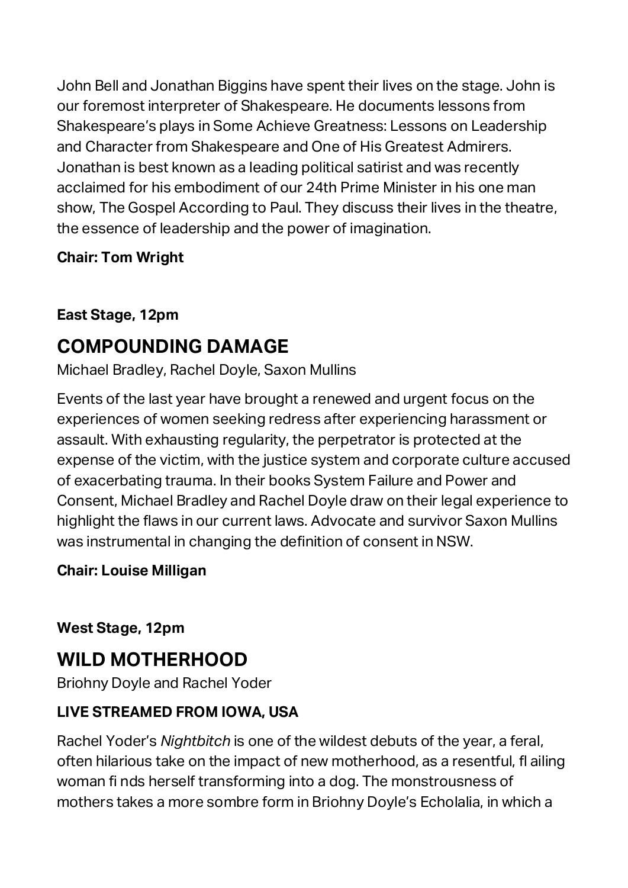John Bell and Jonathan Biggins have spent their lives on the stage. John is our foremost interpreter of Shakespeare. He documents lessons from Shakespeare's plays in Some Achieve Greatness: Lessons on Leadership and Character from Shakespeare and One of His Greatest Admirers. Jonathan is best known as a leading political satirist and was recently acclaimed for his embodiment of our 24th Prime Minister in his one man show, The Gospel According to Paul. They discuss their lives in the theatre, the essence of leadership and the power of imagination.

**Chair: Tom Wright**

**East Stage, 12pm**

## COMPOUNDING DAMAGE

Michael Bradley, Rachel Doyle, Saxon Mullins

Events of the last year have brought a renewed and urgent focus on the experiences of women seeking redress after experiencing harassment or assault. With exhausting regularity, the perpetrator is protected at the expense of the victim, with the justice system and corporate culture accused of exacerbating trauma. In their books System Failure and Power and Consent, Michael Bradley and Rachel Doyle draw on their legal experience to highlight the flaws in our current laws. Advocate and survivor Saxon Mullins was instrumental in changing the definition of consent in NSW.

**Chair: Louise Milligan**

**West Stage, 12pm**

## WILD MOTHERHOOD

Briohny Doyle and Rachel Yoder

**LIVE STREAMED FROM IOWA, USA**

Rachel Yoder's *Nightbitch* is one of the wildest debuts of the year, a feral, often hilarious take on the impact of new motherhood, as a resentful, fl ailing woman fi nds herself transforming into a dog. The monstrousness of mothers takes a more sombre form in Briohny Doyle's Echolalia, in which a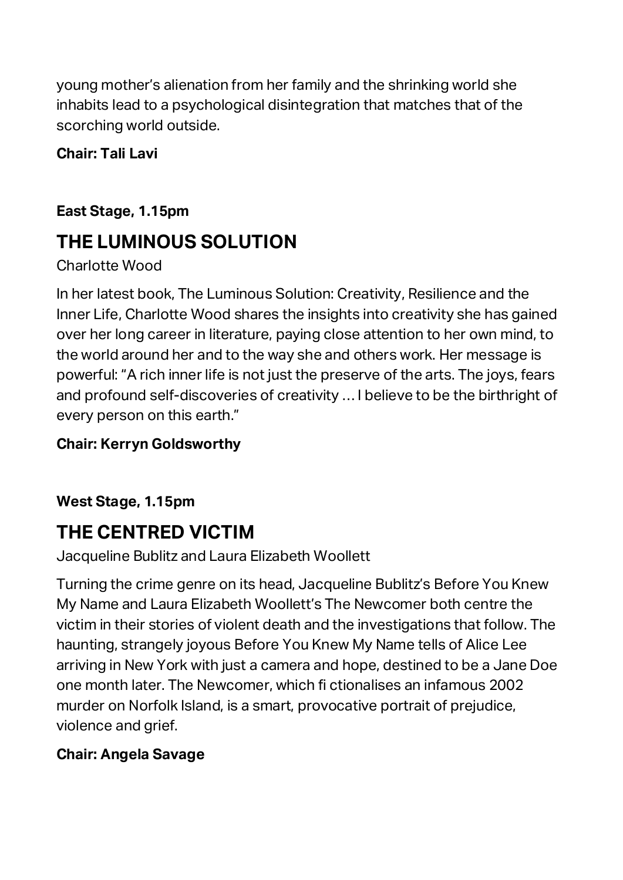young mother's alienation from her family and the shrinking world she inhabits lead to a psychological disintegration that matches that of the scorching world outside.

**Chair: Tali Lavi**

**East Stage, 1.15pm**

## THE LUMINOUS SOLUTION

Charlotte Wood

In her latest book, The Luminous Solution: Creativity, Resilience and the Inner Life, Charlotte Wood shares the insights into creativity she has gained over her long career in literature, paying close attention to her own mind, to the world around her and to the way she and others work. Her message is powerful: "A rich inner life is not just the preserve of the arts. The joys, fears and profound self-discoveries of creativity … I believe to be the birthright of every person on this earth."

**Chair: Kerryn Goldsworthy**

**West Stage, 1.15pm**

## THE CENTRED VICTIM

Jacqueline Bublitz and Laura Elizabeth Woollett

Turning the crime genre on its head, Jacqueline Bublitz's Before You Knew My Name and Laura Elizabeth Woollett's The Newcomer both centre the victim in their stories of violent death and the investigations that follow. The haunting, strangely joyous Before You Knew My Name tells of Alice Lee arriving in New York with just a camera and hope, destined to be a Jane Doe one month later. The Newcomer, which fi ctionalises an infamous 2002 murder on Norfolk Island, is a smart, provocative portrait of prejudice, violence and grief.

**Chair: Angela Savage**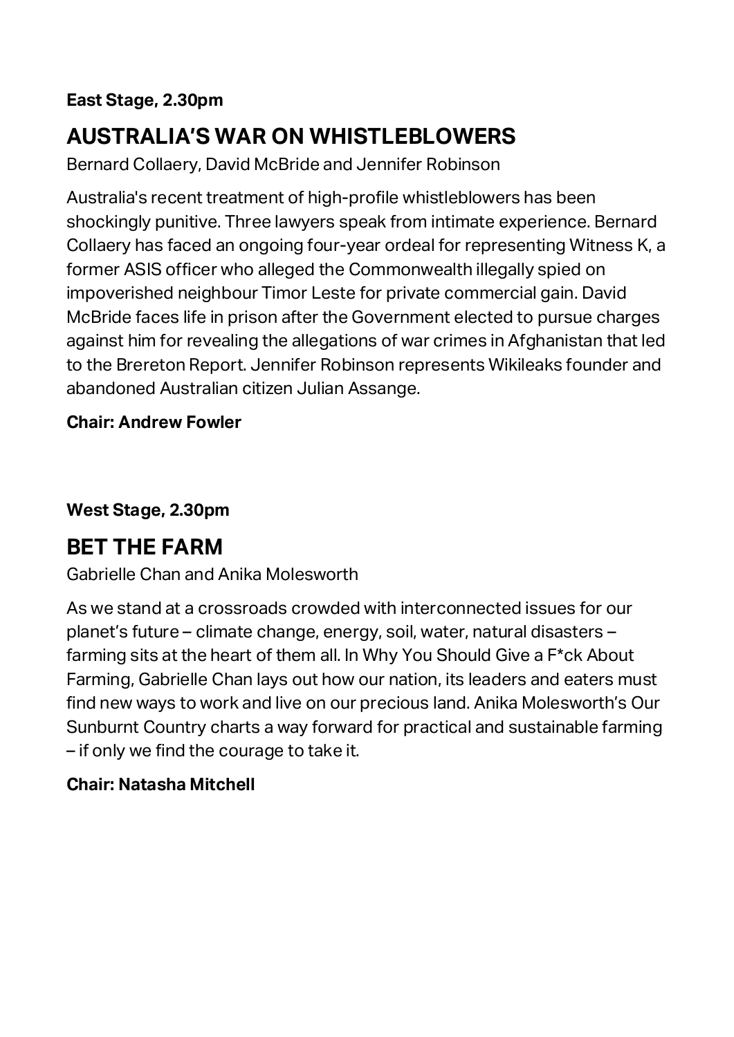**East Stage, 2.30pm**

## AUSTRALIA'S WAR ON WHISTLEBLOWERS

Bernard Collaery, David McBride and Jennifer Robinson

Australia's recent treatment of high-profile whistleblowers has been shockingly punitive. Three lawyers speak from intimate experience. Bernard Collaery has faced an ongoing four-year ordeal for representing Witness K, a former ASIS officer who alleged the Commonwealth illegally spied on impoverished neighbour Timor Leste for private commercial gain. David McBride faces life in prison after the Government elected to pursue charges against him for revealing the allegations of war crimes in Afghanistan that led to the Brereton Report. Jennifer Robinson represents Wikileaks founder and abandoned Australian citizen Julian Assange.

**Chair: Andrew Fowler**

**West Stage, 2.30pm**

## BET THE FARM

Gabrielle Chan and Anika Molesworth

As we stand at a crossroads crowded with interconnected issues for our planet's future – climate change, energy, soil, water, natural disasters – farming sits at the heart of them all. In Why You Should Give a F*ck About Farming, Gabrielle Chan lays out how our nation, its leaders and eaters must find new ways to work and live on our precious land. Anika Molesworth's Our Sunburnt Country charts a way forward for practical and sustainable farming – if only we find the courage to take it.

**Chair: Natasha Mitchell**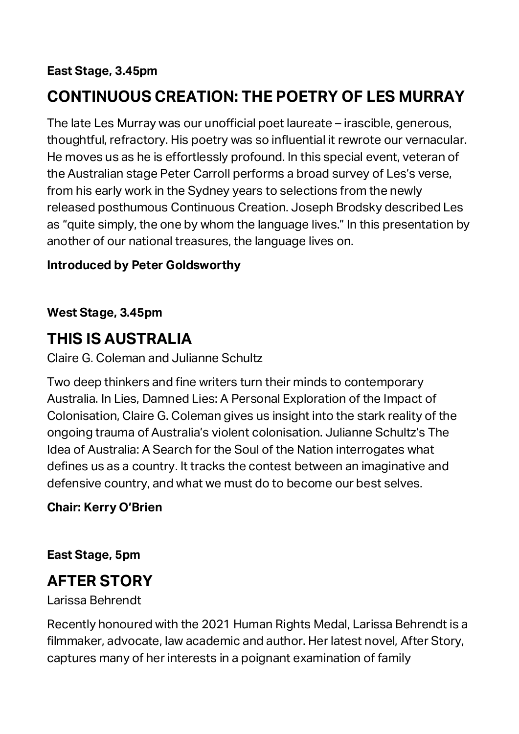**East Stage, 3.45pm**

## CONTINUOUS CREATION: THE POETRY OF LES MURRAY

The late Les Murray was our unofficial poet laureate – irascible, generous, thoughtful, refractory. His poetry was so influential it rewrote our vernacular. He moves us as he is effortlessly profound. In this special event, veteran of the Australian stage Peter Carroll performs a broad survey of Les's verse, from his early work in the Sydney years to selections from the newly released posthumous Continuous Creation. Joseph Brodsky described Les as "quite simply, the one by whom the language lives." In this presentation by another of our national treasures, the language lives on.

**Introduced by Peter Goldsworthy**

**West Stage, 3.45pm**

## THIS IS AUSTRALIA

Claire G. Coleman and Julianne Schultz

Two deep thinkers and fine writers turn their minds to contemporary Australia. In Lies, Damned Lies: A Personal Exploration of the Impact of Colonisation, Claire G. Coleman gives us insight into the stark reality of the ongoing trauma of Australia's violent colonisation. Julianne Schultz's The Idea of Australia: A Search for the Soul of the Nation interrogates what defines us as a country. It tracks the contest between an imaginative and defensive country, and what we must do to become our best selves.

**Chair: Kerry O'Brien**

**East Stage, 5pm**

## AFTER STORY

Larissa Behrendt

Recently honoured with the 2021 Human Rights Medal, Larissa Behrendt is a filmmaker, advocate, law academic and author. Her latest novel, After Story, captures many of her interests in a poignant examination of family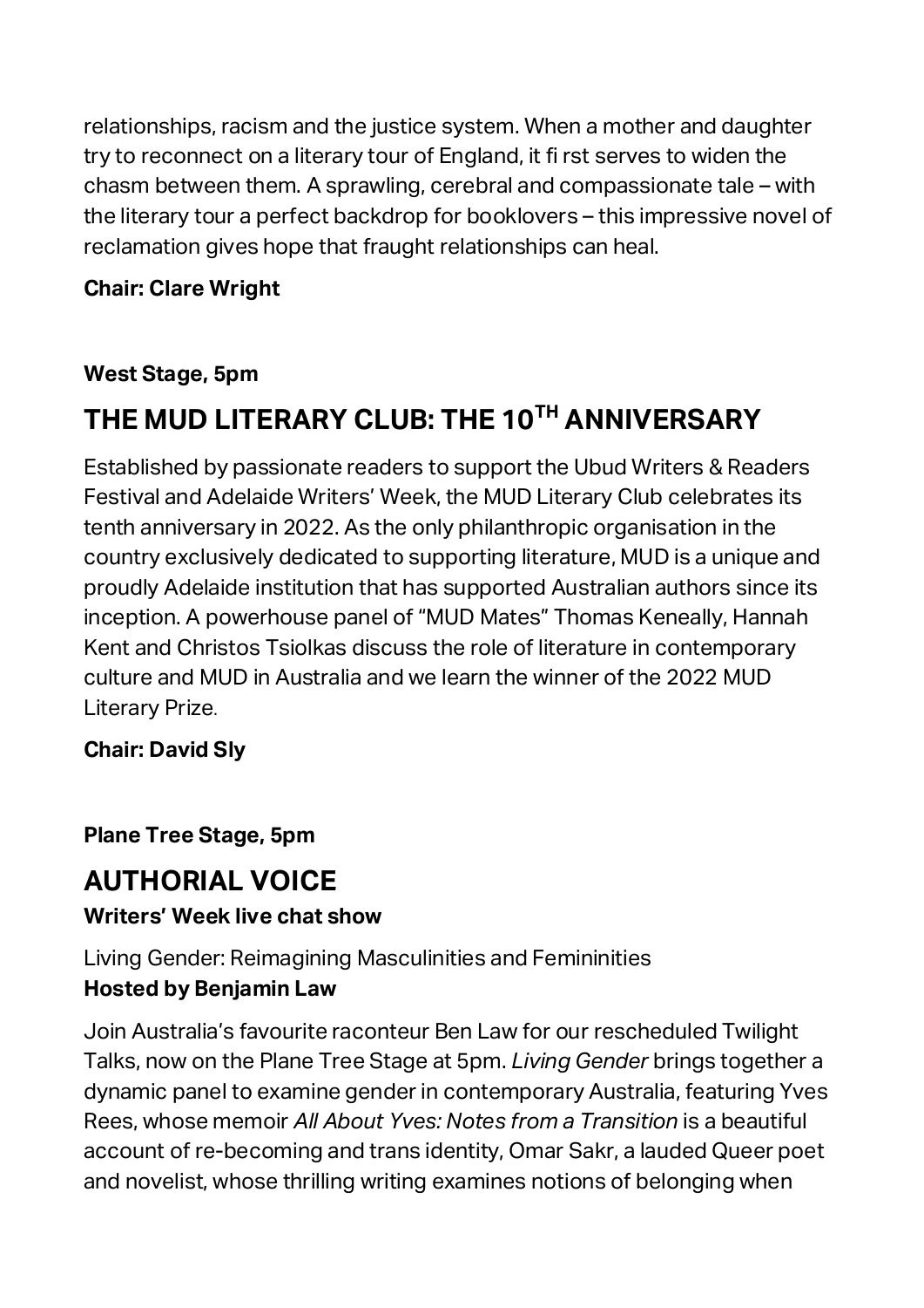relationships, racism and the justice system. When a mother and daughter try to reconnect on a literary tour of England, it fi rst serves to widen the chasm between them. A sprawling, cerebral and compassionate tale – with the literary tour a perfect backdrop for booklovers – this impressive novel of reclamation gives hope that fraught relationships can heal.

**Chair: Clare Wright**

**West Stage, 5pm**

## THE MUD LITERARY CLUB: THE 10TH ANNIVERSARY

Established by passionate readers to support the Ubud Writers & Readers Festival and Adelaide Writers' Week, the MUD Literary Club celebrates its tenth anniversary in 2022. As the only philanthropic organisation in the country exclusively dedicated to supporting literature, MUD is a unique and proudly Adelaide institution that has supported Australian authors since its inception. A powerhouse panel of "MUD Mates" Thomas Keneally, Hannah Kent and Christos Tsiolkas discuss the role of literature in contemporary culture and MUD in Australia and we learn the winner of the 2022 MUD Literary Prize.

**Chair: David Sly**

**Plane Tree Stage, 5pm**

## AUTHORIAL VOICE

**Writers' Week live chat show**

Living Gender: Reimagining Masculinities and Femininities
**Hosted by Benjamin Law**

Join Australia's favourite raconteur Ben Law for our rescheduled Twilight Talks, now on the Plane Tree Stage at 5pm. *Living Gender* brings together a dynamic panel to examine gender in contemporary Australia, featuring Yves Rees, whose memoir *All About Yves: Notes from a Transition* is a beautiful account of re-becoming and trans identity, Omar Sakr, a lauded Queer poet and novelist, whose thrilling writing examines notions of belonging when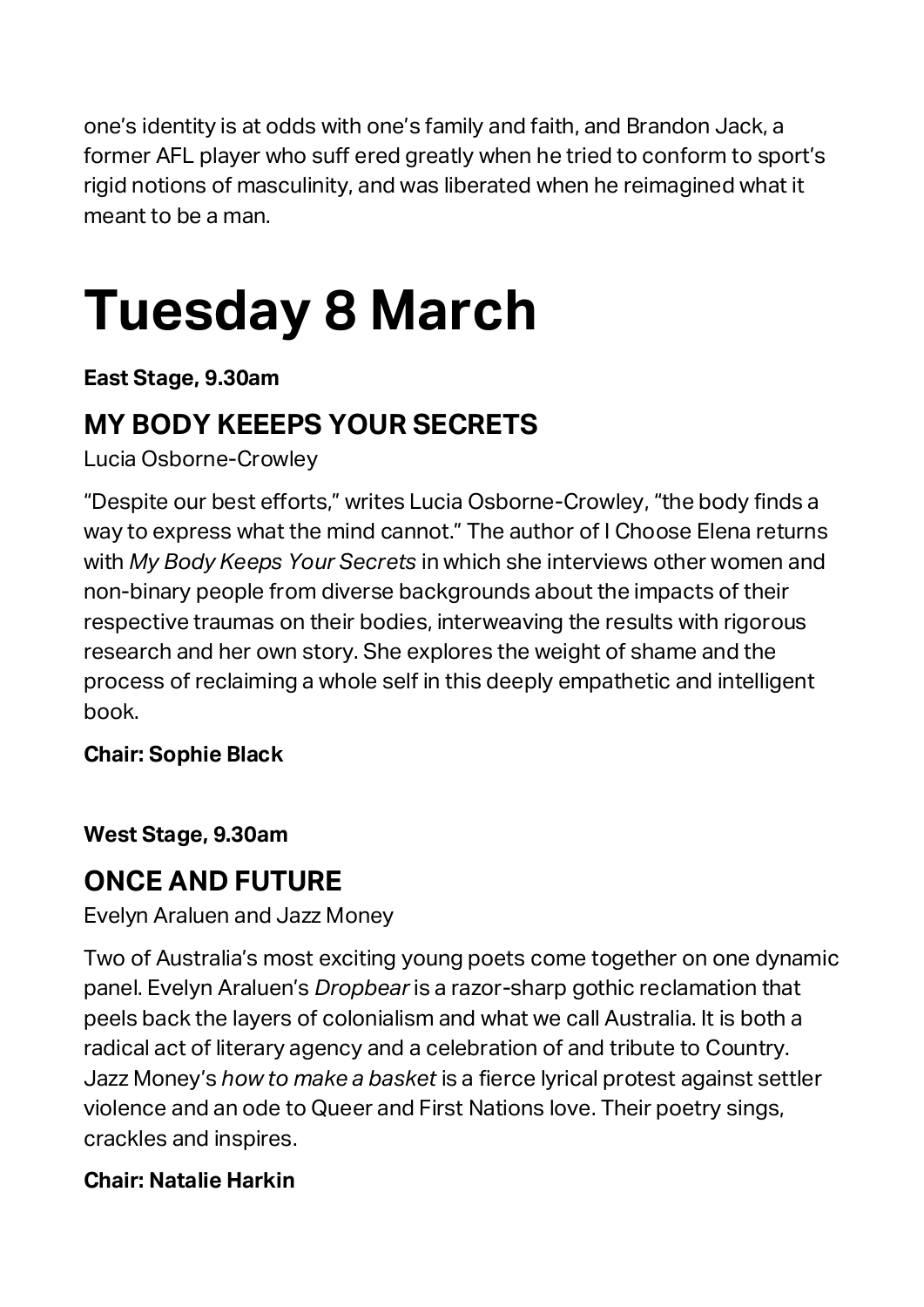one's identity is at odds with one's family and faith, and Brandon Jack, a former AFL player who suff ered greatly when he tried to conform to sport's rigid notions of masculinity, and was liberated when he reimagined what it meant to be a man.

# Tuesday 8 March

**East Stage, 9.30am**

## MY BODY KEEEPS YOUR SECRETS

Lucia Osborne-Crowley

"Despite our best efforts," writes Lucia Osborne-Crowley, "the body finds a way to express what the mind cannot." The author of I Choose Elena returns with *My Body Keeps Your Secrets* in which she interviews other women and non-binary people from diverse backgrounds about the impacts of their respective traumas on their bodies, interweaving the results with rigorous research and her own story. She explores the weight of shame and the process of reclaiming a whole self in this deeply empathetic and intelligent book.

**Chair: Sophie Black**

**West Stage, 9.30am**

## ONCE AND FUTURE

Evelyn Araluen and Jazz Money

Two of Australia's most exciting young poets come together on one dynamic panel. Evelyn Araluen's *Dropbear* is a razor-sharp gothic reclamation that peels back the layers of colonialism and what we call Australia. It is both a radical act of literary agency and a celebration of and tribute to Country. Jazz Money's *how to make a basket* is a fierce lyrical protest against settler violence and an ode to Queer and First Nations love. Their poetry sings, crackles and inspires.

**Chair: Natalie Harkin**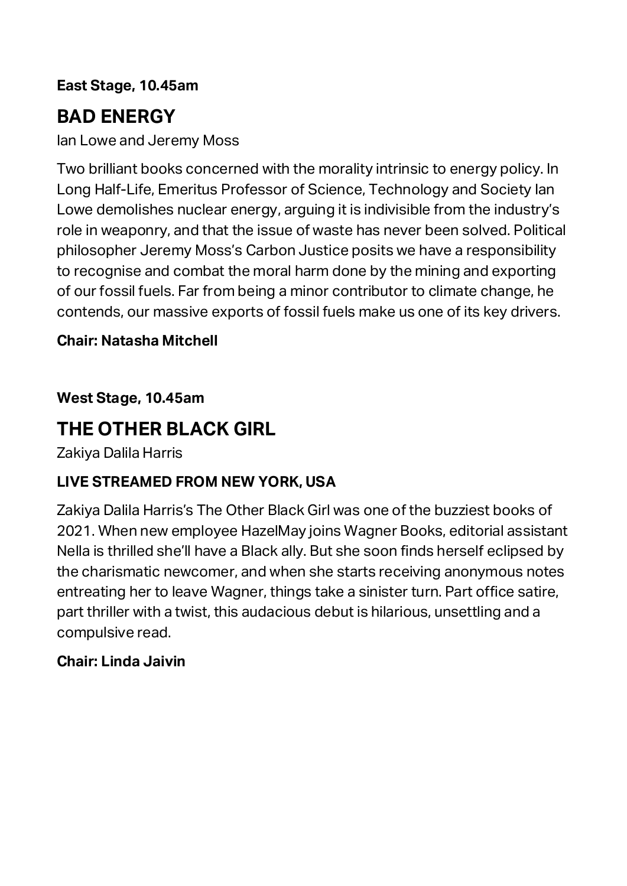**East Stage, 10.45am**

## BAD ENERGY

Ian Lowe and Jeremy Moss

Two brilliant books concerned with the morality intrinsic to energy policy. In Long Half-Life, Emeritus Professor of Science, Technology and Society Ian Lowe demolishes nuclear energy, arguing it is indivisible from the industry's role in weaponry, and that the issue of waste has never been solved. Political philosopher Jeremy Moss's Carbon Justice posits we have a responsibility to recognise and combat the moral harm done by the mining and exporting of our fossil fuels. Far from being a minor contributor to climate change, he contends, our massive exports of fossil fuels make us one of its key drivers.

**Chair: Natasha Mitchell**

**West Stage, 10.45am**

## THE OTHER BLACK GIRL

Zakiya Dalila Harris

**LIVE STREAMED FROM NEW YORK, USA**

Zakiya Dalila Harris's The Other Black Girl was one of the buzziest books of 2021. When new employee HazelMay joins Wagner Books, editorial assistant Nella is thrilled she'll have a Black ally. But she soon finds herself eclipsed by the charismatic newcomer, and when she starts receiving anonymous notes entreating her to leave Wagner, things take a sinister turn. Part office satire, part thriller with a twist, this audacious debut is hilarious, unsettling and a compulsive read.

**Chair: Linda Jaivin**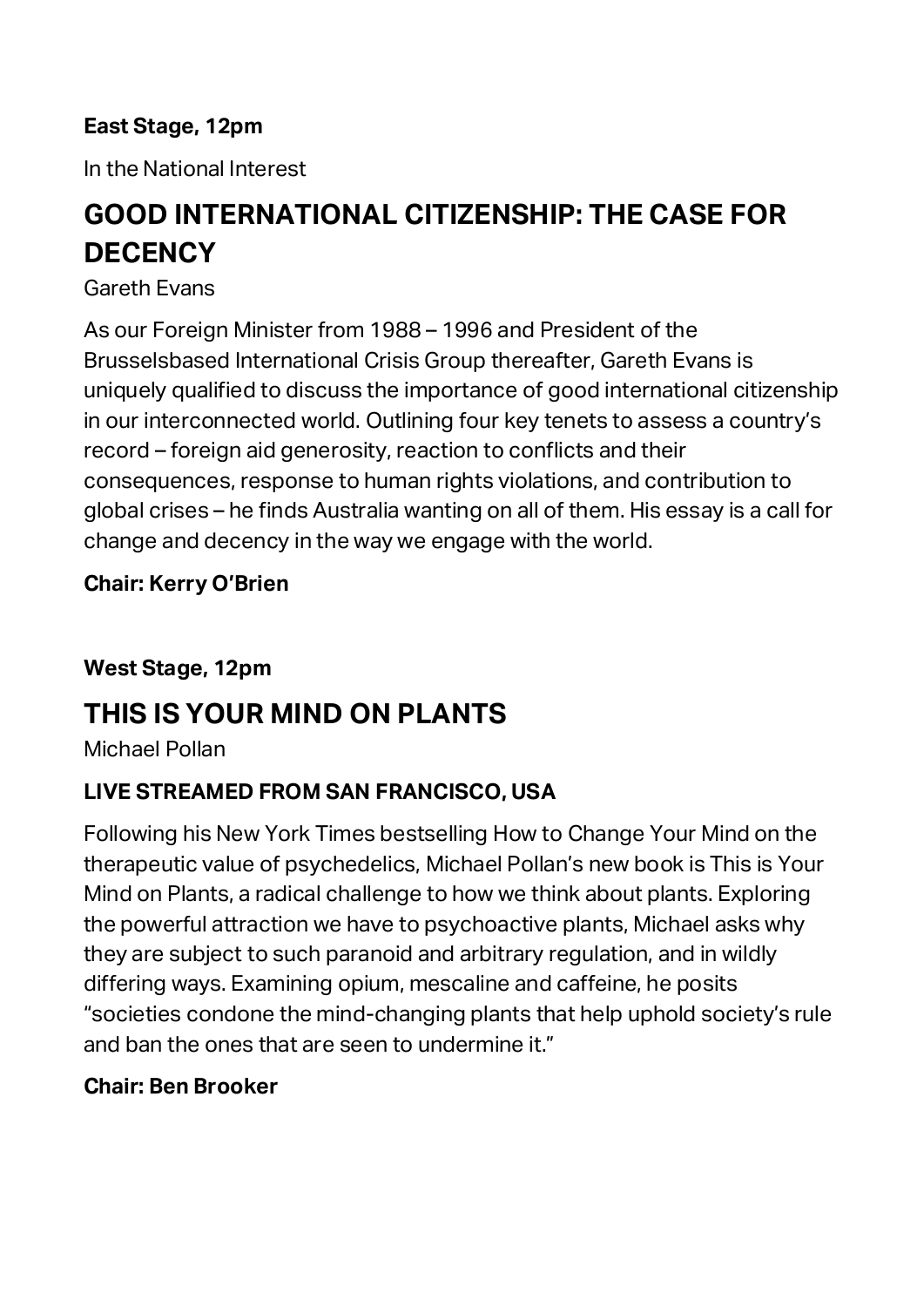**East Stage, 12pm**

In the National Interest

## GOOD INTERNATIONAL CITIZENSHIP: THE CASE FOR DECENCY

Gareth Evans

As our Foreign Minister from 1988 – 1996 and President of the Brusselsbased International Crisis Group thereafter, Gareth Evans is uniquely qualified to discuss the importance of good international citizenship in our interconnected world. Outlining four key tenets to assess a country's record – foreign aid generosity, reaction to conflicts and their consequences, response to human rights violations, and contribution to global crises – he finds Australia wanting on all of them. His essay is a call for change and decency in the way we engage with the world.

**Chair: Kerry O'Brien**

**West Stage, 12pm**

## THIS IS YOUR MIND ON PLANTS

Michael Pollan

**LIVE STREAMED FROM SAN FRANCISCO, USA**

Following his New York Times bestselling How to Change Your Mind on the therapeutic value of psychedelics, Michael Pollan's new book is This is Your Mind on Plants, a radical challenge to how we think about plants. Exploring the powerful attraction we have to psychoactive plants, Michael asks why they are subject to such paranoid and arbitrary regulation, and in wildly differing ways. Examining opium, mescaline and caffeine, he posits "societies condone the mind-changing plants that help uphold society's rule and ban the ones that are seen to undermine it."

**Chair: Ben Brooker**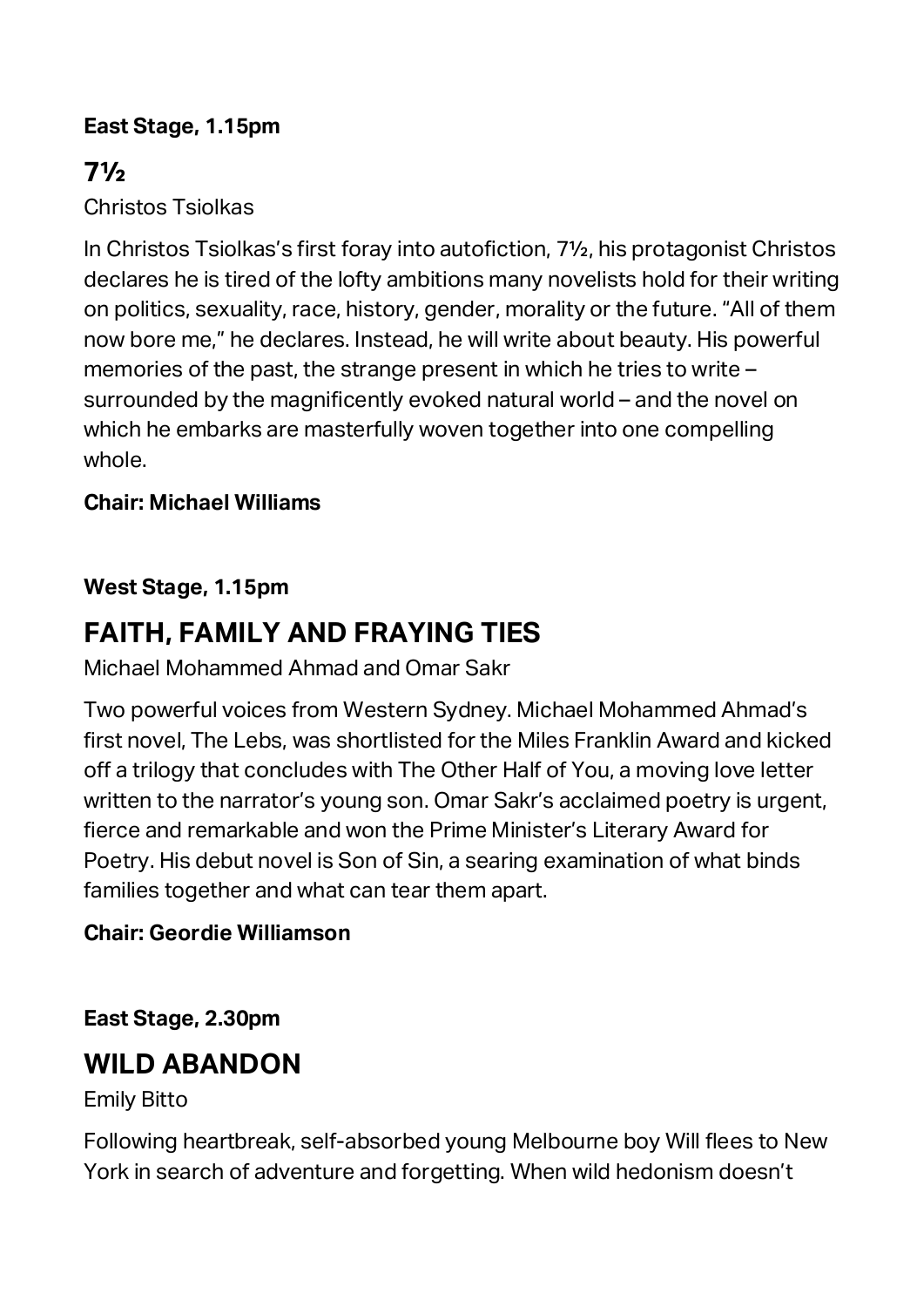**East Stage, 1.15pm**

## 7½

Christos Tsiolkas

In Christos Tsiolkas's first foray into autofiction, 7½, his protagonist Christos declares he is tired of the lofty ambitions many novelists hold for their writing on politics, sexuality, race, history, gender, morality or the future. "All of them now bore me," he declares. Instead, he will write about beauty. His powerful memories of the past, the strange present in which he tries to write – surrounded by the magnificently evoked natural world – and the novel on which he embarks are masterfully woven together into one compelling whole.

**Chair: Michael Williams**

**West Stage, 1.15pm**

## FAITH, FAMILY AND FRAYING TIES

Michael Mohammed Ahmad and Omar Sakr

Two powerful voices from Western Sydney. Michael Mohammed Ahmad's first novel, The Lebs, was shortlisted for the Miles Franklin Award and kicked off a trilogy that concludes with The Other Half of You, a moving love letter written to the narrator's young son. Omar Sakr's acclaimed poetry is urgent, fierce and remarkable and won the Prime Minister's Literary Award for Poetry. His debut novel is Son of Sin, a searing examination of what binds families together and what can tear them apart.

**Chair: Geordie Williamson**

**East Stage, 2.30pm**

## WILD ABANDON

Emily Bitto

Following heartbreak, self-absorbed young Melbourne boy Will flees to New York in search of adventure and forgetting. When wild hedonism doesn't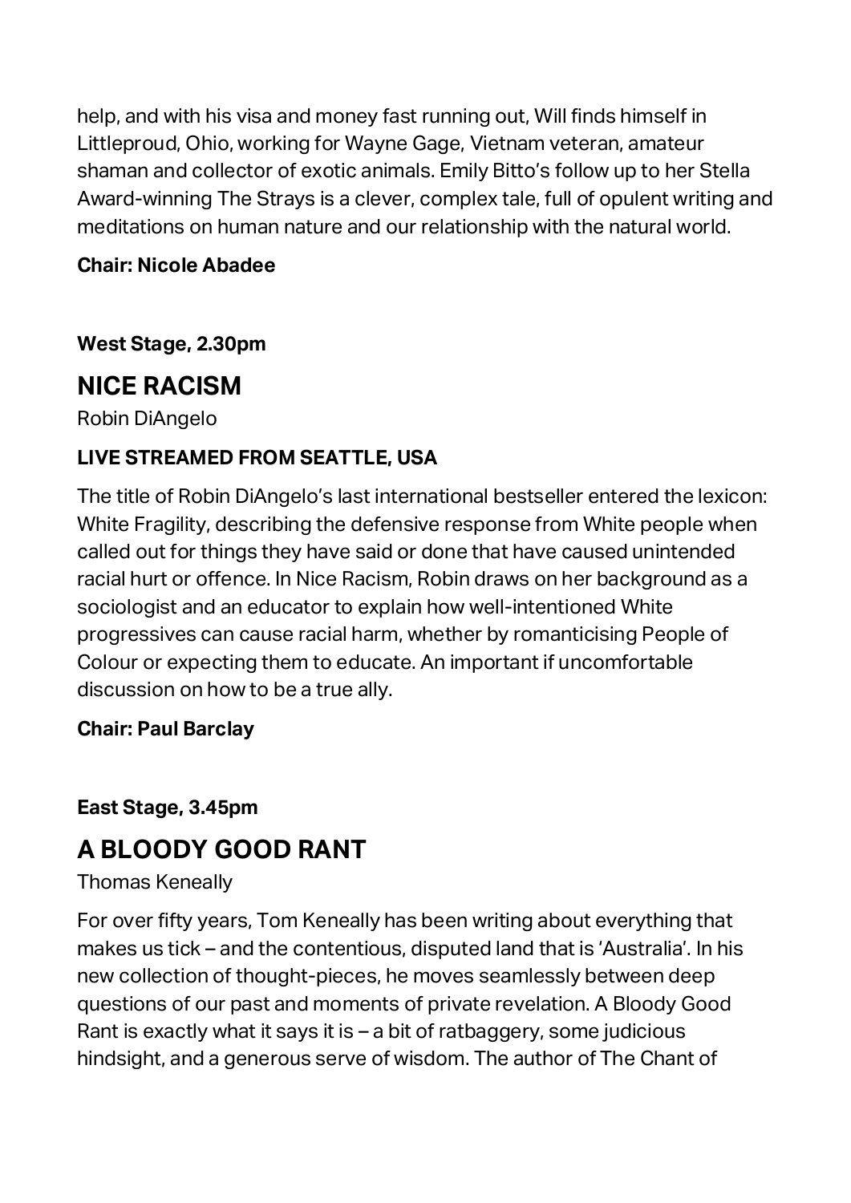help, and with his visa and money fast running out, Will finds himself in Littleproud, Ohio, working for Wayne Gage, Vietnam veteran, amateur shaman and collector of exotic animals. Emily Bitto's follow up to her Stella Award-winning The Strays is a clever, complex tale, full of opulent writing and meditations on human nature and our relationship with the natural world.

**Chair: Nicole Abadee**

**West Stage, 2.30pm**

## NICE RACISM

Robin DiAngelo

**LIVE STREAMED FROM SEATTLE, USA**

The title of Robin DiAngelo's last international bestseller entered the lexicon: White Fragility, describing the defensive response from White people when called out for things they have said or done that have caused unintended racial hurt or offence. In Nice Racism, Robin draws on her background as a sociologist and an educator to explain how well-intentioned White progressives can cause racial harm, whether by romanticising People of Colour or expecting them to educate. An important if uncomfortable discussion on how to be a true ally.

**Chair: Paul Barclay**

**East Stage, 3.45pm**

## A BLOODY GOOD RANT

Thomas Keneally

For over fifty years, Tom Keneally has been writing about everything that makes us tick – and the contentious, disputed land that is 'Australia'. In his new collection of thought-pieces, he moves seamlessly between deep questions of our past and moments of private revelation. A Bloody Good Rant is exactly what it says it is – a bit of ratbaggery, some judicious hindsight, and a generous serve of wisdom. The author of The Chant of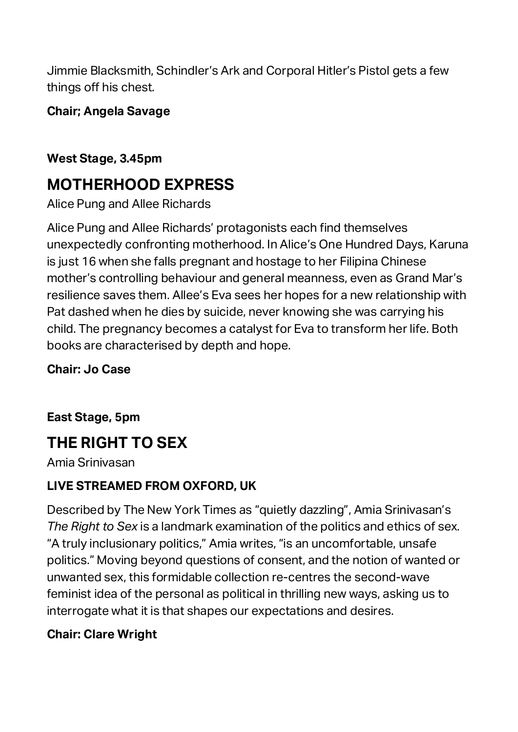Jimmie Blacksmith, Schindler's Ark and Corporal Hitler's Pistol gets a few things off his chest.

**Chair; Angela Savage**

**West Stage, 3.45pm**

## MOTHERHOOD EXPRESS

Alice Pung and Allee Richards

Alice Pung and Allee Richards' protagonists each find themselves unexpectedly confronting motherhood. In Alice's One Hundred Days, Karuna is just 16 when she falls pregnant and hostage to her Filipina Chinese mother's controlling behaviour and general meanness, even as Grand Mar's resilience saves them. Allee's Eva sees her hopes for a new relationship with Pat dashed when he dies by suicide, never knowing she was carrying his child. The pregnancy becomes a catalyst for Eva to transform her life. Both books are characterised by depth and hope.

**Chair: Jo Case**

**East Stage, 5pm**

## THE RIGHT TO SEX

Amia Srinivasan

**LIVE STREAMED FROM OXFORD, UK**

Described by The New York Times as "quietly dazzling", Amia Srinivasan's *The Right to Sex* is a landmark examination of the politics and ethics of sex. "A truly inclusionary politics," Amia writes, "is an uncomfortable, unsafe politics." Moving beyond questions of consent, and the notion of wanted or unwanted sex, this formidable collection re-centres the second-wave feminist idea of the personal as political in thrilling new ways, asking us to interrogate what it is that shapes our expectations and desires.

**Chair: Clare Wright**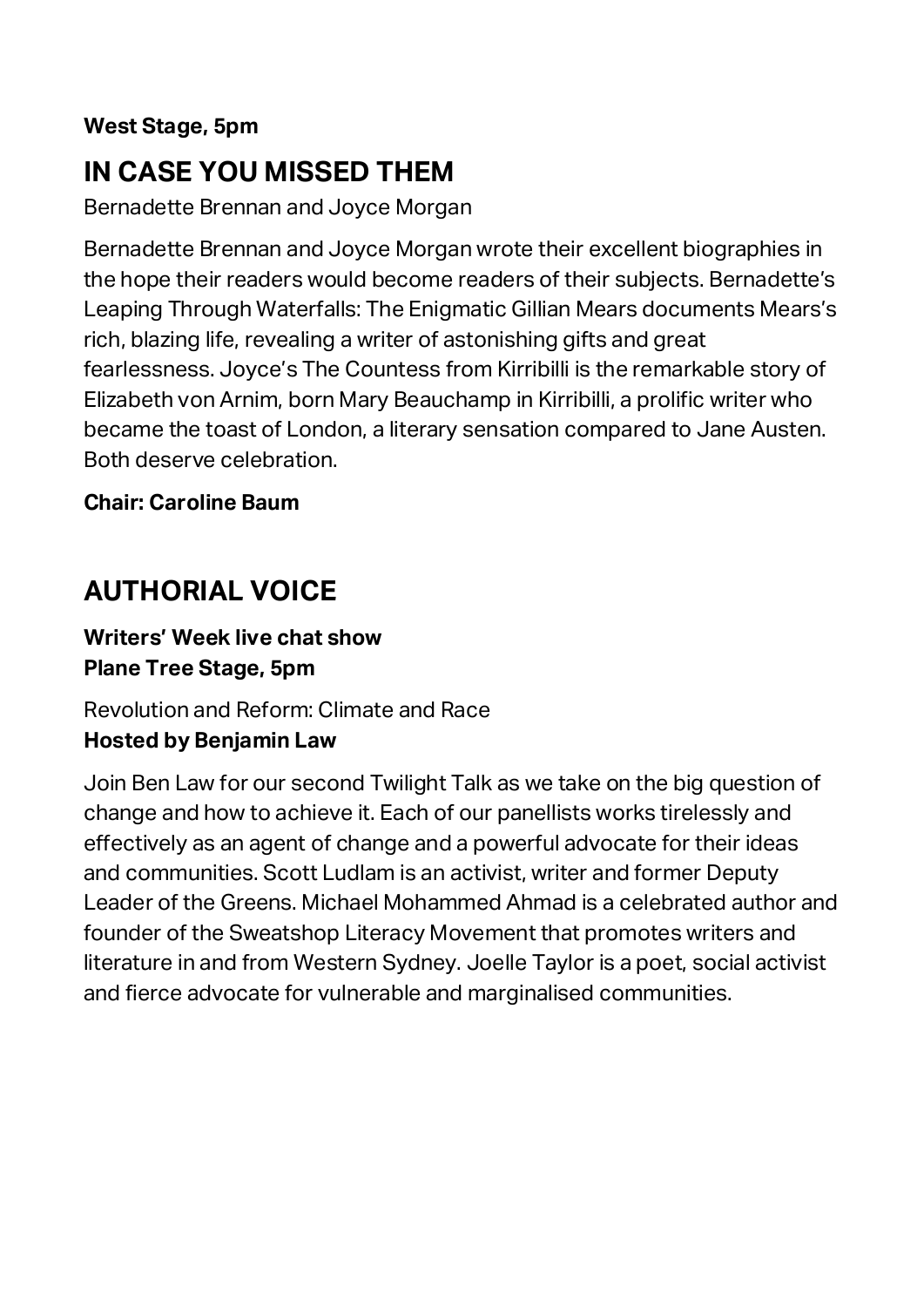**West Stage, 5pm**

## IN CASE YOU MISSED THEM

Bernadette Brennan and Joyce Morgan

Bernadette Brennan and Joyce Morgan wrote their excellent biographies in the hope their readers would become readers of their subjects. Bernadette's Leaping Through Waterfalls: The Enigmatic Gillian Mears documents Mears's rich, blazing life, revealing a writer of astonishing gifts and great fearlessness. Joyce's The Countess from Kirribilli is the remarkable story of Elizabeth von Arnim, born Mary Beauchamp in Kirribilli, a prolific writer who became the toast of London, a literary sensation compared to Jane Austen. Both deserve celebration.

**Chair: Caroline Baum**

## AUTHORIAL VOICE

**Writers' Week live chat show**
**Plane Tree Stage, 5pm**

Revolution and Reform: Climate and Race
**Hosted by Benjamin Law**

Join Ben Law for our second Twilight Talk as we take on the big question of change and how to achieve it. Each of our panellists works tirelessly and effectively as an agent of change and a powerful advocate for their ideas and communities. Scott Ludlam is an activist, writer and former Deputy Leader of the Greens. Michael Mohammed Ahmad is a celebrated author and founder of the Sweatshop Literacy Movement that promotes writers and literature in and from Western Sydney. Joelle Taylor is a poet, social activist and fierce advocate for vulnerable and marginalised communities.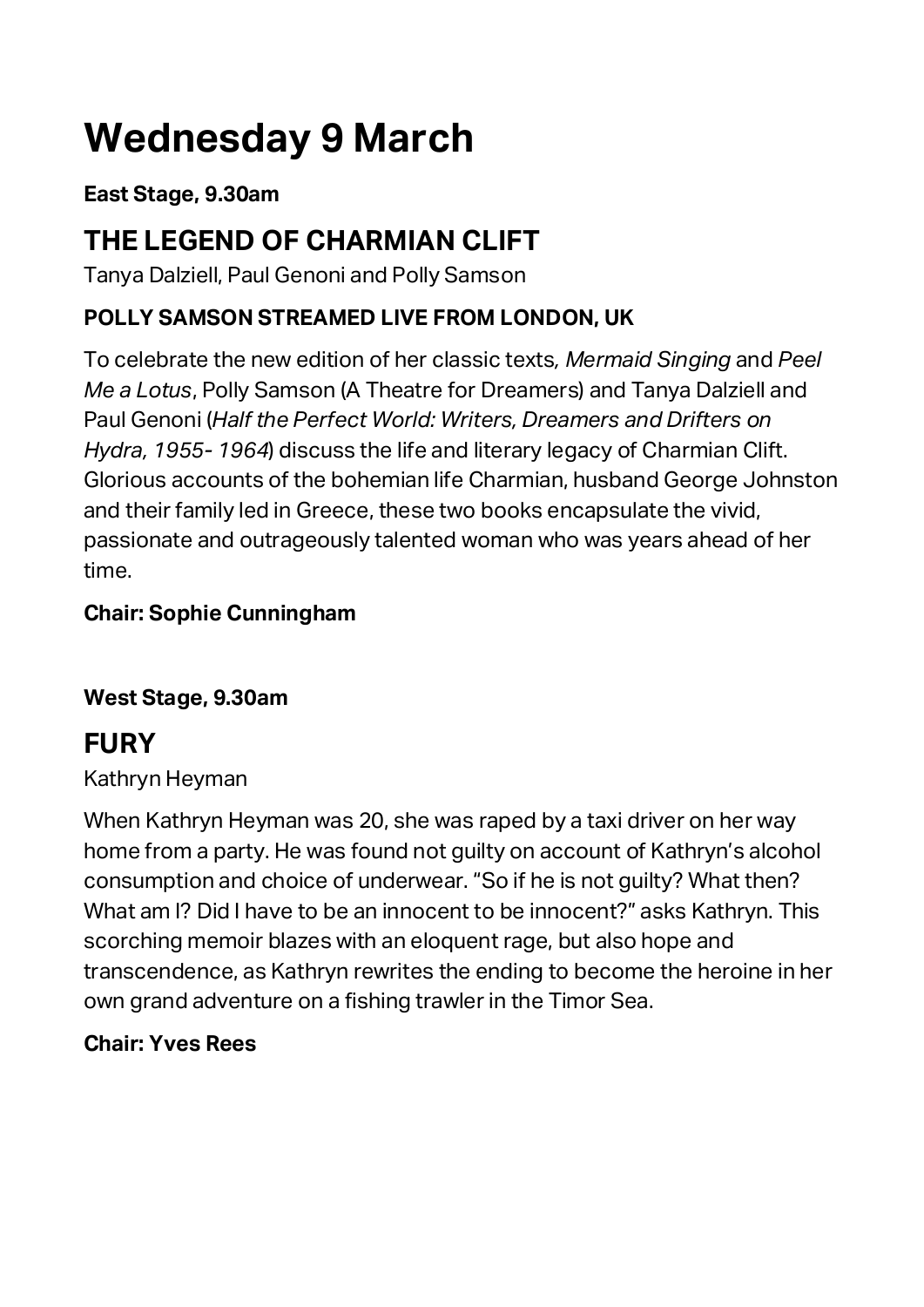# Wednesday 9 March

**East Stage, 9.30am**

## THE LEGEND OF CHARMIAN CLIFT

Tanya Dalziell, Paul Genoni and Polly Samson

**POLLY SAMSON STREAMED LIVE FROM LONDON, UK**

To celebrate the new edition of her classic texts, *Mermaid Singing* and *Peel Me a Lotus*, Polly Samson (A Theatre for Dreamers) and Tanya Dalziell and Paul Genoni (*Half the Perfect World: Writers, Dreamers and Drifters on Hydra, 1955- 1964*) discuss the life and literary legacy of Charmian Clift. Glorious accounts of the bohemian life Charmian, husband George Johnston and their family led in Greece, these two books encapsulate the vivid, passionate and outrageously talented woman who was years ahead of her time.

**Chair: Sophie Cunningham**

**West Stage, 9.30am**

## FURY

Kathryn Heyman

When Kathryn Heyman was 20, she was raped by a taxi driver on her way home from a party. He was found not guilty on account of Kathryn's alcohol consumption and choice of underwear. "So if he is not guilty? What then? What am I? Did I have to be an innocent to be innocent?" asks Kathryn. This scorching memoir blazes with an eloquent rage, but also hope and transcendence, as Kathryn rewrites the ending to become the heroine in her own grand adventure on a fishing trawler in the Timor Sea.

**Chair: Yves Rees**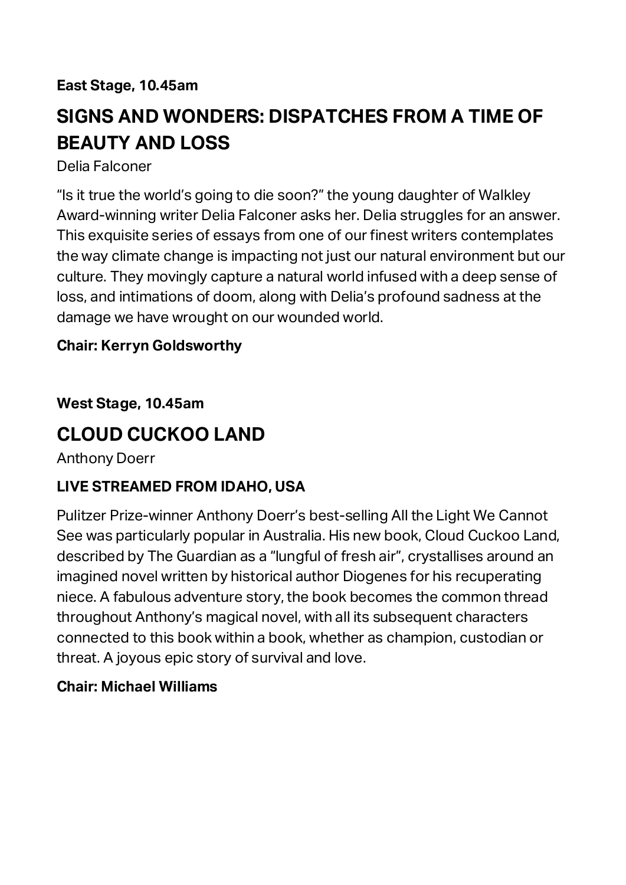**East Stage, 10.45am**

## SIGNS AND WONDERS: DISPATCHES FROM A TIME OF BEAUTY AND LOSS

Delia Falconer

"Is it true the world's going to die soon?" the young daughter of Walkley Award-winning writer Delia Falconer asks her. Delia struggles for an answer. This exquisite series of essays from one of our finest writers contemplates the way climate change is impacting not just our natural environment but our culture. They movingly capture a natural world infused with a deep sense of loss, and intimations of doom, along with Delia's profound sadness at the damage we have wrought on our wounded world.

**Chair: Kerryn Goldsworthy**

**West Stage, 10.45am**

## CLOUD CUCKOO LAND

Anthony Doerr

**LIVE STREAMED FROM IDAHO, USA**

Pulitzer Prize-winner Anthony Doerr's best-selling All the Light We Cannot See was particularly popular in Australia. His new book, Cloud Cuckoo Land, described by The Guardian as a "lungful of fresh air", crystallises around an imagined novel written by historical author Diogenes for his recuperating niece. A fabulous adventure story, the book becomes the common thread throughout Anthony's magical novel, with all its subsequent characters connected to this book within a book, whether as champion, custodian or threat. A joyous epic story of survival and love.

**Chair: Michael Williams**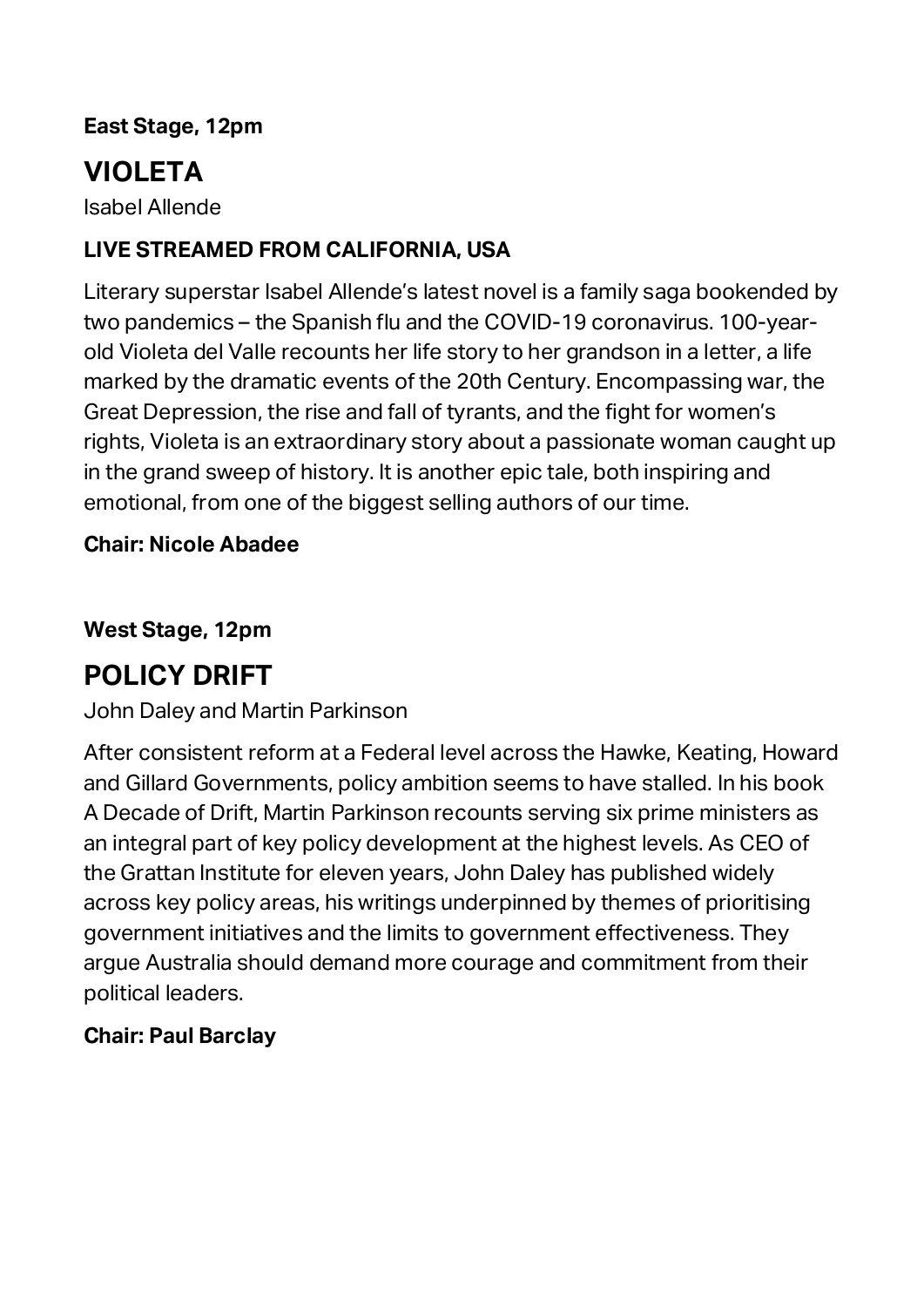**East Stage, 12pm**

## VIOLETA

Isabel Allende

**LIVE STREAMED FROM CALIFORNIA, USA**

Literary superstar Isabel Allende's latest novel is a family saga bookended by two pandemics – the Spanish flu and the COVID-19 coronavirus. 100-year-old Violeta del Valle recounts her life story to her grandson in a letter, a life marked by the dramatic events of the 20th Century. Encompassing war, the Great Depression, the rise and fall of tyrants, and the fight for women's rights, Violeta is an extraordinary story about a passionate woman caught up in the grand sweep of history. It is another epic tale, both inspiring and emotional, from one of the biggest selling authors of our time.

**Chair: Nicole Abadee**

**West Stage, 12pm**

## POLICY DRIFT

John Daley and Martin Parkinson

After consistent reform at a Federal level across the Hawke, Keating, Howard and Gillard Governments, policy ambition seems to have stalled. In his book A Decade of Drift, Martin Parkinson recounts serving six prime ministers as an integral part of key policy development at the highest levels. As CEO of the Grattan Institute for eleven years, John Daley has published widely across key policy areas, his writings underpinned by themes of prioritising government initiatives and the limits to government effectiveness. They argue Australia should demand more courage and commitment from their political leaders.

**Chair: Paul Barclay**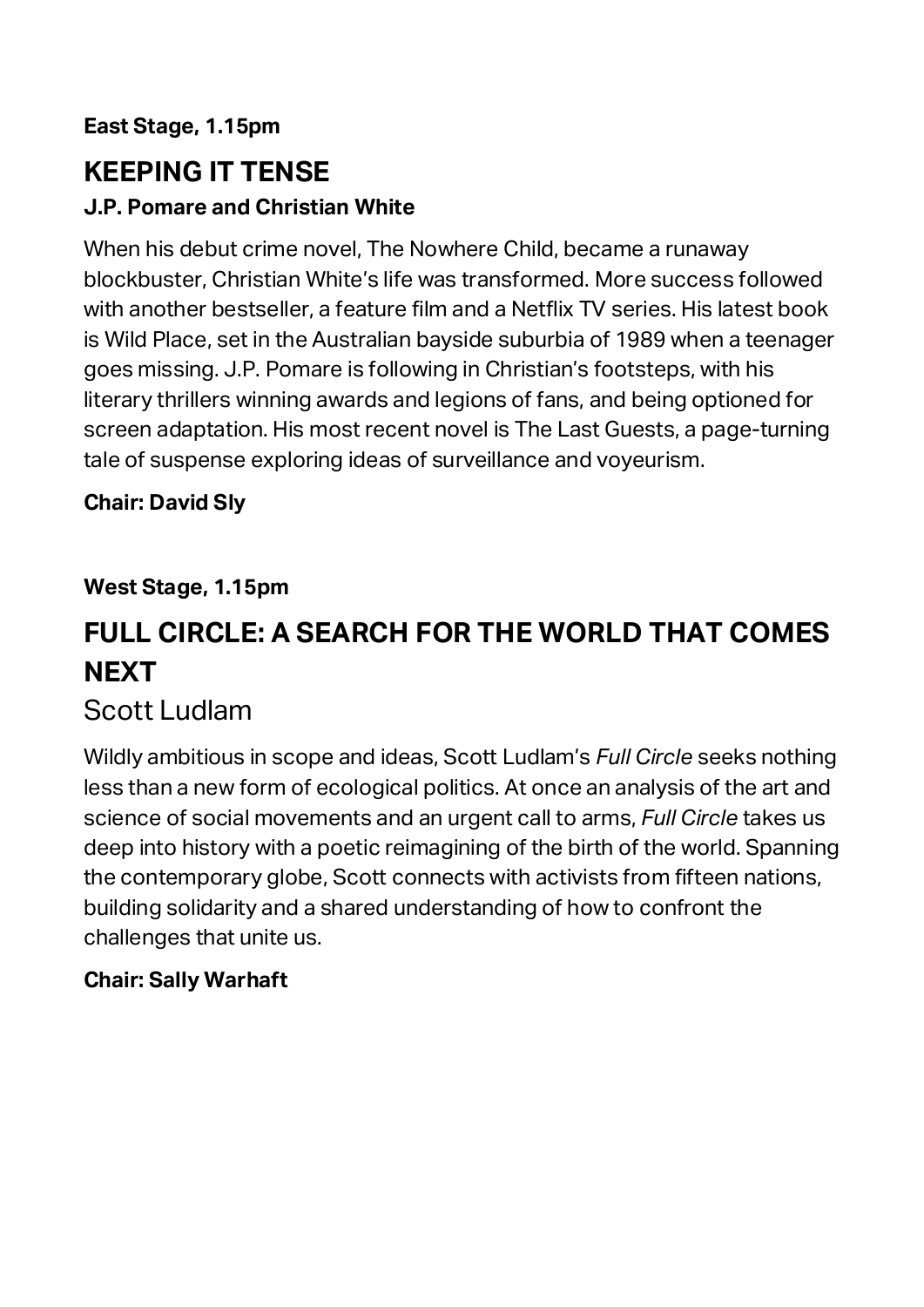**East Stage, 1.15pm**

## KEEPING IT TENSE

### J.P. Pomare and Christian White

When his debut crime novel, The Nowhere Child, became a runaway blockbuster, Christian White's life was transformed. More success followed with another bestseller, a feature film and a Netflix TV series. His latest book is Wild Place, set in the Australian bayside suburbia of 1989 when a teenager goes missing. J.P. Pomare is following in Christian's footsteps, with his literary thrillers winning awards and legions of fans, and being optioned for screen adaptation. His most recent novel is The Last Guests, a page-turning tale of suspense exploring ideas of surveillance and voyeurism.

**Chair: David Sly**

**West Stage, 1.15pm**

## FULL CIRCLE: A SEARCH FOR THE WORLD THAT COMES NEXT

### Scott Ludlam

Wildly ambitious in scope and ideas, Scott Ludlam's *Full Circle* seeks nothing less than a new form of ecological politics. At once an analysis of the art and science of social movements and an urgent call to arms, *Full Circle* takes us deep into history with a poetic reimagining of the birth of the world. Spanning the contemporary globe, Scott connects with activists from fifteen nations, building solidarity and a shared understanding of how to confront the challenges that unite us.

**Chair: Sally Warhaft**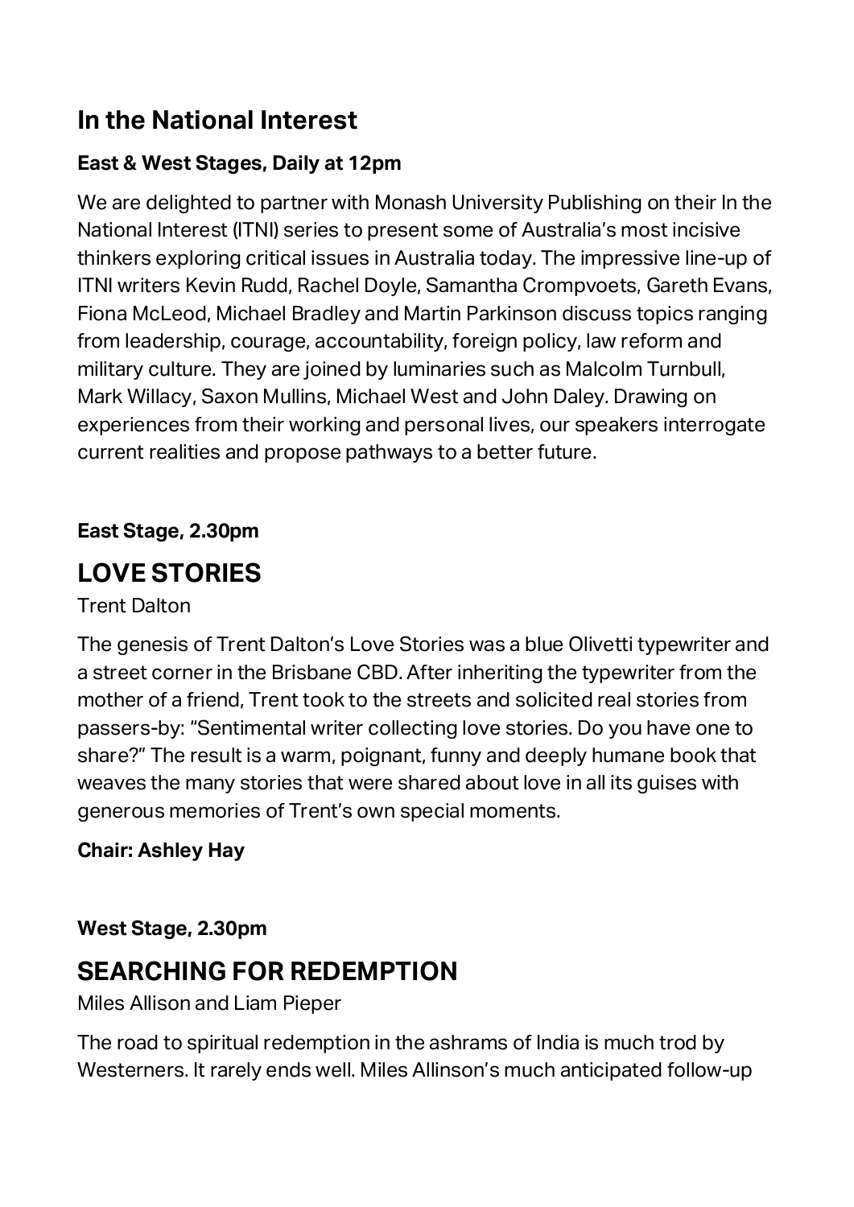## In the National Interest

**East & West Stages, Daily at 12pm**

We are delighted to partner with Monash University Publishing on their In the National Interest (ITNI) series to present some of Australia's most incisive thinkers exploring critical issues in Australia today. The impressive line-up of ITNI writers Kevin Rudd, Rachel Doyle, Samantha Crompvoets, Gareth Evans, Fiona McLeod, Michael Bradley and Martin Parkinson discuss topics ranging from leadership, courage, accountability, foreign policy, law reform and military culture. They are joined by luminaries such as Malcolm Turnbull, Mark Willacy, Saxon Mullins, Michael West and John Daley. Drawing on experiences from their working and personal lives, our speakers interrogate current realities and propose pathways to a better future.

**East Stage, 2.30pm**

## LOVE STORIES

Trent Dalton

The genesis of Trent Dalton's Love Stories was a blue Olivetti typewriter and a street corner in the Brisbane CBD. After inheriting the typewriter from the mother of a friend, Trent took to the streets and solicited real stories from passers-by: "Sentimental writer collecting love stories. Do you have one to share?" The result is a warm, poignant, funny and deeply humane book that weaves the many stories that were shared about love in all its guises with generous memories of Trent's own special moments.

**Chair: Ashley Hay**

**West Stage, 2.30pm**

## SEARCHING FOR REDEMPTION

Miles Allison and Liam Pieper

The road to spiritual redemption in the ashrams of India is much trod by Westerners. It rarely ends well. Miles Allinson's much anticipated follow-up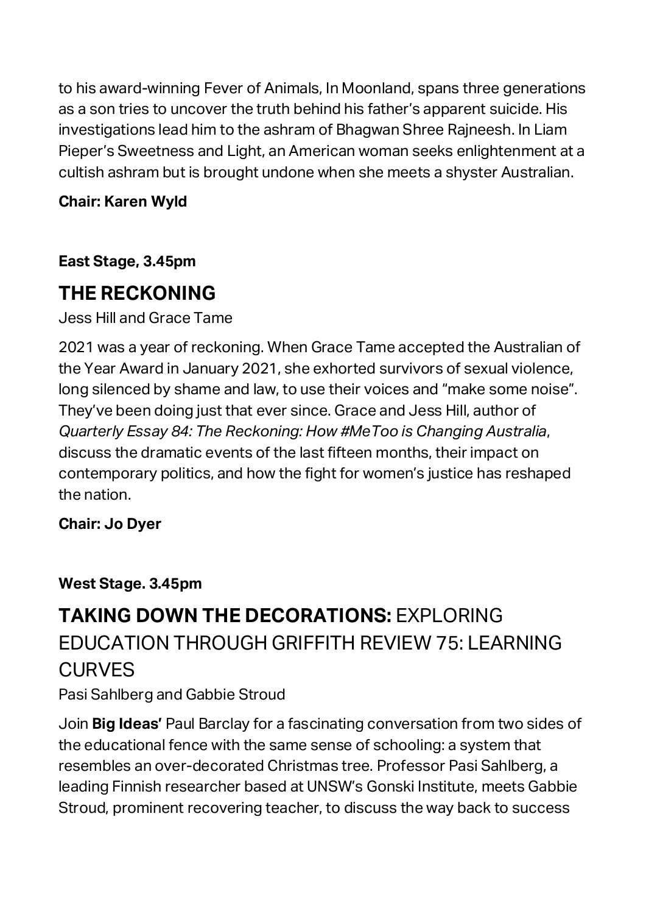to his award-winning Fever of Animals, In Moonland, spans three generations as a son tries to uncover the truth behind his father's apparent suicide. His investigations lead him to the ashram of Bhagwan Shree Rajneesh. In Liam Pieper's Sweetness and Light, an American woman seeks enlightenment at a cultish ashram but is brought undone when she meets a shyster Australian.

**Chair: Karen Wyld**

**East Stage, 3.45pm**

## THE RECKONING

Jess Hill and Grace Tame

2021 was a year of reckoning. When Grace Tame accepted the Australian of the Year Award in January 2021, she exhorted survivors of sexual violence, long silenced by shame and law, to use their voices and "make some noise". They've been doing just that ever since. Grace and Jess Hill, author of *Quarterly Essay 84: The Reckoning: How #MeToo is Changing Australia*, discuss the dramatic events of the last fifteen months, their impact on contemporary politics, and how the fight for women's justice has reshaped the nation.

**Chair: Jo Dyer**

**West Stage. 3.45pm**

## **TAKING DOWN THE DECORATIONS:** EXPLORING EDUCATION THROUGH GRIFFITH REVIEW 75: LEARNING CURVES

Pasi Sahlberg and Gabbie Stroud

Join **Big Ideas'** Paul Barclay for a fascinating conversation from two sides of the educational fence with the same sense of schooling: a system that resembles an over-decorated Christmas tree. Professor Pasi Sahlberg, a leading Finnish researcher based at UNSW's Gonski Institute, meets Gabbie Stroud, prominent recovering teacher, to discuss the way back to success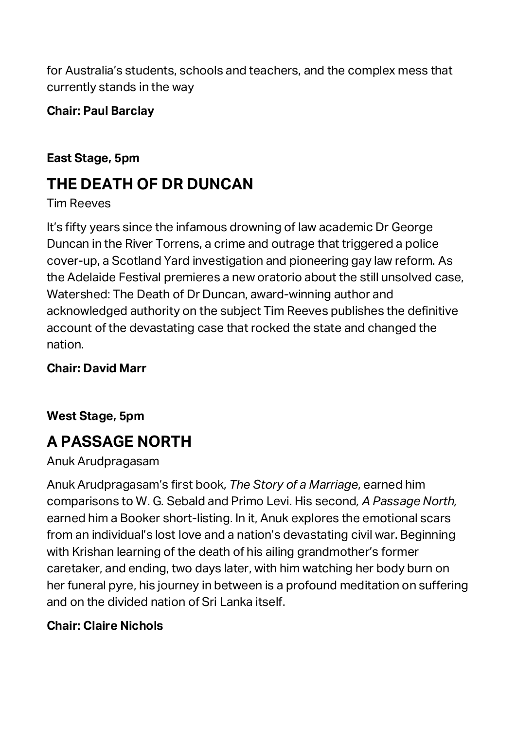for Australia's students, schools and teachers, and the complex mess that currently stands in the way

**Chair: Paul Barclay**

**East Stage, 5pm**

## THE DEATH OF DR DUNCAN

Tim Reeves

It's fifty years since the infamous drowning of law academic Dr George Duncan in the River Torrens, a crime and outrage that triggered a police cover-up, a Scotland Yard investigation and pioneering gay law reform. As the Adelaide Festival premieres a new oratorio about the still unsolved case, Watershed: The Death of Dr Duncan, award-winning author and acknowledged authority on the subject Tim Reeves publishes the definitive account of the devastating case that rocked the state and changed the nation.

**Chair: David Marr**

**West Stage, 5pm**

## A PASSAGE NORTH

Anuk Arudpragasam

Anuk Arudpragasam's first book, *The Story of a Marriage*, earned him comparisons to W. G. Sebald and Primo Levi. His second*, A Passage North,* earned him a Booker short-listing. In it, Anuk explores the emotional scars from an individual's lost love and a nation's devastating civil war. Beginning with Krishan learning of the death of his ailing grandmother's former caretaker, and ending, two days later, with him watching her body burn on her funeral pyre, his journey in between is a profound meditation on suffering and on the divided nation of Sri Lanka itself.

**Chair: Claire Nichols**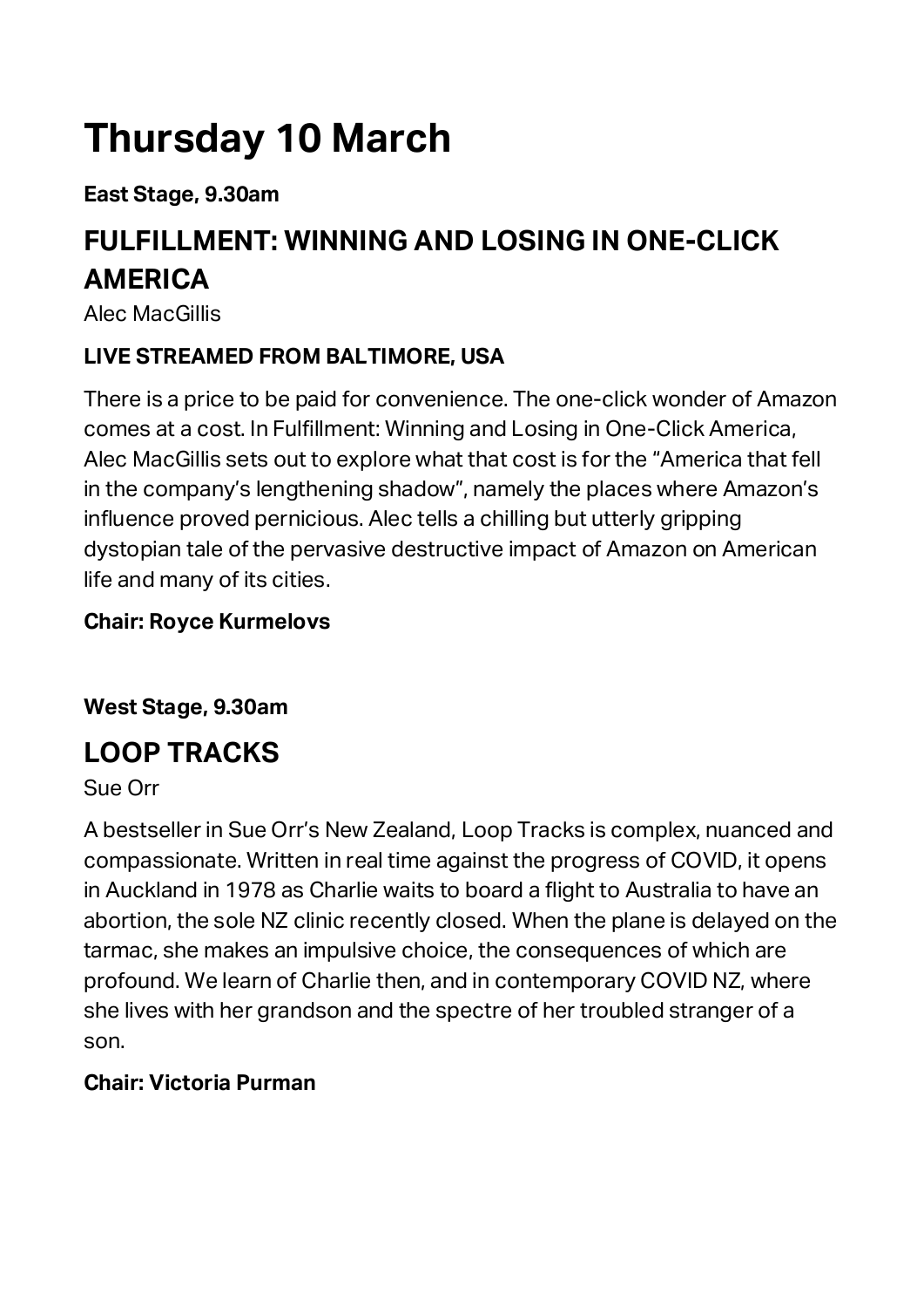# Thursday 10 March

**East Stage, 9.30am**

## FULFILLMENT: WINNING AND LOSING IN ONE-CLICK AMERICA

Alec MacGillis

**LIVE STREAMED FROM BALTIMORE, USA**

There is a price to be paid for convenience. The one-click wonder of Amazon comes at a cost. In Fulfillment: Winning and Losing in One-Click America, Alec MacGillis sets out to explore what that cost is for the "America that fell in the company's lengthening shadow", namely the places where Amazon's influence proved pernicious. Alec tells a chilling but utterly gripping dystopian tale of the pervasive destructive impact of Amazon on American life and many of its cities.

**Chair: Royce Kurmelovs**

**West Stage, 9.30am**

## LOOP TRACKS

Sue Orr

A bestseller in Sue Orr's New Zealand, Loop Tracks is complex, nuanced and compassionate. Written in real time against the progress of COVID, it opens in Auckland in 1978 as Charlie waits to board a flight to Australia to have an abortion, the sole NZ clinic recently closed. When the plane is delayed on the tarmac, she makes an impulsive choice, the consequences of which are profound. We learn of Charlie then, and in contemporary COVID NZ, where she lives with her grandson and the spectre of her troubled stranger of a son.

**Chair: Victoria Purman**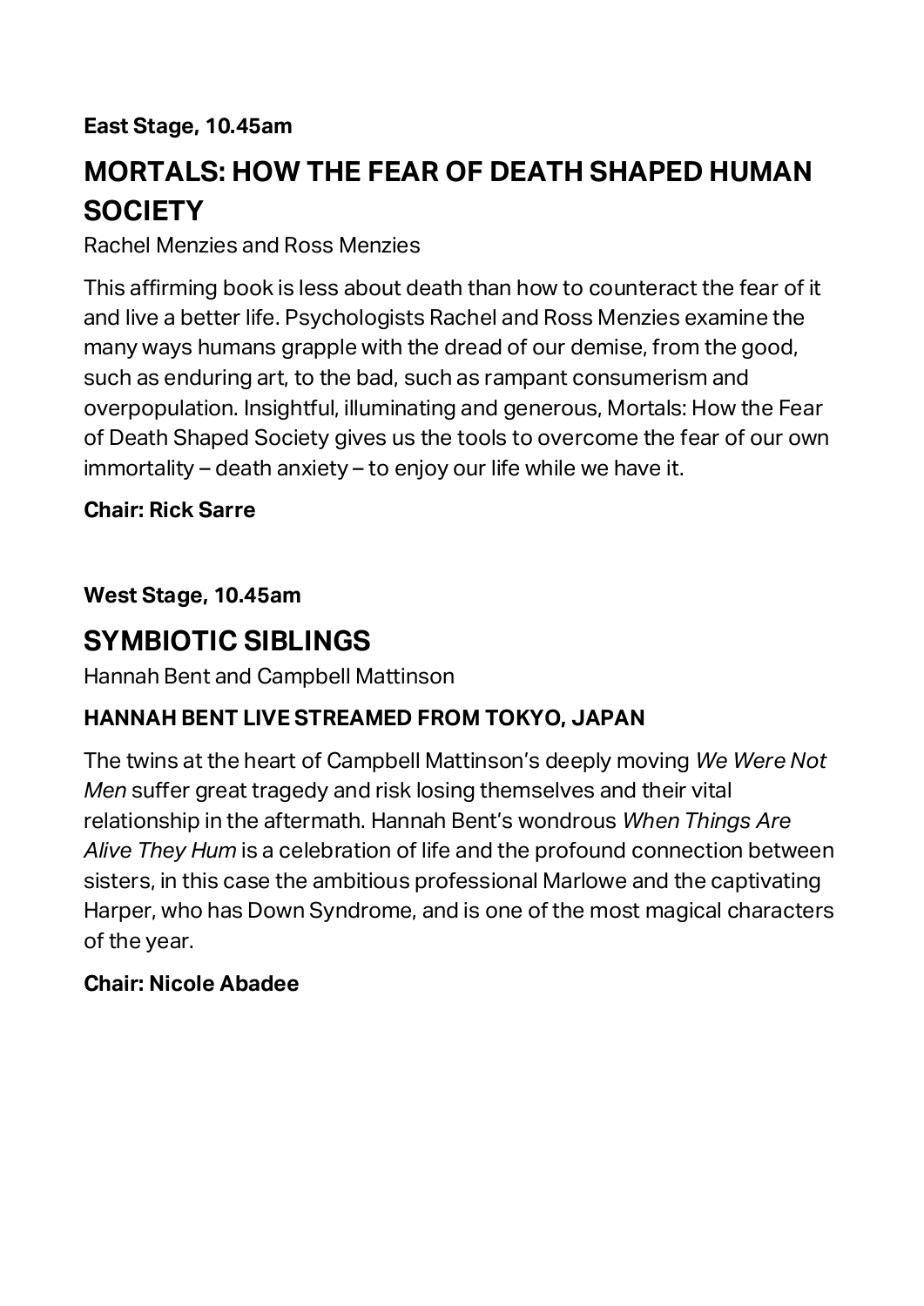**East Stage, 10.45am**

## MORTALS: HOW THE FEAR OF DEATH SHAPED HUMAN SOCIETY

Rachel Menzies and Ross Menzies

This affirming book is less about death than how to counteract the fear of it and live a better life. Psychologists Rachel and Ross Menzies examine the many ways humans grapple with the dread of our demise, from the good, such as enduring art, to the bad, such as rampant consumerism and overpopulation. Insightful, illuminating and generous, Mortals: How the Fear of Death Shaped Society gives us the tools to overcome the fear of our own immortality – death anxiety – to enjoy our life while we have it.

**Chair: Rick Sarre**

**West Stage, 10.45am**

## SYMBIOTIC SIBLINGS

Hannah Bent and Campbell Mattinson

**HANNAH BENT LIVE STREAMED FROM TOKYO, JAPAN**

The twins at the heart of Campbell Mattinson's deeply moving *We Were Not Men* suffer great tragedy and risk losing themselves and their vital relationship in the aftermath. Hannah Bent's wondrous *When Things Are Alive They Hum* is a celebration of life and the profound connection between sisters, in this case the ambitious professional Marlowe and the captivating Harper, who has Down Syndrome, and is one of the most magical characters of the year.

**Chair: Nicole Abadee**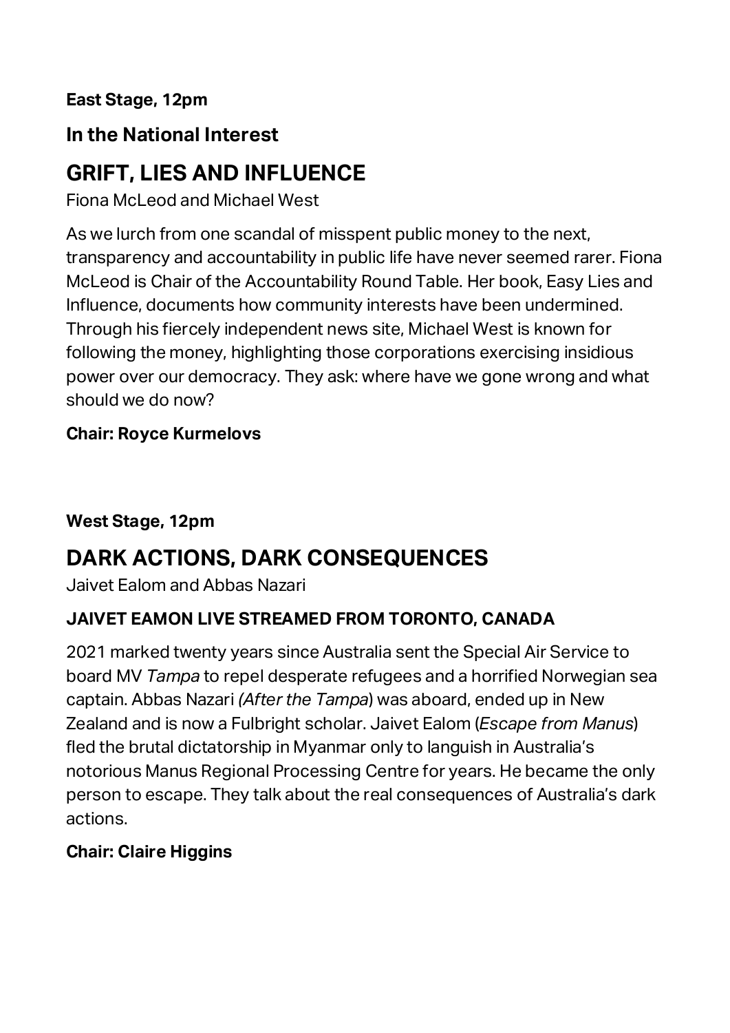**East Stage, 12pm**

### In the National Interest

## GRIFT, LIES AND INFLUENCE

Fiona McLeod and Michael West

As we lurch from one scandal of misspent public money to the next, transparency and accountability in public life have never seemed rarer. Fiona McLeod is Chair of the Accountability Round Table. Her book, Easy Lies and Influence, documents how community interests have been undermined. Through his fiercely independent news site, Michael West is known for following the money, highlighting those corporations exercising insidious power over our democracy. They ask: where have we gone wrong and what should we do now?

**Chair: Royce Kurmelovs**

**West Stage, 12pm**

## DARK ACTIONS, DARK CONSEQUENCES

Jaivet Ealom and Abbas Nazari

### JAIVET EAMON LIVE STREAMED FROM TORONTO, CANADA

2021 marked twenty years since Australia sent the Special Air Service to board MV *Tampa* to repel desperate refugees and a horrified Norwegian sea captain. Abbas Nazari *(After the Tampa*) was aboard, ended up in New Zealand and is now a Fulbright scholar. Jaivet Ealom (*Escape from Manus*) fled the brutal dictatorship in Myanmar only to languish in Australia's notorious Manus Regional Processing Centre for years. He became the only person to escape. They talk about the real consequences of Australia's dark actions.

**Chair: Claire Higgins**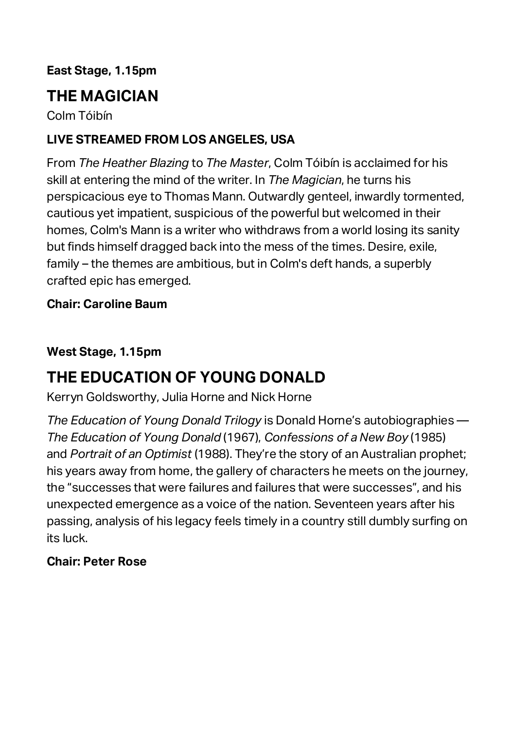**East Stage, 1.15pm**

## THE MAGICIAN

Colm Tóibín

**LIVE STREAMED FROM LOS ANGELES, USA**

From *The Heather Blazing* to *The Master*, Colm Tóibín is acclaimed for his skill at entering the mind of the writer. In *The Magician*, he turns his perspicacious eye to Thomas Mann. Outwardly genteel, inwardly tormented, cautious yet impatient, suspicious of the powerful but welcomed in their homes, Colm's Mann is a writer who withdraws from a world losing its sanity but finds himself dragged back into the mess of the times. Desire, exile, family – the themes are ambitious, but in Colm's deft hands, a superbly crafted epic has emerged.

**Chair: Caroline Baum**

**West Stage, 1.15pm**

## THE EDUCATION OF YOUNG DONALD

Kerryn Goldsworthy, Julia Horne and Nick Horne

*The Education of Young Donald Trilogy* is Donald Horne's autobiographies — *The Education of Young Donald* (1967), *Confessions of a New Boy* (1985) and *Portrait of an Optimist* (1988). They're the story of an Australian prophet; his years away from home, the gallery of characters he meets on the journey, the "successes that were failures and failures that were successes", and his unexpected emergence as a voice of the nation. Seventeen years after his passing, analysis of his legacy feels timely in a country still dumbly surfing on its luck.

**Chair: Peter Rose**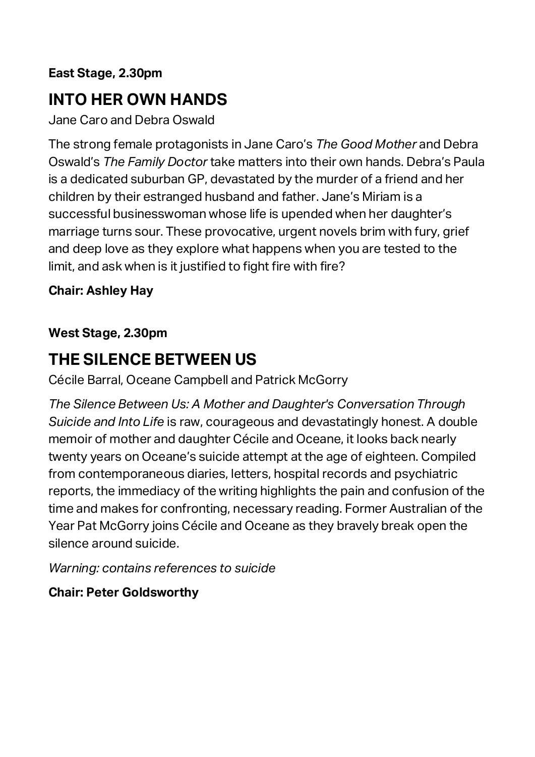**East Stage, 2.30pm**

## INTO HER OWN HANDS

Jane Caro and Debra Oswald

The strong female protagonists in Jane Caro's *The Good Mother* and Debra Oswald's *The Family Doctor* take matters into their own hands. Debra's Paula is a dedicated suburban GP, devastated by the murder of a friend and her children by their estranged husband and father. Jane's Miriam is a successful businesswoman whose life is upended when her daughter's marriage turns sour. These provocative, urgent novels brim with fury, grief and deep love as they explore what happens when you are tested to the limit, and ask when is it justified to fight fire with fire?

**Chair: Ashley Hay**

**West Stage, 2.30pm**

## THE SILENCE BETWEEN US

Cécile Barral, Oceane Campbell and Patrick McGorry

*The Silence Between Us: A Mother and Daughter's Conversation Through Suicide and Into Life* is raw, courageous and devastatingly honest. A double memoir of mother and daughter Cécile and Oceane, it looks back nearly twenty years on Oceane's suicide attempt at the age of eighteen. Compiled from contemporaneous diaries, letters, hospital records and psychiatric reports, the immediacy of the writing highlights the pain and confusion of the time and makes for confronting, necessary reading. Former Australian of the Year Pat McGorry joins Cécile and Oceane as they bravely break open the silence around suicide.

*Warning: contains references to suicide*

**Chair: Peter Goldsworthy**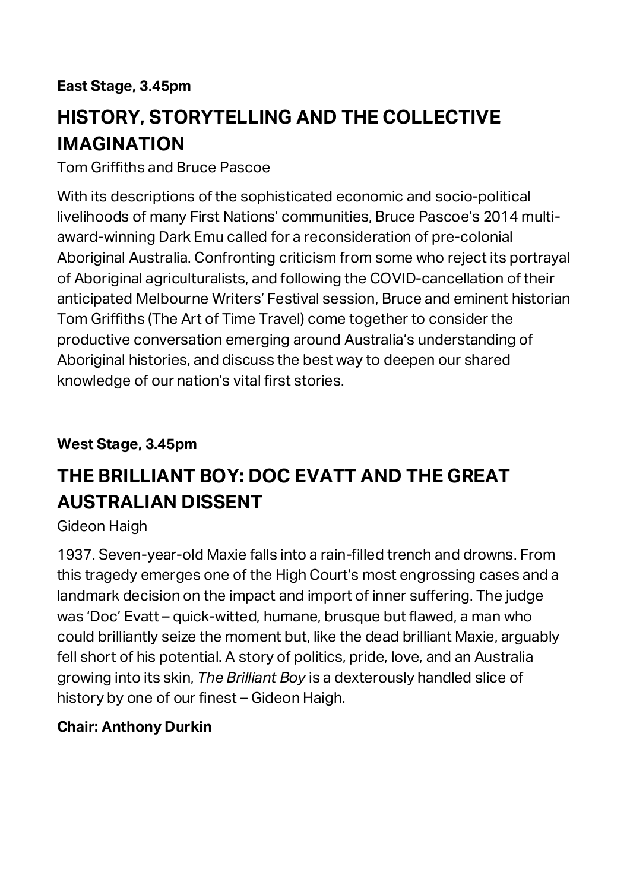**East Stage, 3.45pm**

## HISTORY, STORYTELLING AND THE COLLECTIVE IMAGINATION

Tom Griffiths and Bruce Pascoe

With its descriptions of the sophisticated economic and socio-political livelihoods of many First Nations' communities, Bruce Pascoe's 2014 multi-award-winning Dark Emu called for a reconsideration of pre-colonial Aboriginal Australia. Confronting criticism from some who reject its portrayal of Aboriginal agriculturalists, and following the COVID-cancellation of their anticipated Melbourne Writers' Festival session, Bruce and eminent historian Tom Griffiths (The Art of Time Travel) come together to consider the productive conversation emerging around Australia's understanding of Aboriginal histories, and discuss the best way to deepen our shared knowledge of our nation's vital first stories.

**West Stage, 3.45pm**

## THE BRILLIANT BOY: DOC EVATT AND THE GREAT AUSTRALIAN DISSENT

Gideon Haigh

1937. Seven-year-old Maxie falls into a rain-filled trench and drowns. From this tragedy emerges one of the High Court's most engrossing cases and a landmark decision on the impact and import of inner suffering. The judge was 'Doc' Evatt – quick-witted, humane, brusque but flawed, a man who could brilliantly seize the moment but, like the dead brilliant Maxie, arguably fell short of his potential. A story of politics, pride, love, and an Australia growing into its skin, *The Brilliant Boy* is a dexterously handled slice of history by one of our finest – Gideon Haigh.

**Chair: Anthony Durkin**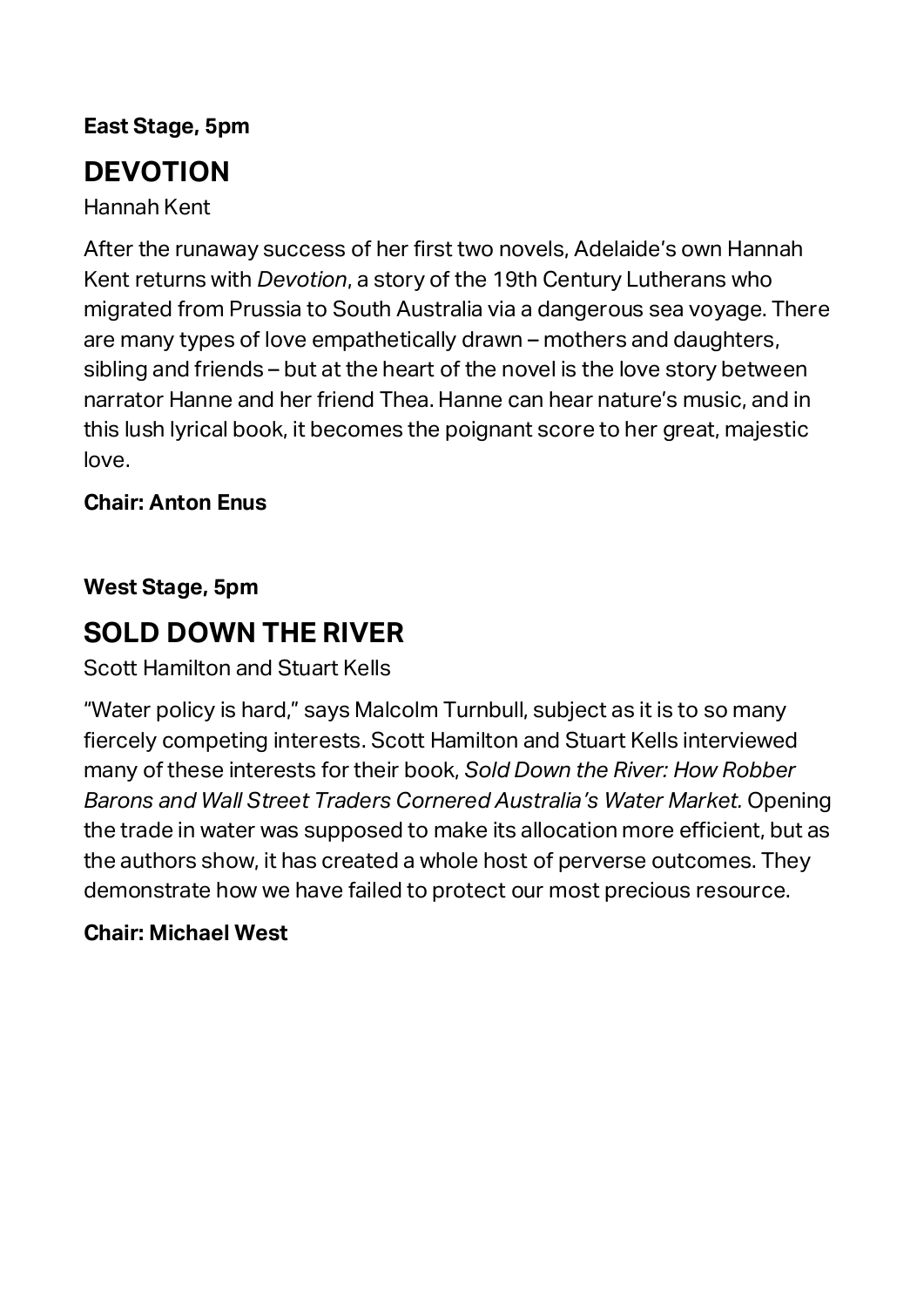**East Stage, 5pm**

## DEVOTION

Hannah Kent

After the runaway success of her first two novels, Adelaide's own Hannah Kent returns with *Devotion*, a story of the 19th Century Lutherans who migrated from Prussia to South Australia via a dangerous sea voyage. There are many types of love empathetically drawn – mothers and daughters, sibling and friends – but at the heart of the novel is the love story between narrator Hanne and her friend Thea. Hanne can hear nature's music, and in this lush lyrical book, it becomes the poignant score to her great, majestic love.

**Chair: Anton Enus**

**West Stage, 5pm**

## SOLD DOWN THE RIVER

Scott Hamilton and Stuart Kells

"Water policy is hard," says Malcolm Turnbull, subject as it is to so many fiercely competing interests. Scott Hamilton and Stuart Kells interviewed many of these interests for their book, *Sold Down the River: How Robber Barons and Wall Street Traders Cornered Australia's Water Market.* Opening the trade in water was supposed to make its allocation more efficient, but as the authors show, it has created a whole host of perverse outcomes. They demonstrate how we have failed to protect our most precious resource.

**Chair: Michael West**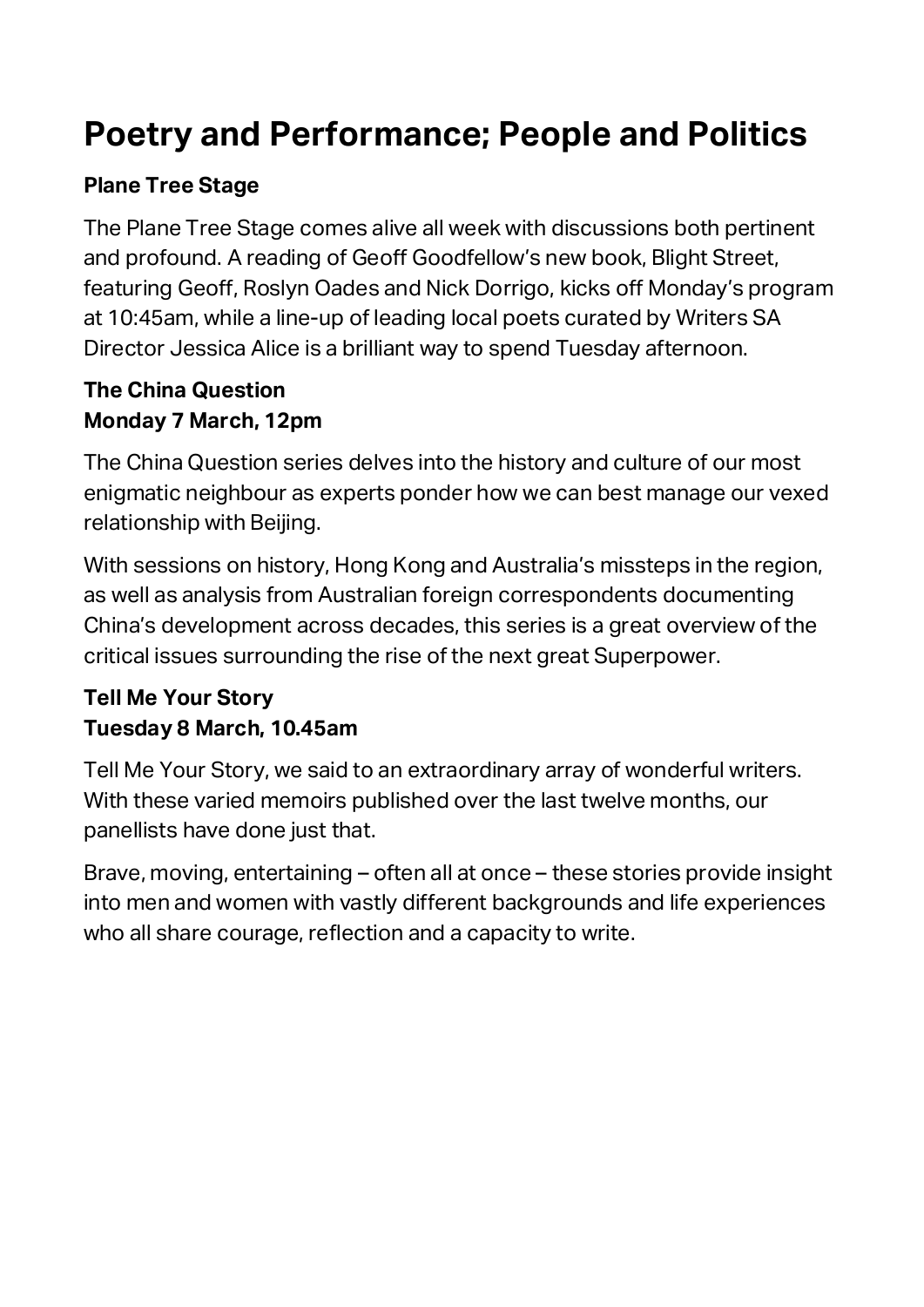# Poetry and Performance; People and Politics

### Plane Tree Stage

The Plane Tree Stage comes alive all week with discussions both pertinent and profound. A reading of Geoff Goodfellow's new book, Blight Street, featuring Geoff, Roslyn Oades and Nick Dorrigo, kicks off Monday's program at 10:45am, while a line-up of leading local poets curated by Writers SA Director Jessica Alice is a brilliant way to spend Tuesday afternoon.

### The China Question
### Monday 7 March, 12pm

The China Question series delves into the history and culture of our most enigmatic neighbour as experts ponder how we can best manage our vexed relationship with Beijing.

With sessions on history, Hong Kong and Australia's missteps in the region, as well as analysis from Australian foreign correspondents documenting China's development across decades, this series is a great overview of the critical issues surrounding the rise of the next great Superpower.

### Tell Me Your Story
### Tuesday 8 March, 10.45am

Tell Me Your Story, we said to an extraordinary array of wonderful writers. With these varied memoirs published over the last twelve months, our panellists have done just that.

Brave, moving, entertaining – often all at once – these stories provide insight into men and women with vastly different backgrounds and life experiences who all share courage, reflection and a capacity to write.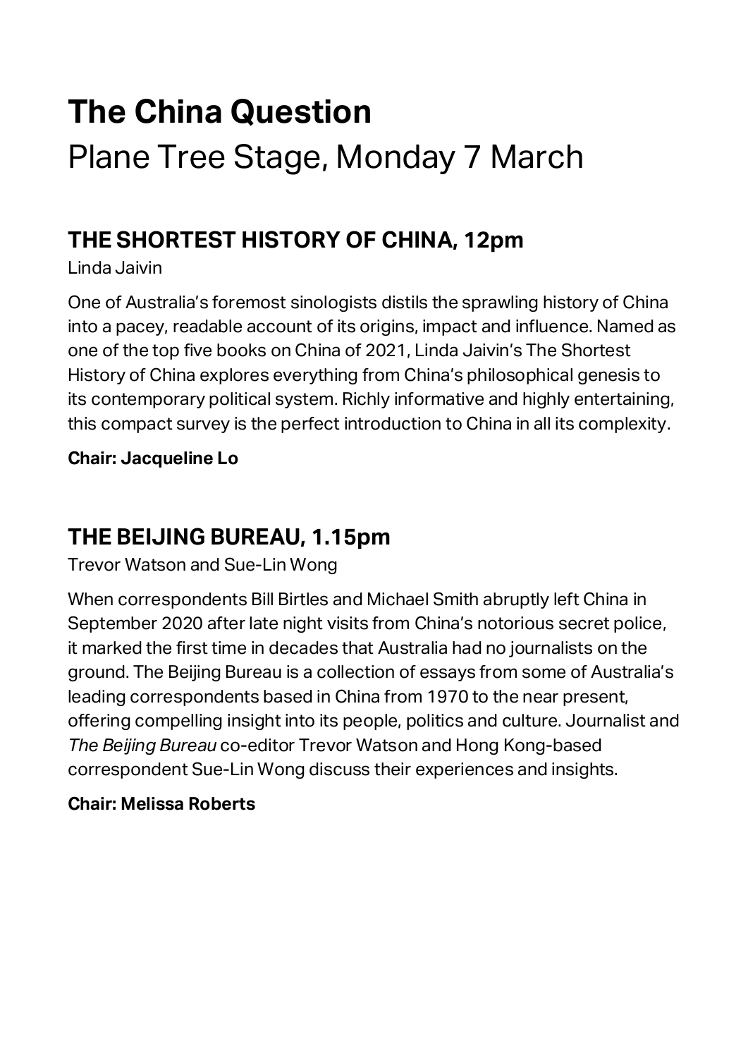# The China Question

Plane Tree Stage, Monday 7 March

## THE SHORTEST HISTORY OF CHINA, 12pm

Linda Jaivin

One of Australia's foremost sinologists distils the sprawling history of China into a pacey, readable account of its origins, impact and influence. Named as one of the top five books on China of 2021, Linda Jaivin's The Shortest History of China explores everything from China's philosophical genesis to its contemporary political system. Richly informative and highly entertaining, this compact survey is the perfect introduction to China in all its complexity.

**Chair: Jacqueline Lo**

## THE BEIJING BUREAU, 1.15pm

Trevor Watson and Sue-Lin Wong

When correspondents Bill Birtles and Michael Smith abruptly left China in September 2020 after late night visits from China's notorious secret police, it marked the first time in decades that Australia had no journalists on the ground. The Beijing Bureau is a collection of essays from some of Australia's leading correspondents based in China from 1970 to the near present, offering compelling insight into its people, politics and culture. Journalist and *The Beijing Bureau* co-editor Trevor Watson and Hong Kong-based correspondent Sue-Lin Wong discuss their experiences and insights.

**Chair: Melissa Roberts**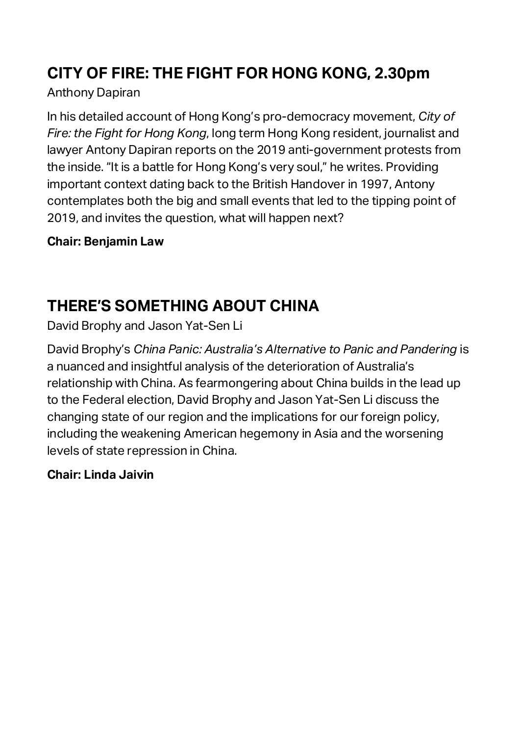## CITY OF FIRE: THE FIGHT FOR HONG KONG, 2.30pm

Anthony Dapiran

In his detailed account of Hong Kong's pro-democracy movement, *City of Fire: the Fight for Hong Kong*, long term Hong Kong resident, journalist and lawyer Antony Dapiran reports on the 2019 anti-government protests from the inside. "It is a battle for Hong Kong's very soul," he writes. Providing important context dating back to the British Handover in 1997, Antony contemplates both the big and small events that led to the tipping point of 2019, and invites the question, what will happen next?

**Chair: Benjamin Law**

## THERE'S SOMETHING ABOUT CHINA

David Brophy and Jason Yat-Sen Li

David Brophy's *China Panic: Australia's Alternative to Panic and Pandering* is a nuanced and insightful analysis of the deterioration of Australia's relationship with China. As fearmongering about China builds in the lead up to the Federal election, David Brophy and Jason Yat-Sen Li discuss the changing state of our region and the implications for our foreign policy, including the weakening American hegemony in Asia and the worsening levels of state repression in China.

**Chair: Linda Jaivin**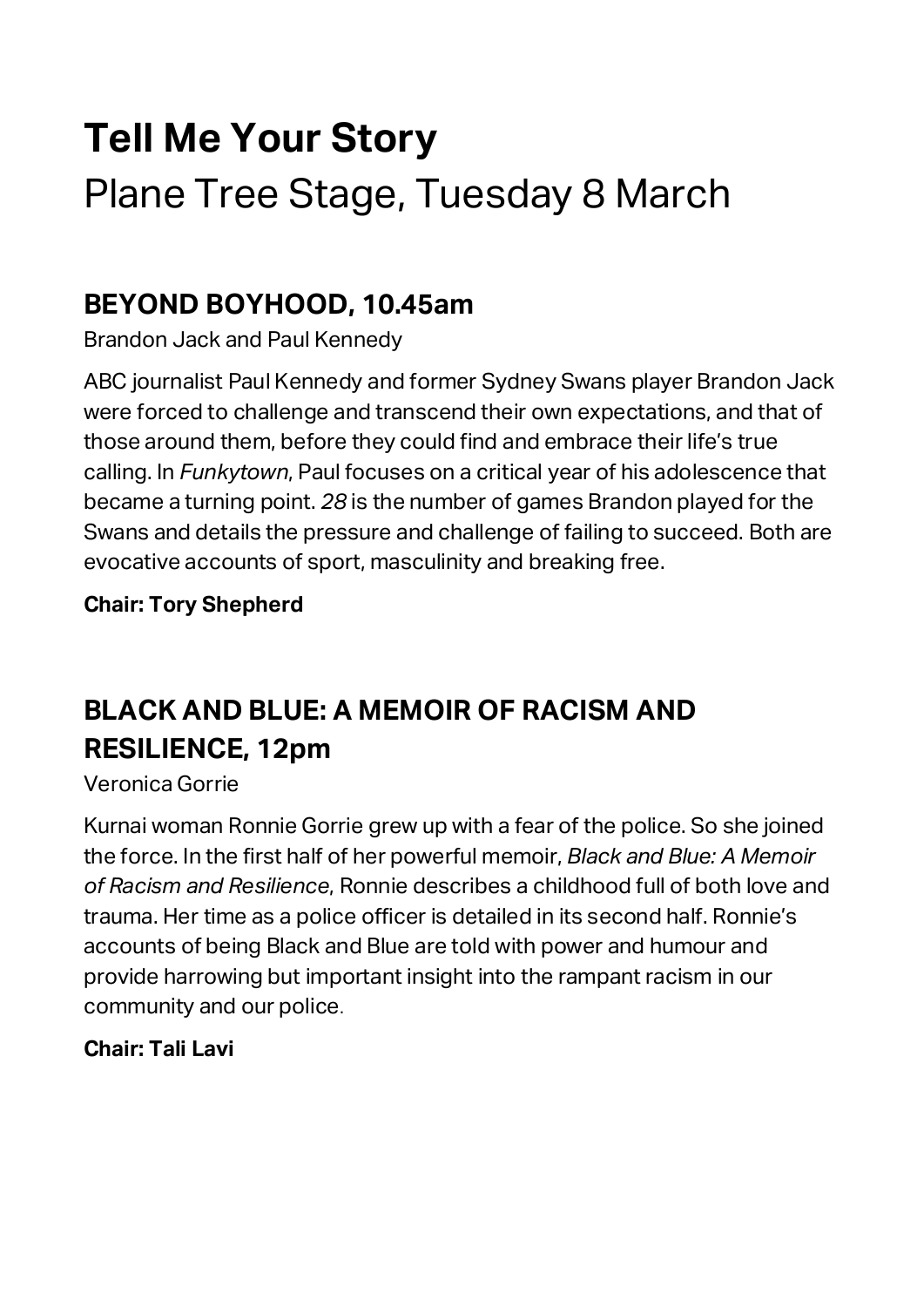# Tell Me Your Story

Plane Tree Stage, Tuesday 8 March

## BEYOND BOYHOOD, 10.45am

Brandon Jack and Paul Kennedy

ABC journalist Paul Kennedy and former Sydney Swans player Brandon Jack were forced to challenge and transcend their own expectations, and that of those around them, before they could find and embrace their life's true calling. In *Funkytown*, Paul focuses on a critical year of his adolescence that became a turning point. *28* is the number of games Brandon played for the Swans and details the pressure and challenge of failing to succeed. Both are evocative accounts of sport, masculinity and breaking free.

**Chair: Tory Shepherd**

## BLACK AND BLUE: A MEMOIR OF RACISM AND RESILIENCE, 12pm

Veronica Gorrie

Kurnai woman Ronnie Gorrie grew up with a fear of the police. So she joined the force. In the first half of her powerful memoir, *Black and Blue: A Memoir of Racism and Resilience*, Ronnie describes a childhood full of both love and trauma. Her time as a police officer is detailed in its second half. Ronnie's accounts of being Black and Blue are told with power and humour and provide harrowing but important insight into the rampant racism in our community and our police.

**Chair: Tali Lavi**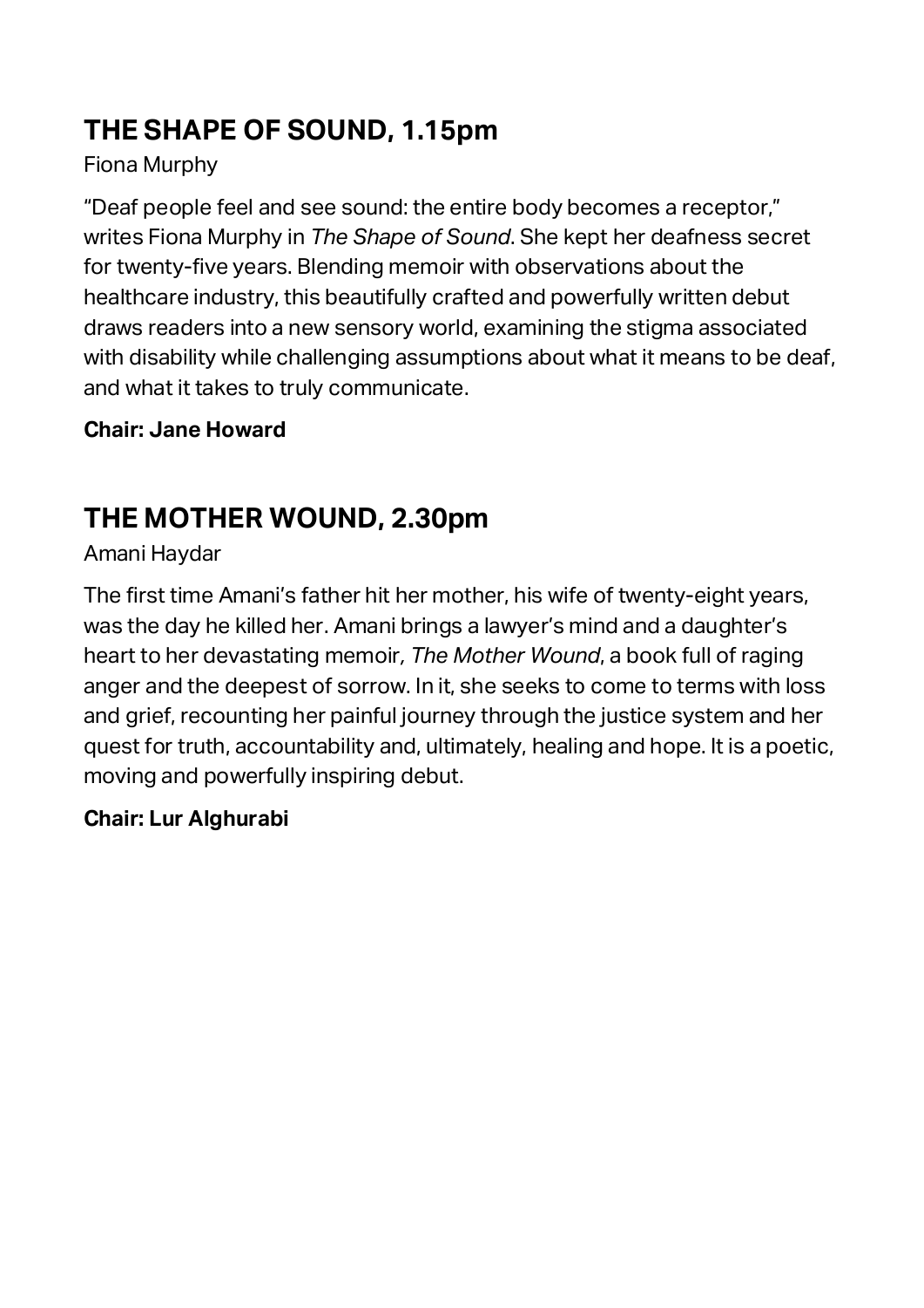## THE SHAPE OF SOUND, 1.15pm

Fiona Murphy

"Deaf people feel and see sound: the entire body becomes a receptor," writes Fiona Murphy in *The Shape of Sound*. She kept her deafness secret for twenty-five years. Blending memoir with observations about the healthcare industry, this beautifully crafted and powerfully written debut draws readers into a new sensory world, examining the stigma associated with disability while challenging assumptions about what it means to be deaf, and what it takes to truly communicate.

**Chair: Jane Howard**

## THE MOTHER WOUND, 2.30pm

Amani Haydar

The first time Amani's father hit her mother, his wife of twenty-eight years, was the day he killed her. Amani brings a lawyer's mind and a daughter's heart to her devastating memoir*, The Mother Wound*, a book full of raging anger and the deepest of sorrow. In it, she seeks to come to terms with loss and grief, recounting her painful journey through the justice system and her quest for truth, accountability and, ultimately, healing and hope. It is a poetic, moving and powerfully inspiring debut.

**Chair: Lur Alghurabi**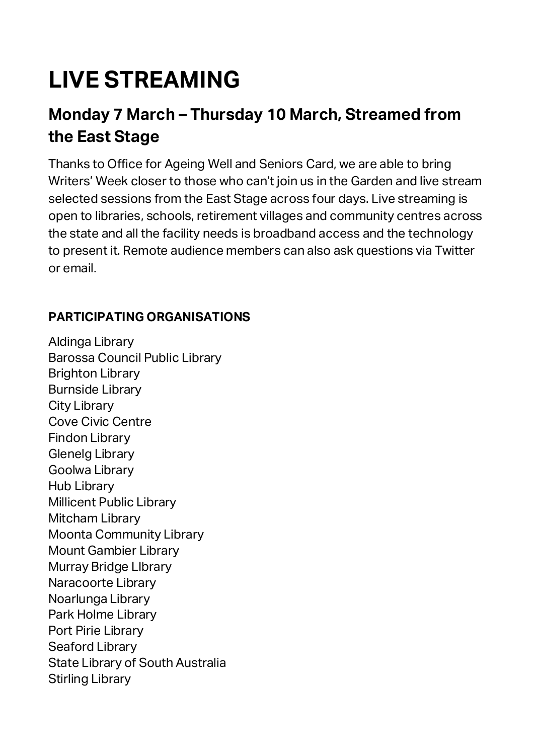# LIVE STREAMING

## Monday 7 March – Thursday 10 March, Streamed from the East Stage

Thanks to Office for Ageing Well and Seniors Card, we are able to bring Writers' Week closer to those who can't join us in the Garden and live stream selected sessions from the East Stage across four days. Live streaming is open to libraries, schools, retirement villages and community centres across the state and all the facility needs is broadband access and the technology to present it. Remote audience members can also ask questions via Twitter or email.

**PARTICIPATING ORGANISATIONS**

Aldinga Library
Barossa Council Public Library
Brighton Library
Burnside Library
City Library
Cove Civic Centre
Findon Library
Glenelg Library
Goolwa Library
Hub Library
Millicent Public Library
Mitcham Library
Moonta Community Library
Mount Gambier Library
Murray Bridge LIbrary
Naracoorte Library
Noarlunga Library
Park Holme Library
Port Pirie Library
Seaford Library
State Library of South Australia
Stirling Library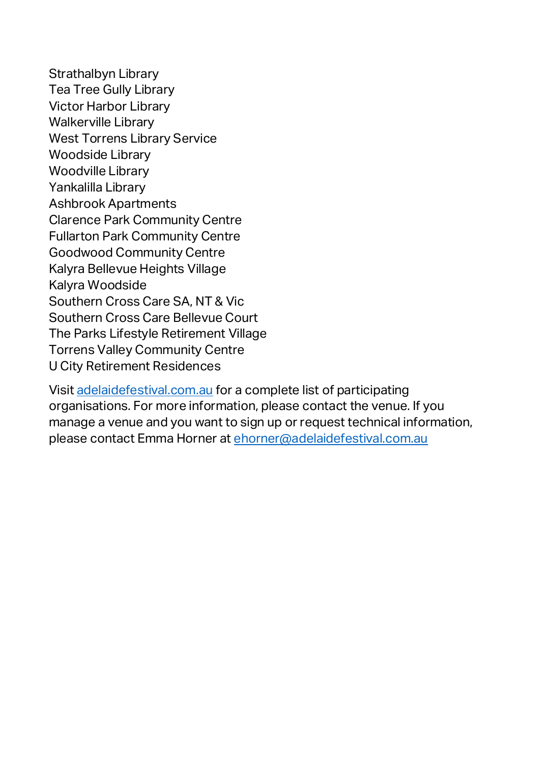Strathalbyn Library
Tea Tree Gully Library
Victor Harbor Library
Walkerville Library
West Torrens Library Service
Woodside Library
Woodville Library
Yankalilla Library
Ashbrook Apartments
Clarence Park Community Centre
Fullarton Park Community Centre
Goodwood Community Centre
Kalyra Bellevue Heights Village
Kalyra Woodside
Southern Cross Care SA, NT & Vic
Southern Cross Care Bellevue Court
The Parks Lifestyle Retirement Village
Torrens Valley Community Centre
U City Retirement Residences

Visit [adelaidefestival.com.au](adelaidefestival.com.au) for a complete list of participating organisations. For more information, please contact the venue. If you manage a venue and you want to sign up or request technical information, please contact Emma Horner at [ehorner@adelaidefestival.com.au](mailto:ehorner@adelaidefestival.com.au)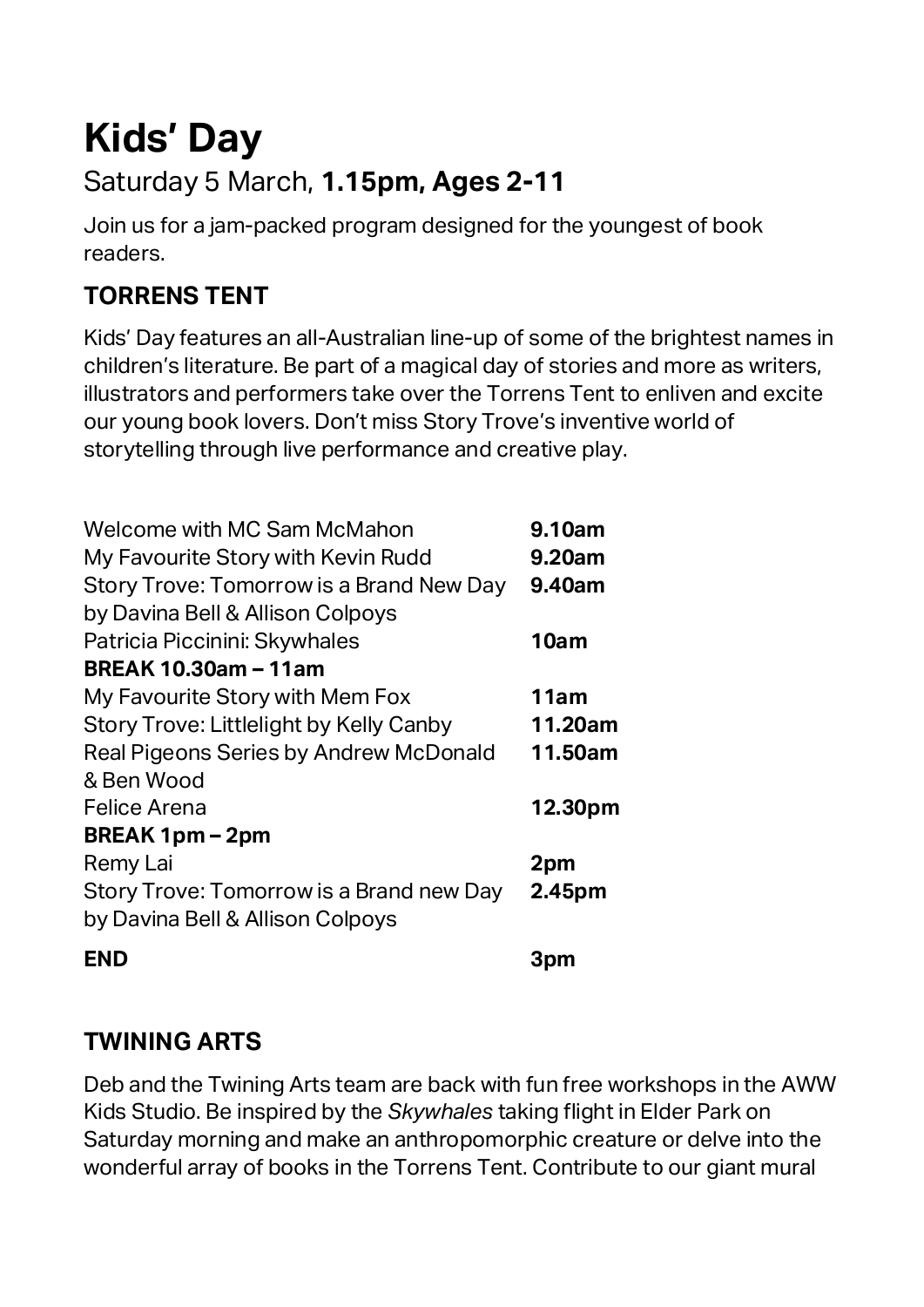# Kids' Day

## Saturday 5 March, **1.15pm, Ages 2-11**

Join us for a jam-packed program designed for the youngest of book readers.

### TORRENS TENT

Kids' Day features an all-Australian line-up of some of the brightest names in children's literature. Be part of a magical day of stories and more as writers, illustrators and performers take over the Torrens Tent to enliven and excite our young book lovers. Don't miss Story Trove's inventive world of storytelling through live performance and creative play.

| Event | Time |
|---|---|
| Welcome with MC Sam McMahon | **9.10am** |
| My Favourite Story with Kevin Rudd | **9.20am** |
| Story Trove: Tomorrow is a Brand New Day by Davina Bell & Allison Colpoys | **9.40am** |
| Patricia Piccinini: Skywhales | **10am** |
| **BREAK 10.30am – 11am** | |
| My Favourite Story with Mem Fox | **11am** |
| Story Trove: Littlelight by Kelly Canby | **11.20am** |
| Real Pigeons Series by Andrew McDonald & Ben Wood | **11.50am** |
| Felice Arena | **12.30pm** |
| **BREAK 1pm – 2pm** | |
| Remy Lai | **2pm** |
| Story Trove: Tomorrow is a Brand new Day by Davina Bell & Allison Colpoys | **2.45pm** |
| **END** | **3pm** |

### TWINING ARTS

Deb and the Twining Arts team are back with fun free workshops in the AWW Kids Studio. Be inspired by the *Skywhales* taking flight in Elder Park on Saturday morning and make an anthropomorphic creature or delve into the wonderful array of books in the Torrens Tent. Contribute to our giant mural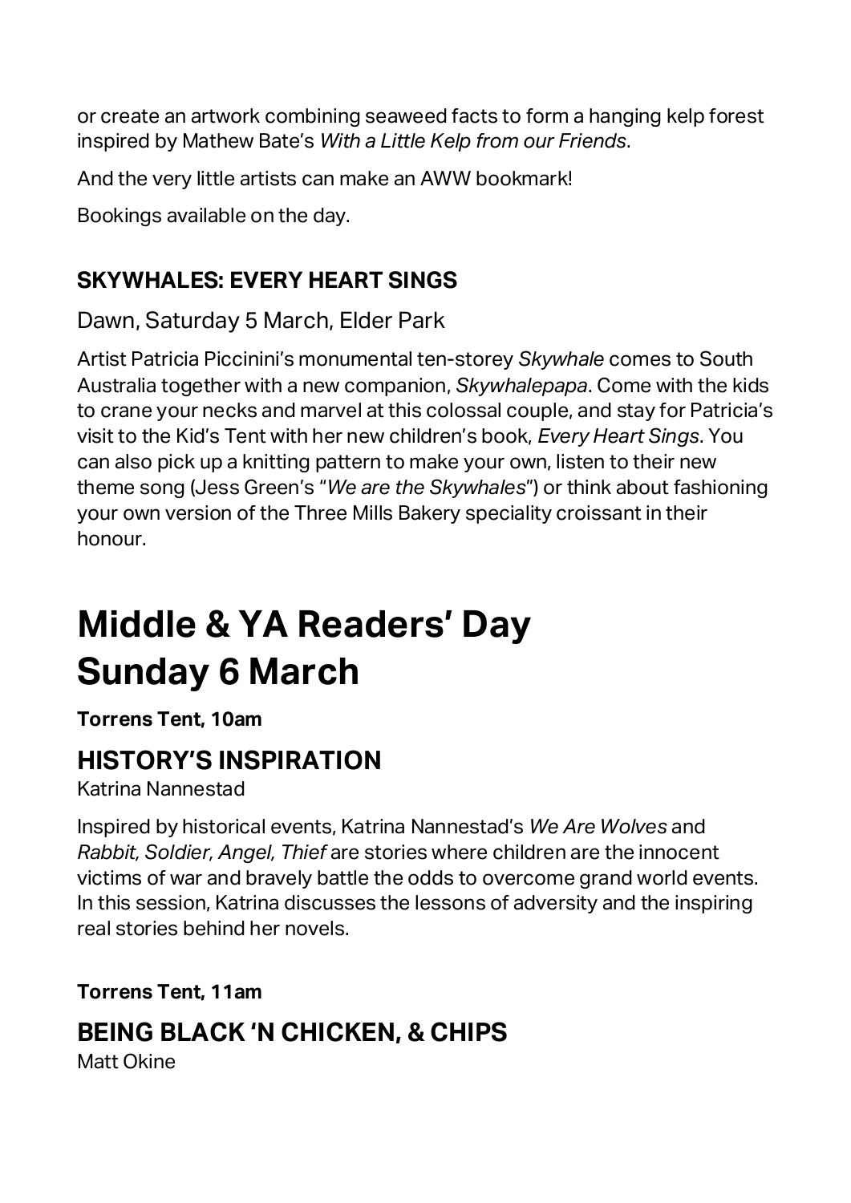or create an artwork combining seaweed facts to form a hanging kelp forest inspired by Mathew Bate's *With a Little Kelp from our Friends*.

And the very little artists can make an AWW bookmark!

Bookings available on the day.

### SKYWHALES: EVERY HEART SINGS

Dawn, Saturday 5 March, Elder Park

Artist Patricia Piccinini's monumental ten-storey *Skywhale* comes to South Australia together with a new companion, *Skywhalepapa*. Come with the kids to crane your necks and marvel at this colossal couple, and stay for Patricia's visit to the Kid's Tent with her new children's book, *Every Heart Sings*. You can also pick up a knitting pattern to make your own, listen to their new theme song (Jess Green's "*We are the Skywhales*") or think about fashioning your own version of the Three Mills Bakery speciality croissant in their honour.

# Middle & YA Readers' Day Sunday 6 March

**Torrens Tent, 10am**

## HISTORY'S INSPIRATION

Katrina Nannestad

Inspired by historical events, Katrina Nannestad's *We Are Wolves* and *Rabbit, Soldier, Angel, Thief* are stories where children are the innocent victims of war and bravely battle the odds to overcome grand world events. In this session, Katrina discusses the lessons of adversity and the inspiring real stories behind her novels.

**Torrens Tent, 11am**

## BEING BLACK 'N CHICKEN, & CHIPS

Matt Okine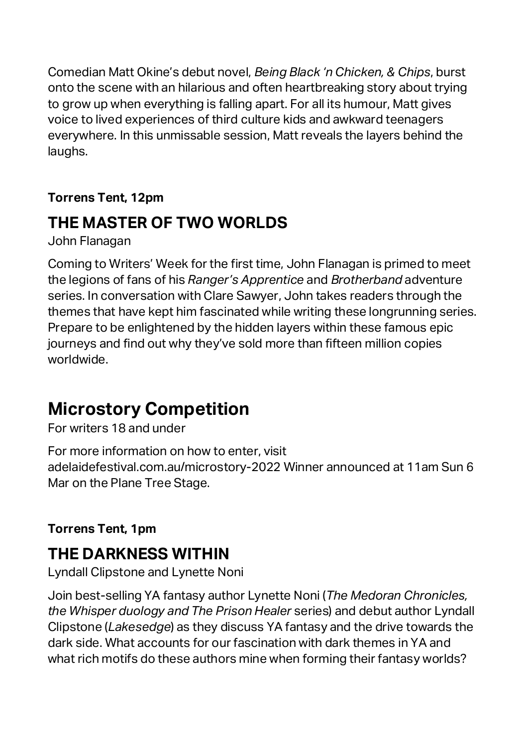Comedian Matt Okine's debut novel, *Being Black 'n Chicken, & Chips*, burst onto the scene with an hilarious and often heartbreaking story about trying to grow up when everything is falling apart. For all its humour, Matt gives voice to lived experiences of third culture kids and awkward teenagers everywhere. In this unmissable session, Matt reveals the layers behind the laughs.

**Torrens Tent, 12pm**

## THE MASTER OF TWO WORLDS

John Flanagan

Coming to Writers' Week for the first time, John Flanagan is primed to meet the legions of fans of his *Ranger's Apprentice* and *Brotherband* adventure series. In conversation with Clare Sawyer, John takes readers through the themes that have kept him fascinated while writing these longrunning series. Prepare to be enlightened by the hidden layers within these famous epic journeys and find out why they've sold more than fifteen million copies worldwide.

# Microstory Competition

For writers 18 and under

For more information on how to enter, visit adelaidefestival.com.au/microstory-2022 Winner announced at 11am Sun 6 Mar on the Plane Tree Stage.

**Torrens Tent, 1pm**

## THE DARKNESS WITHIN

Lyndall Clipstone and Lynette Noni

Join best-selling YA fantasy author Lynette Noni (*The Medoran Chronicles, the Whisper duology and The Prison Healer* series) and debut author Lyndall Clipstone (*Lakesedge*) as they discuss YA fantasy and the drive towards the dark side. What accounts for our fascination with dark themes in YA and what rich motifs do these authors mine when forming their fantasy worlds?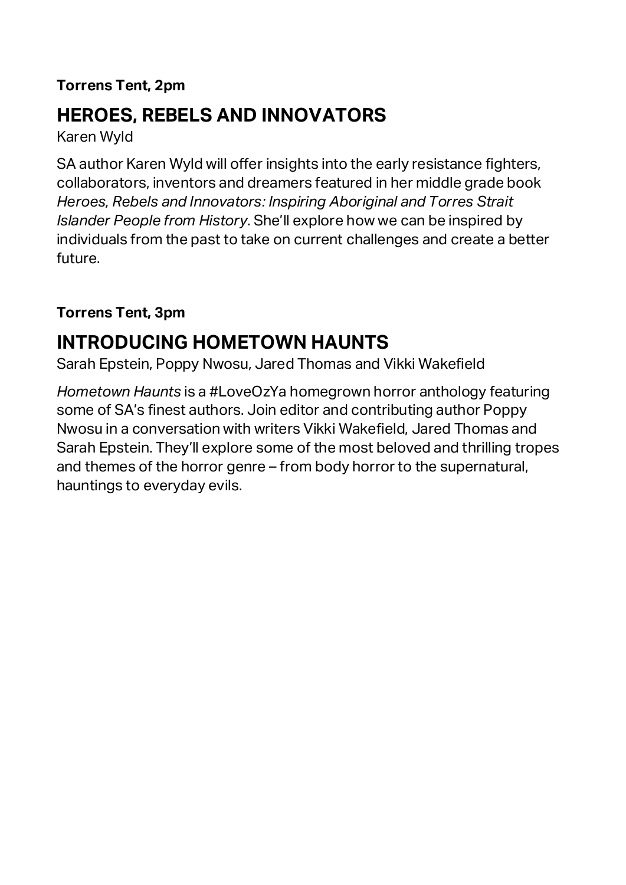**Torrens Tent, 2pm**

## HEROES, REBELS AND INNOVATORS

Karen Wyld

SA author Karen Wyld will offer insights into the early resistance fighters, collaborators, inventors and dreamers featured in her middle grade book *Heroes, Rebels and Innovators: Inspiring Aboriginal and Torres Strait Islander People from History*. She'll explore how we can be inspired by individuals from the past to take on current challenges and create a better future.

**Torrens Tent, 3pm**

## INTRODUCING HOMETOWN HAUNTS

Sarah Epstein, Poppy Nwosu, Jared Thomas and Vikki Wakefield

*Hometown Haunts* is a #LoveOzYa homegrown horror anthology featuring some of SA's finest authors. Join editor and contributing author Poppy Nwosu in a conversation with writers Vikki Wakefield, Jared Thomas and Sarah Epstein. They'll explore some of the most beloved and thrilling tropes and themes of the horror genre – from body horror to the supernatural, hauntings to everyday evils.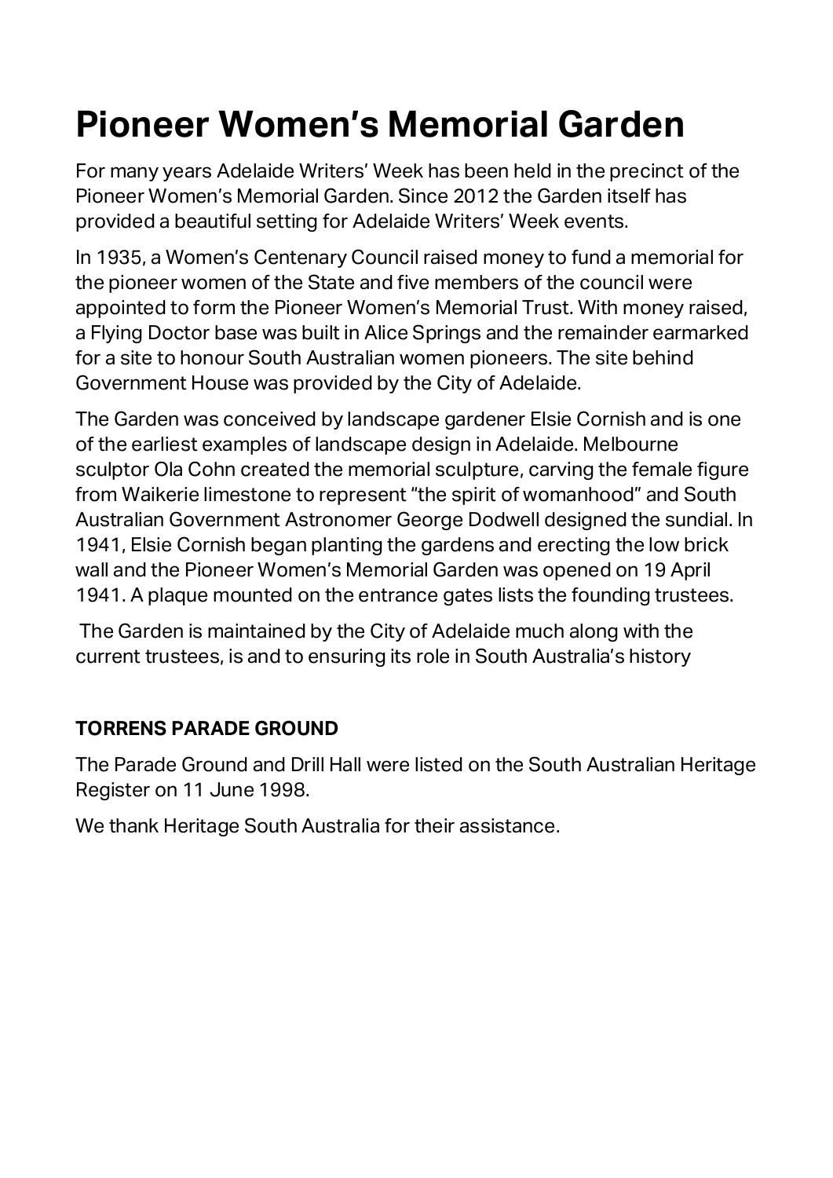# Pioneer Women's Memorial Garden

For many years Adelaide Writers' Week has been held in the precinct of the Pioneer Women's Memorial Garden. Since 2012 the Garden itself has provided a beautiful setting for Adelaide Writers' Week events.

In 1935, a Women's Centenary Council raised money to fund a memorial for the pioneer women of the State and five members of the council were appointed to form the Pioneer Women's Memorial Trust. With money raised, a Flying Doctor base was built in Alice Springs and the remainder earmarked for a site to honour South Australian women pioneers. The site behind Government House was provided by the City of Adelaide.

The Garden was conceived by landscape gardener Elsie Cornish and is one of the earliest examples of landscape design in Adelaide. Melbourne sculptor Ola Cohn created the memorial sculpture, carving the female figure from Waikerie limestone to represent "the spirit of womanhood" and South Australian Government Astronomer George Dodwell designed the sundial. In 1941, Elsie Cornish began planting the gardens and erecting the low brick wall and the Pioneer Women's Memorial Garden was opened on 19 April 1941. A plaque mounted on the entrance gates lists the founding trustees.

The Garden is maintained by the City of Adelaide much along with the current trustees, is and to ensuring its role in South Australia's history

**TORRENS PARADE GROUND**

The Parade Ground and Drill Hall were listed on the South Australian Heritage Register on 11 June 1998.

We thank Heritage South Australia for their assistance.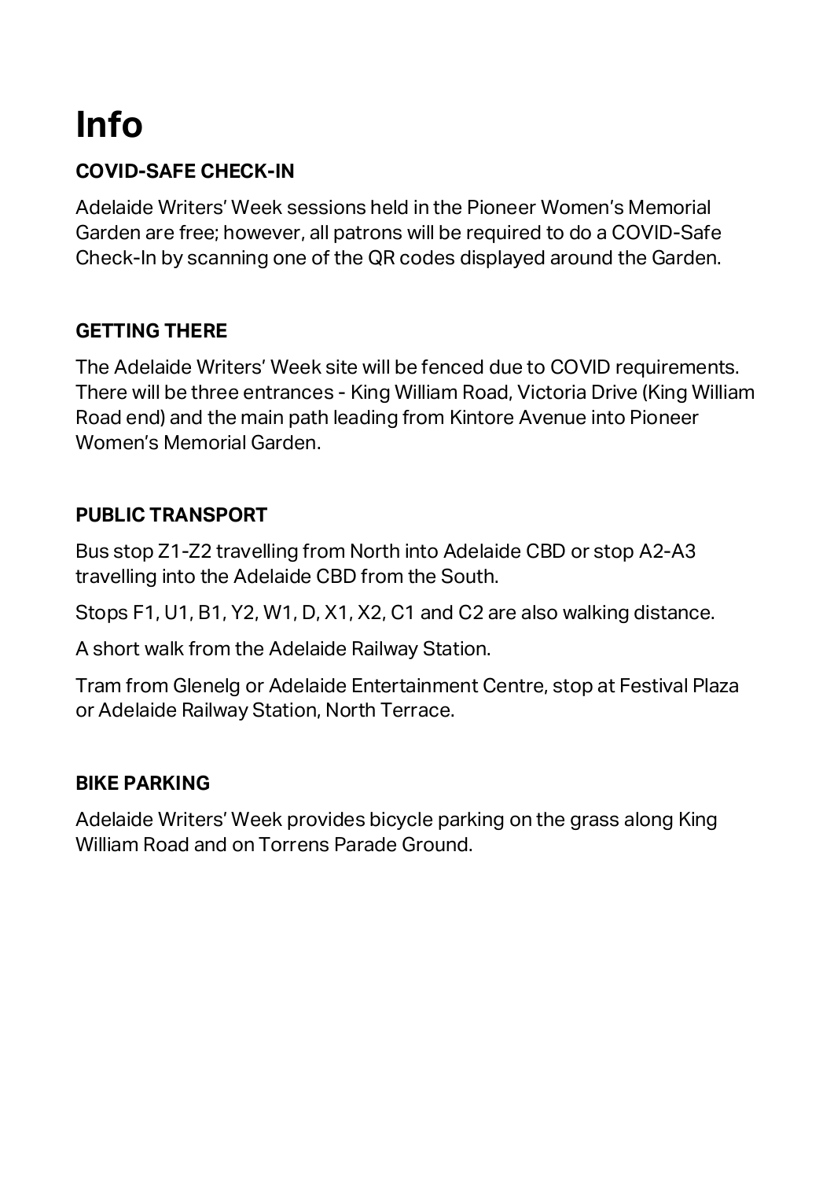# Info

### COVID-SAFE CHECK-IN

Adelaide Writers' Week sessions held in the Pioneer Women's Memorial Garden are free; however, all patrons will be required to do a COVID-Safe Check-In by scanning one of the QR codes displayed around the Garden.

### GETTING THERE

The Adelaide Writers' Week site will be fenced due to COVID requirements. There will be three entrances - King William Road, Victoria Drive (King William Road end) and the main path leading from Kintore Avenue into Pioneer Women's Memorial Garden.

### PUBLIC TRANSPORT

Bus stop Z1-Z2 travelling from North into Adelaide CBD or stop A2-A3 travelling into the Adelaide CBD from the South.

Stops F1, U1, B1, Y2, W1, D, X1, X2, C1 and C2 are also walking distance.

A short walk from the Adelaide Railway Station.

Tram from Glenelg or Adelaide Entertainment Centre, stop at Festival Plaza or Adelaide Railway Station, North Terrace.

### BIKE PARKING

Adelaide Writers' Week provides bicycle parking on the grass along King William Road and on Torrens Parade Ground.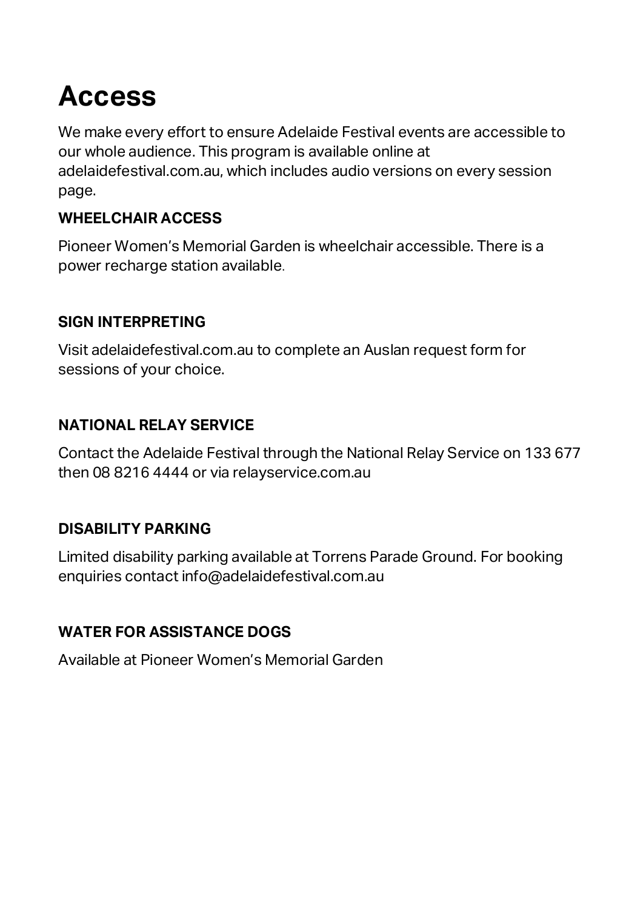# Access

We make every effort to ensure Adelaide Festival events are accessible to our whole audience. This program is available online at adelaidefestival.com.au, which includes audio versions on every session page.

### WHEELCHAIR ACCESS

Pioneer Women's Memorial Garden is wheelchair accessible. There is a power recharge station available.

### SIGN INTERPRETING

Visit adelaidefestival.com.au to complete an Auslan request form for sessions of your choice.

### NATIONAL RELAY SERVICE

Contact the Adelaide Festival through the National Relay Service on 133 677 then 08 8216 4444 or via relayservice.com.au

### DISABILITY PARKING

Limited disability parking available at Torrens Parade Ground. For booking enquiries contact info@adelaidefestival.com.au

### WATER FOR ASSISTANCE DOGS

Available at Pioneer Women's Memorial Garden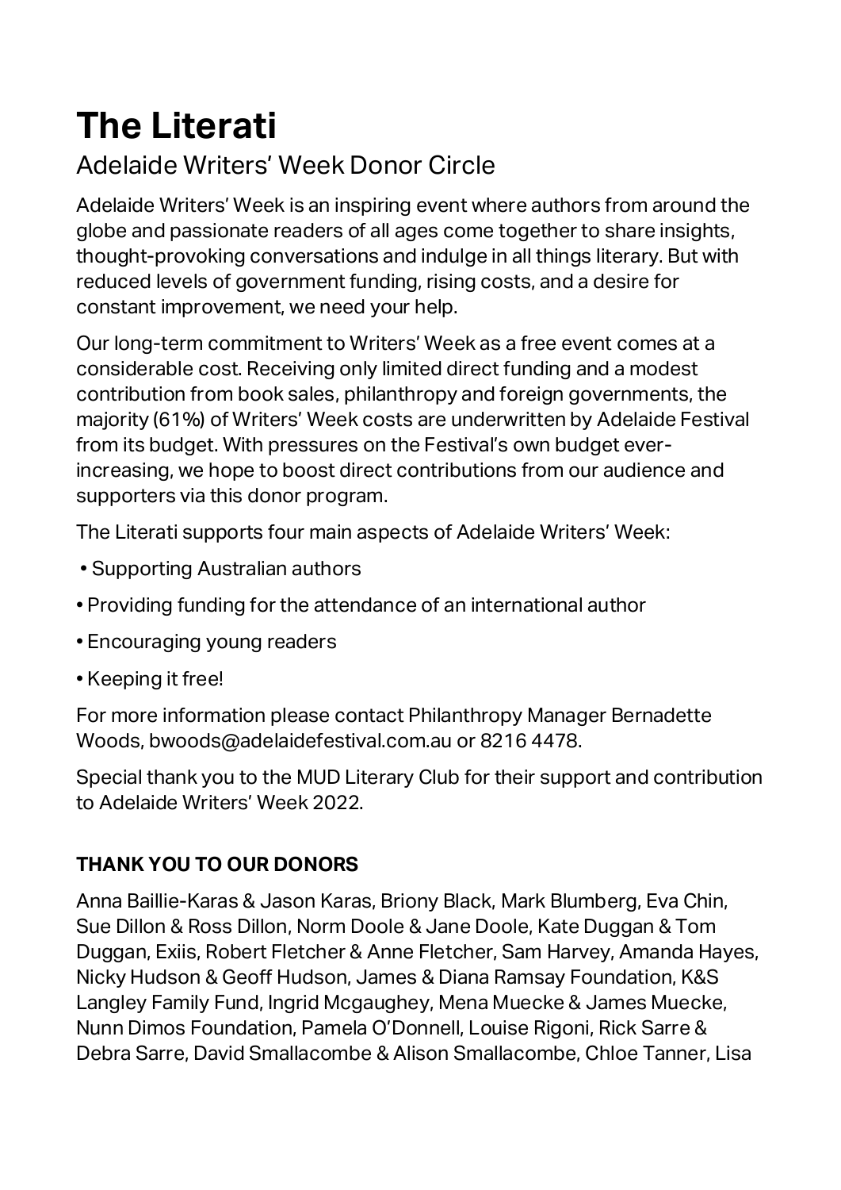# The Literati

## Adelaide Writers' Week Donor Circle

Adelaide Writers' Week is an inspiring event where authors from around the globe and passionate readers of all ages come together to share insights, thought-provoking conversations and indulge in all things literary. But with reduced levels of government funding, rising costs, and a desire for constant improvement, we need your help.

Our long-term commitment to Writers' Week as a free event comes at a considerable cost. Receiving only limited direct funding and a modest contribution from book sales, philanthropy and foreign governments, the majority (61%) of Writers' Week costs are underwritten by Adelaide Festival from its budget. With pressures on the Festival's own budget ever-increasing, we hope to boost direct contributions from our audience and supporters via this donor program.

The Literati supports four main aspects of Adelaide Writers' Week:

- Supporting Australian authors
- Providing funding for the attendance of an international author
- Encouraging young readers
- Keeping it free!

For more information please contact Philanthropy Manager Bernadette Woods, bwoods@adelaidefestival.com.au or 8216 4478.

Special thank you to the MUD Literary Club for their support and contribution to Adelaide Writers' Week 2022.

**THANK YOU TO OUR DONORS**

Anna Baillie-Karas & Jason Karas, Briony Black, Mark Blumberg, Eva Chin, Sue Dillon & Ross Dillon, Norm Doole & Jane Doole, Kate Duggan & Tom Duggan, Exiis, Robert Fletcher & Anne Fletcher, Sam Harvey, Amanda Hayes, Nicky Hudson & Geoff Hudson, James & Diana Ramsay Foundation, K&S Langley Family Fund, Ingrid Mcgaughey, Mena Muecke & James Muecke, Nunn Dimos Foundation, Pamela O'Donnell, Louise Rigoni, Rick Sarre & Debra Sarre, David Smallacombe & Alison Smallacombe, Chloe Tanner, Lisa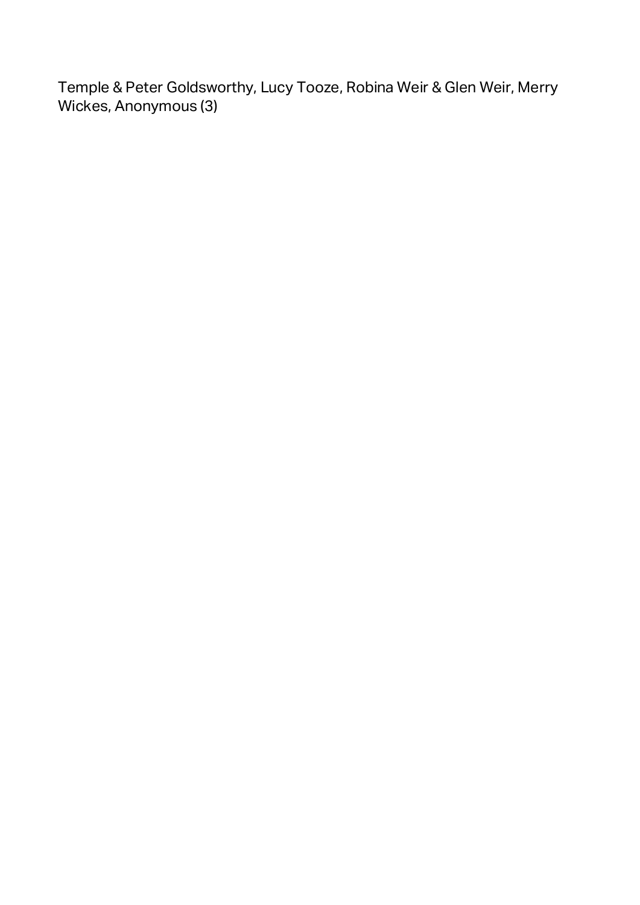Temple & Peter Goldsworthy, Lucy Tooze, Robina Weir & Glen Weir, Merry Wickes, Anonymous (3)